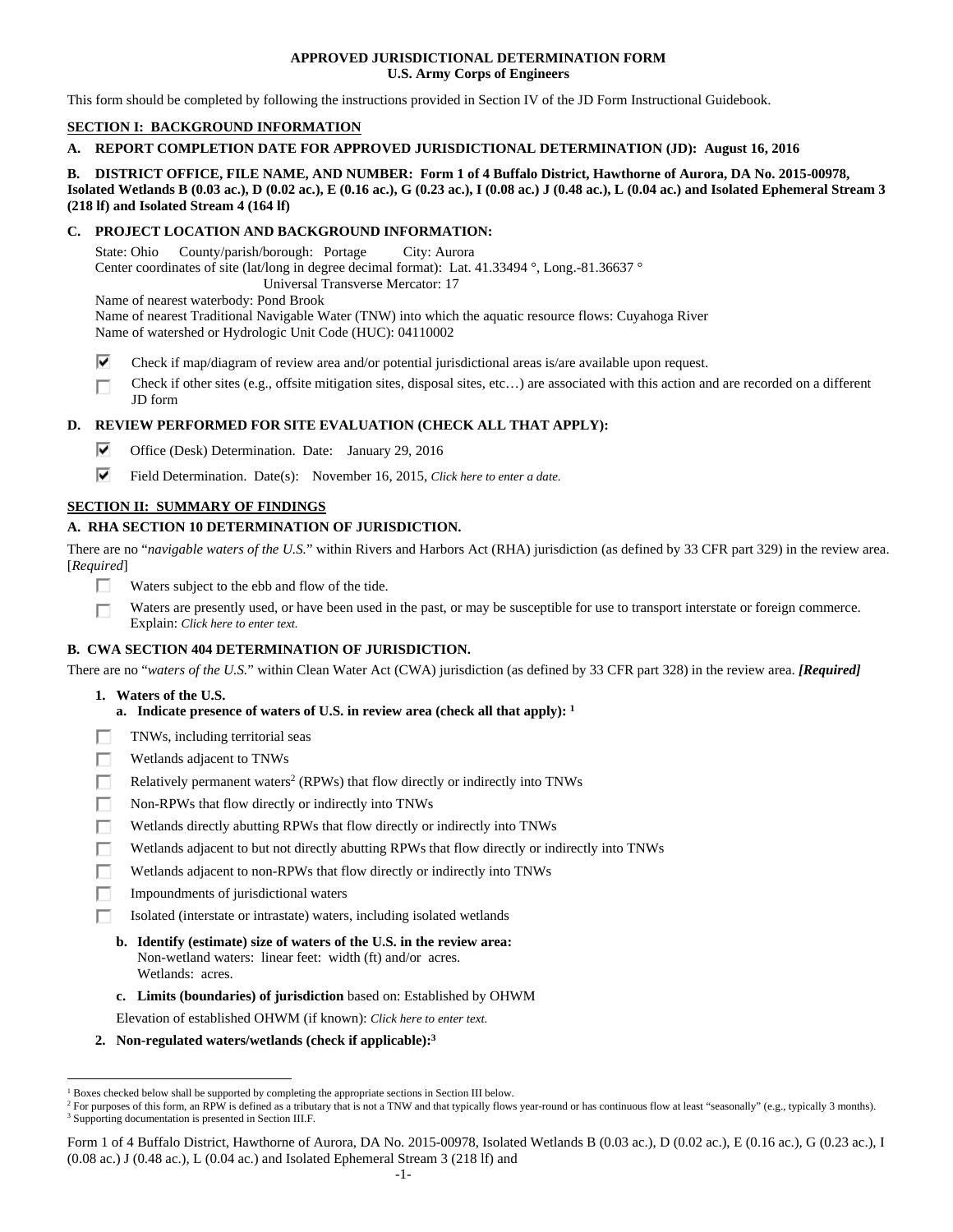**APPROVED JURISDICTIONAL DETERMINATION FORM**
**U.S. Army Corps of Engineers**

This form should be completed by following the instructions provided in Section IV of the JD Form Instructional Guidebook.

## SECTION I: BACKGROUND INFORMATION

**A. REPORT COMPLETION DATE FOR APPROVED JURISDICTIONAL DETERMINATION (JD): August 16, 2016**

**B. DISTRICT OFFICE, FILE NAME, AND NUMBER: Form 1 of 4 Buffalo District, Hawthorne of Aurora, DA No. 2015-00978, Isolated Wetlands B (0.03 ac.), D (0.02 ac.), E (0.16 ac.), G (0.23 ac.), I (0.08 ac.) J (0.48 ac.), L (0.04 ac.) and Isolated Ephemeral Stream 3 (218 lf) and Isolated Stream 4 (164 lf)**

**C. PROJECT LOCATION AND BACKGROUND INFORMATION:**

State: Ohio County/parish/borough: Portage City: Aurora
Center coordinates of site (lat/long in degree decimal format): Lat. 41.33494 °, Long.-81.36637 °
Universal Transverse Mercator: 17
Name of nearest waterbody: Pond Brook
Name of nearest Traditional Navigable Water (TNW) into which the aquatic resource flows: Cuyahoga River
Name of watershed or Hydrologic Unit Code (HUC): 04110002

☑ Check if map/diagram of review area and/or potential jurisdictional areas is/are available upon request.

☐ Check if other sites (e.g., offsite mitigation sites, disposal sites, etc…) are associated with this action and are recorded on a different JD form

**D. REVIEW PERFORMED FOR SITE EVALUATION (CHECK ALL THAT APPLY):**

☑ Office (Desk) Determination. Date: January 29, 2016

☑ Field Determination. Date(s): November 16, 2015, *Click here to enter a date.*

## SECTION II: SUMMARY OF FINDINGS

**A. RHA SECTION 10 DETERMINATION OF JURISDICTION.**

There are no "*navigable waters of the U.S.*" within Rivers and Harbors Act (RHA) jurisdiction (as defined by 33 CFR part 329) in the review area. [*Required*]

☐ Waters subject to the ebb and flow of the tide.

☐ Waters are presently used, or have been used in the past, or may be susceptible for use to transport interstate or foreign commerce. Explain: *Click here to enter text.*

**B. CWA SECTION 404 DETERMINATION OF JURISDICTION.**

There are no "*waters of the U.S.*" within Clean Water Act (CWA) jurisdiction (as defined by 33 CFR part 328) in the review area. ***[Required]***

1. **Waters of the U.S.**
   a. **Indicate presence of waters of U.S. in review area (check all that apply):** [1]

☐ TNWs, including territorial seas

☐ Wetlands adjacent to TNWs

☐ Relatively permanent waters[2] (RPWs) that flow directly or indirectly into TNWs

☐ Non-RPWs that flow directly or indirectly into TNWs

☐ Wetlands directly abutting RPWs that flow directly or indirectly into TNWs

☐ Wetlands adjacent to but not directly abutting RPWs that flow directly or indirectly into TNWs

☐ Wetlands adjacent to non-RPWs that flow directly or indirectly into TNWs

☐ Impoundments of jurisdictional waters

☐ Isolated (interstate or intrastate) waters, including isolated wetlands

   b. **Identify (estimate) size of waters of the U.S. in the review area:**
   Non-wetland waters: linear feet: width (ft) and/or acres.
   Wetlands: acres.

   c. **Limits (boundaries) of jurisdiction** based on: Established by OHWM
   Elevation of established OHWM (if known): *Click here to enter text.*

2. **Non-regulated waters/wetlands (check if applicable):**[3]

---

[1] Boxes checked below shall be supported by completing the appropriate sections in Section III below.
[2] For purposes of this form, an RPW is defined as a tributary that is not a TNW and that typically flows year-round or has continuous flow at least "seasonally" (e.g., typically 3 months).
[3] Supporting documentation is presented in Section III.F.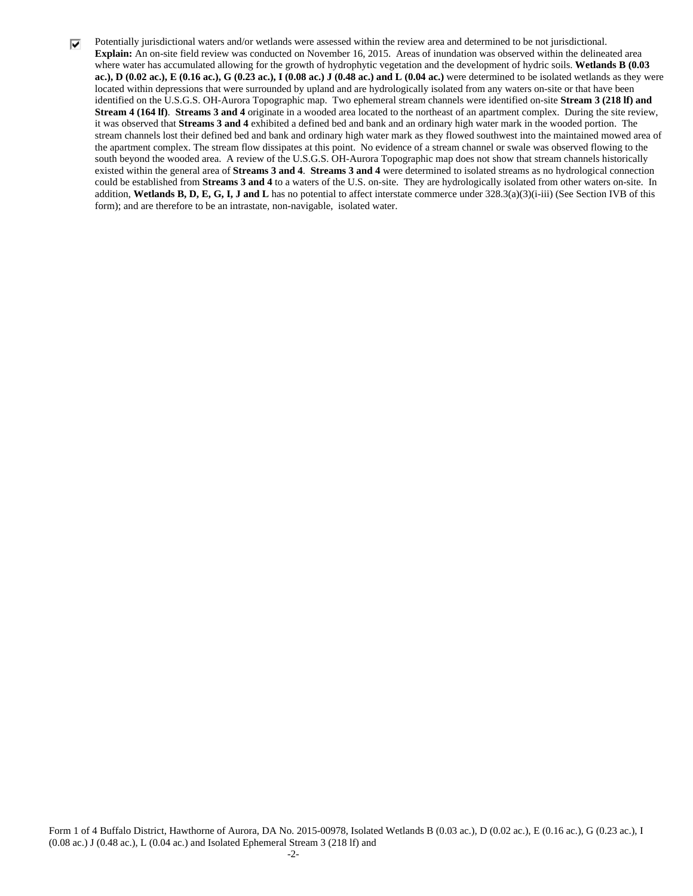☑ Potentially jurisdictional waters and/or wetlands were assessed within the review area and determined to be not jurisdictional.
**Explain:** An on-site field review was conducted on November 16, 2015. Areas of inundation was observed within the delineated area where water has accumulated allowing for the growth of hydrophytic vegetation and the development of hydric soils. **Wetlands B (0.03 ac.), D (0.02 ac.), E (0.16 ac.), G (0.23 ac.), I (0.08 ac.) J (0.48 ac.) and L (0.04 ac.)** were determined to be isolated wetlands as they were located within depressions that were surrounded by upland and are hydrologically isolated from any waters on-site or that have been identified on the U.S.G.S. OH-Aurora Topographic map. Two ephemeral stream channels were identified on-site **Stream 3 (218 lf) and Stream 4 (164 lf)**. **Streams 3 and 4** originate in a wooded area located to the northeast of an apartment complex. During the site review, it was observed that **Streams 3 and 4** exhibited a defined bed and bank and an ordinary high water mark in the wooded portion. The stream channels lost their defined bed and bank and ordinary high water mark as they flowed southwest into the maintained mowed area of the apartment complex. The stream flow dissipates at this point. No evidence of a stream channel or swale was observed flowing to the south beyond the wooded area. A review of the U.S.G.S. OH-Aurora Topographic map does not show that stream channels historically existed within the general area of **Streams 3 and 4**. **Streams 3 and 4** were determined to isolated streams as no hydrological connection could be established from **Streams 3 and 4** to a waters of the U.S. on-site. They are hydrologically isolated from other waters on-site. In addition, **Wetlands B, D, E, G, I, J and L** has no potential to affect interstate commerce under 328.3(a)(3)(i-iii) (See Section IVB of this form); and are therefore to be an intrastate, non-navigable, isolated water.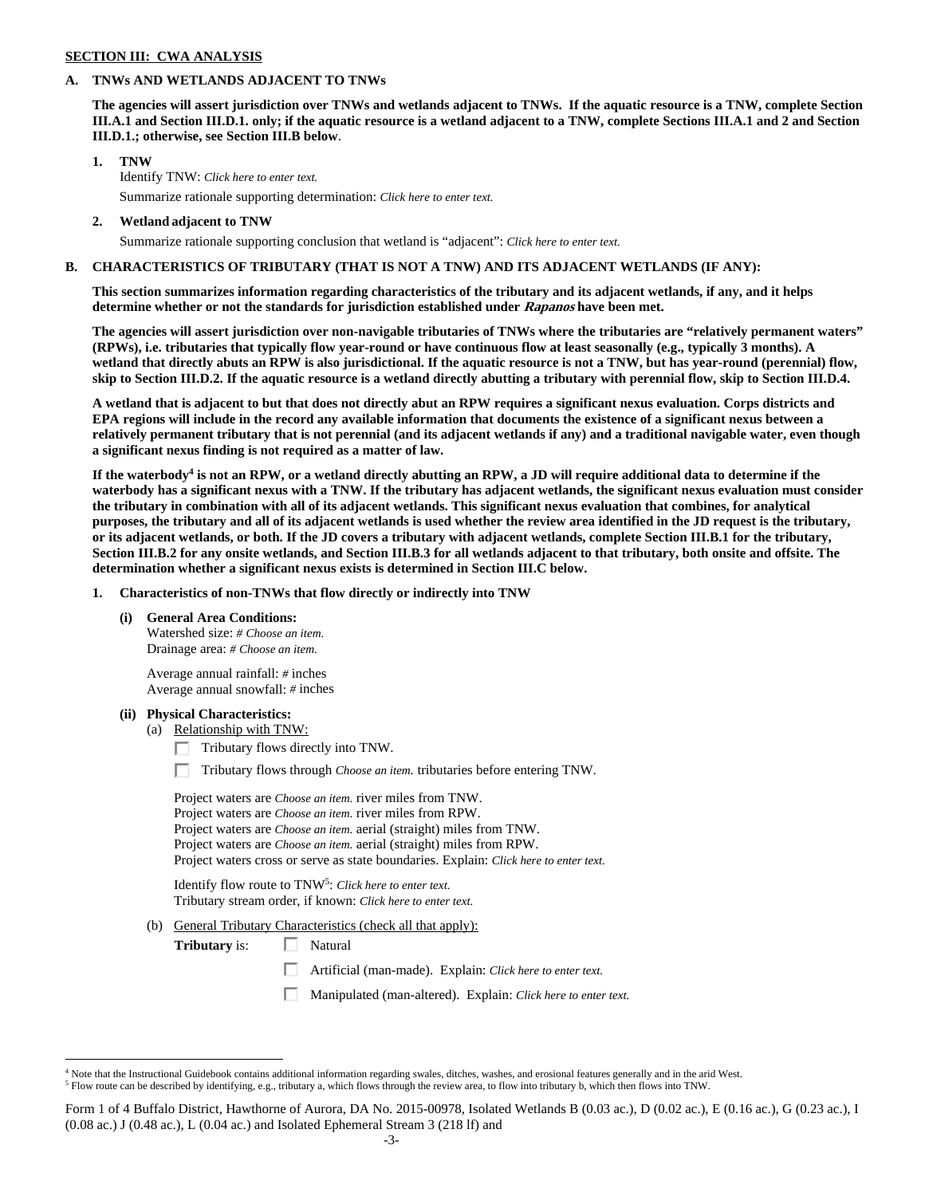**SECTION III: CWA ANALYSIS**

**A. TNWs AND WETLANDS ADJACENT TO TNWs**

**The agencies will assert jurisdiction over TNWs and wetlands adjacent to TNWs. If the aquatic resource is a TNW, complete Section III.A.1 and Section III.D.1. only; if the aquatic resource is a wetland adjacent to a TNW, complete Sections III.A.1 and 2 and Section III.D.1.; otherwise, see Section III.B below**.

**1. TNW**

Identify TNW: *Click here to enter text.*

Summarize rationale supporting determination: *Click here to enter text.*

**2. Wetland adjacent to TNW**

Summarize rationale supporting conclusion that wetland is "adjacent": *Click here to enter text.*

**B. CHARACTERISTICS OF TRIBUTARY (THAT IS NOT A TNW) AND ITS ADJACENT WETLANDS (IF ANY):**

**This section summarizes information regarding characteristics of the tributary and its adjacent wetlands, if any, and it helps determine whether or not the standards for jurisdiction established under *Rapanos* have been met.**

**The agencies will assert jurisdiction over non-navigable tributaries of TNWs where the tributaries are "relatively permanent waters" (RPWs), i.e. tributaries that typically flow year-round or have continuous flow at least seasonally (e.g., typically 3 months). A wetland that directly abuts an RPW is also jurisdictional. If the aquatic resource is not a TNW, but has year-round (perennial) flow, skip to Section III.D.2. If the aquatic resource is a wetland directly abutting a tributary with perennial flow, skip to Section III.D.4.**

**A wetland that is adjacent to but that does not directly abut an RPW requires a significant nexus evaluation. Corps districts and EPA regions will include in the record any available information that documents the existence of a significant nexus between a relatively permanent tributary that is not perennial (and its adjacent wetlands if any) and a traditional navigable water, even though a significant nexus finding is not required as a matter of law.**

**If the waterbody[4] is not an RPW, or a wetland directly abutting an RPW, a JD will require additional data to determine if the waterbody has a significant nexus with a TNW. If the tributary has adjacent wetlands, the significant nexus evaluation must consider the tributary in combination with all of its adjacent wetlands. This significant nexus evaluation that combines, for analytical purposes, the tributary and all of its adjacent wetlands is used whether the review area identified in the JD request is the tributary, or its adjacent wetlands, or both. If the JD covers a tributary with adjacent wetlands, complete Section III.B.1 for the tributary, Section III.B.2 for any onsite wetlands, and Section III.B.3 for all wetlands adjacent to that tributary, both onsite and offsite. The determination whether a significant nexus exists is determined in Section III.C below.**

**1. Characteristics of non-TNWs that flow directly or indirectly into TNW**

**(i) General Area Conditions:**

Watershed size: *# Choose an item.*
Drainage area: *# Choose an item.*

Average annual rainfall: # inches
Average annual snowfall: # inches

**(ii) Physical Characteristics:**

(a) Relationship with TNW:

☐ Tributary flows directly into TNW.

☐ Tributary flows through *Choose an item.* tributaries before entering TNW.

Project waters are *Choose an item.* river miles from TNW.
Project waters are *Choose an item.* river miles from RPW.
Project waters are *Choose an item.* aerial (straight) miles from TNW.
Project waters are *Choose an item.* aerial (straight) miles from RPW.
Project waters cross or serve as state boundaries. Explain: *Click here to enter text.*

Identify flow route to TNW[5]: *Click here to enter text.*
Tributary stream order, if known: *Click here to enter text.*

(b) General Tributary Characteristics (check all that apply):

**Tributary** is: ☐ Natural

☐ Artificial (man-made). Explain: *Click here to enter text.*

☐ Manipulated (man-altered). Explain: *Click here to enter text.*

---

[4] Note that the Instructional Guidebook contains additional information regarding swales, ditches, washes, and erosional features generally and in the arid West.

[5] Flow route can be described by identifying, e.g., tributary a, which flows through the review area, to flow into tributary b, which then flows into TNW.

Form 1 of 4 Buffalo District, Hawthorne of Aurora, DA No. 2015-00978, Isolated Wetlands B (0.03 ac.), D (0.02 ac.), E (0.16 ac.), G (0.23 ac.), I (0.08 ac.) J (0.48 ac.), L (0.04 ac.) and Isolated Ephemeral Stream 3 (218 lf) and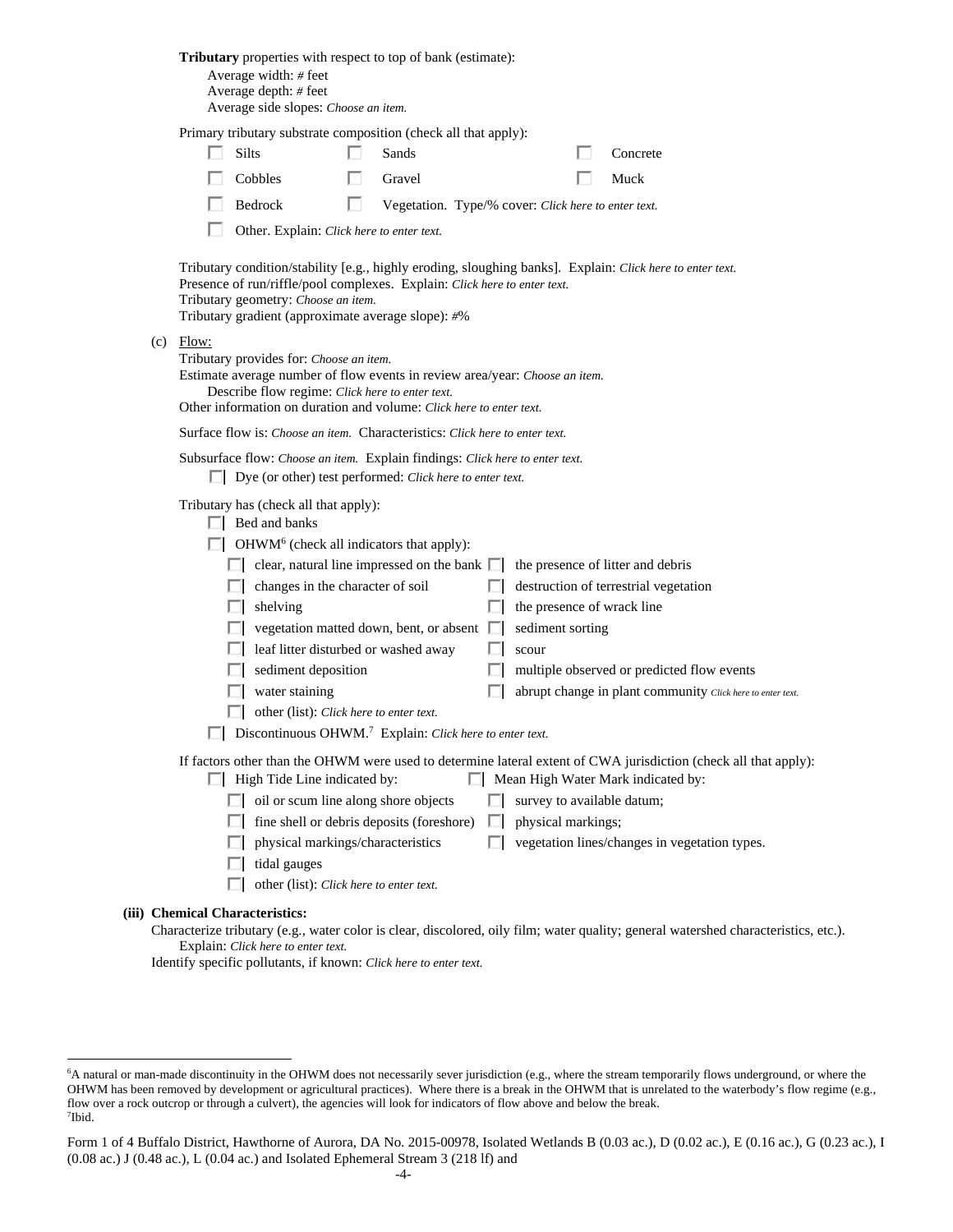**Tributary** properties with respect to top of bank (estimate):

Average width: # feet
Average depth: # feet
Average side slopes: *Choose an item.*

Primary tributary substrate composition (check all that apply):

- ☐ Silts
- ☐ Sands
- ☐ Concrete
- ☐ Cobbles
- ☐ Gravel
- ☐ Muck
- ☐ Bedrock
- ☐ Vegetation. Type/% cover: *Click here to enter text.*
- ☐ Other. Explain: *Click here to enter text.*

Tributary condition/stability [e.g., highly eroding, sloughing banks]. Explain: *Click here to enter text.*
Presence of run/riffle/pool complexes. Explain: *Click here to enter text.*
Tributary geometry: *Choose an item.*
Tributary gradient (approximate average slope): #%

(c) Flow:

Tributary provides for: *Choose an item.*
Estimate average number of flow events in review area/year: *Choose an item.*
Describe flow regime: *Click here to enter text.*
Other information on duration and volume: *Click here to enter text.*

Surface flow is: *Choose an item.* Characteristics: *Click here to enter text.*

Subsurface flow: *Choose an item.* Explain findings: *Click here to enter text.*

- ☐ Dye (or other) test performed: *Click here to enter text.*

Tributary has (check all that apply):

- ☐ Bed and banks
- ☐ OHWM[6] (check all indicators that apply):
  - ☐ clear, natural line impressed on the bank
  - ☐ the presence of litter and debris
  - ☐ changes in the character of soil
  - ☐ destruction of terrestrial vegetation
  - ☐ shelving
  - ☐ the presence of wrack line
  - ☐ vegetation matted down, bent, or absent
  - ☐ sediment sorting
  - ☐ leaf litter disturbed or washed away
  - ☐ scour
  - ☐ sediment deposition
  - ☐ multiple observed or predicted flow events
  - ☐ water staining
  - ☐ abrupt change in plant community *Click here to enter text.*
  - ☐ other (list): *Click here to enter text.*
- ☐ Discontinuous OHWM.[7] Explain: *Click here to enter text.*

If factors other than the OHWM were used to determine lateral extent of CWA jurisdiction (check all that apply):

- ☐ High Tide Line indicated by:
  - ☐ oil or scum line along shore objects
  - ☐ fine shell or debris deposits (foreshore)
  - ☐ physical markings/characteristics
  - ☐ tidal gauges
  - ☐ other (list): *Click here to enter text.*
- ☐ Mean High Water Mark indicated by:
  - ☐ survey to available datum;
  - ☐ physical markings;
  - ☐ vegetation lines/changes in vegetation types.

**(iii) Chemical Characteristics:**

Characterize tributary (e.g., water color is clear, discolored, oily film; water quality; general watershed characteristics, etc.).
Explain: *Click here to enter text.*
Identify specific pollutants, if known: *Click here to enter text.*

---

[6]A natural or man-made discontinuity in the OHWM does not necessarily sever jurisdiction (e.g., where the stream temporarily flows underground, or where the OHWM has been removed by development or agricultural practices). Where there is a break in the OHWM that is unrelated to the waterbody's flow regime (e.g., flow over a rock outcrop or through a culvert), the agencies will look for indicators of flow above and below the break.
[7]Ibid.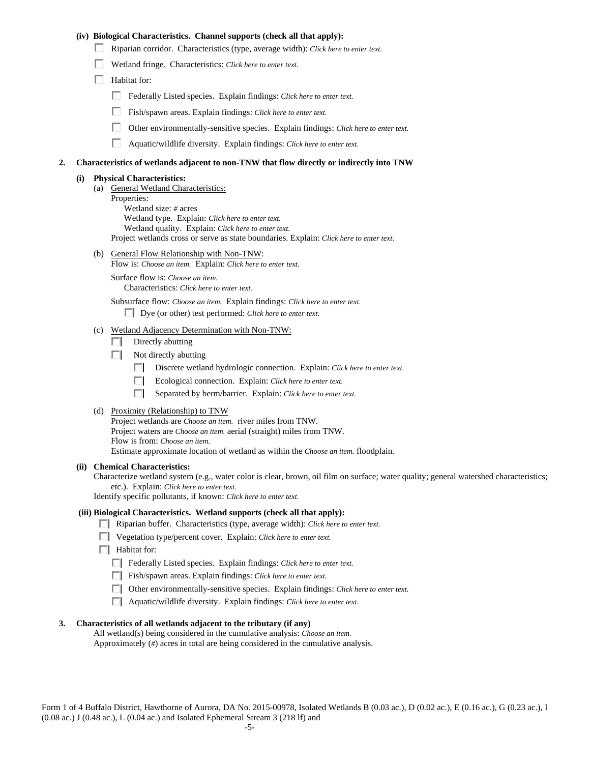**(iv) Biological Characteristics. Channel supports (check all that apply):**

- ☐ Riparian corridor. Characteristics (type, average width): *Click here to enter text.*
- ☐ Wetland fringe. Characteristics: *Click here to enter text.*
- ☐ Habitat for:
  - ☐ Federally Listed species. Explain findings: *Click here to enter text.*
  - ☐ Fish/spawn areas. Explain findings: *Click here to enter text.*
  - ☐ Other environmentally-sensitive species. Explain findings: *Click here to enter text.*
  - ☐ Aquatic/wildlife diversity. Explain findings: *Click here to enter text.*

**2. Characteristics of wetlands adjacent to non-TNW that flow directly or indirectly into TNW**

**(i) Physical Characteristics:**

(a) General Wetland Characteristics:
Properties:
Wetland size: # acres
Wetland type. Explain: *Click here to enter text.*
Wetland quality. Explain: *Click here to enter text.*
Project wetlands cross or serve as state boundaries. Explain: *Click here to enter text.*

(b) General Flow Relationship with Non-TNW:
Flow is: *Choose an item.* Explain: *Click here to enter text.*

Surface flow is: *Choose an item.*
Characteristics: *Click here to enter text.*

Subsurface flow: *Choose an item.* Explain findings: *Click here to enter text.*
☐ Dye (or other) test performed: *Click here to enter text.*

(c) Wetland Adjacency Determination with Non-TNW:
- ☐ Directly abutting
- ☐ Not directly abutting
  - ☐ Discrete wetland hydrologic connection. Explain: *Click here to enter text.*
  - ☐ Ecological connection. Explain: *Click here to enter text.*
  - ☐ Separated by berm/barrier. Explain: *Click here to enter text.*

(d) Proximity (Relationship) to TNW
Project wetlands are *Choose an item.* river miles from TNW.
Project waters are *Choose an item.* aerial (straight) miles from TNW.
Flow is from: *Choose an item.*
Estimate approximate location of wetland as within the *Choose an item.* floodplain.

**(ii) Chemical Characteristics:**
Characterize wetland system (e.g., water color is clear, brown, oil film on surface; water quality; general watershed characteristics; etc.). Explain: *Click here to enter text.*
Identify specific pollutants, if known: *Click here to enter text.*

**(iii) Biological Characteristics. Wetland supports (check all that apply):**

- ☐ Riparian buffer. Characteristics (type, average width): *Click here to enter text.*
- ☐ Vegetation type/percent cover. Explain: *Click here to enter text.*
- ☐ Habitat for:
  - ☐ Federally Listed species. Explain findings: *Click here to enter text.*
  - ☐ Fish/spawn areas. Explain findings: *Click here to enter text.*
  - ☐ Other environmentally-sensitive species. Explain findings: *Click here to enter text.*
  - ☐ Aquatic/wildlife diversity. Explain findings: *Click here to enter text.*

**3. Characteristics of all wetlands adjacent to the tributary (if any)**

All wetland(s) being considered in the cumulative analysis: *Choose an item.*
Approximately (#) acres in total are being considered in the cumulative analysis.

Form 1 of 4 Buffalo District, Hawthorne of Aurora, DA No. 2015-00978, Isolated Wetlands B (0.03 ac.), D (0.02 ac.), E (0.16 ac.), G (0.23 ac.), I (0.08 ac.) J (0.48 ac.), L (0.04 ac.) and Isolated Ephemeral Stream 3 (218 lf) and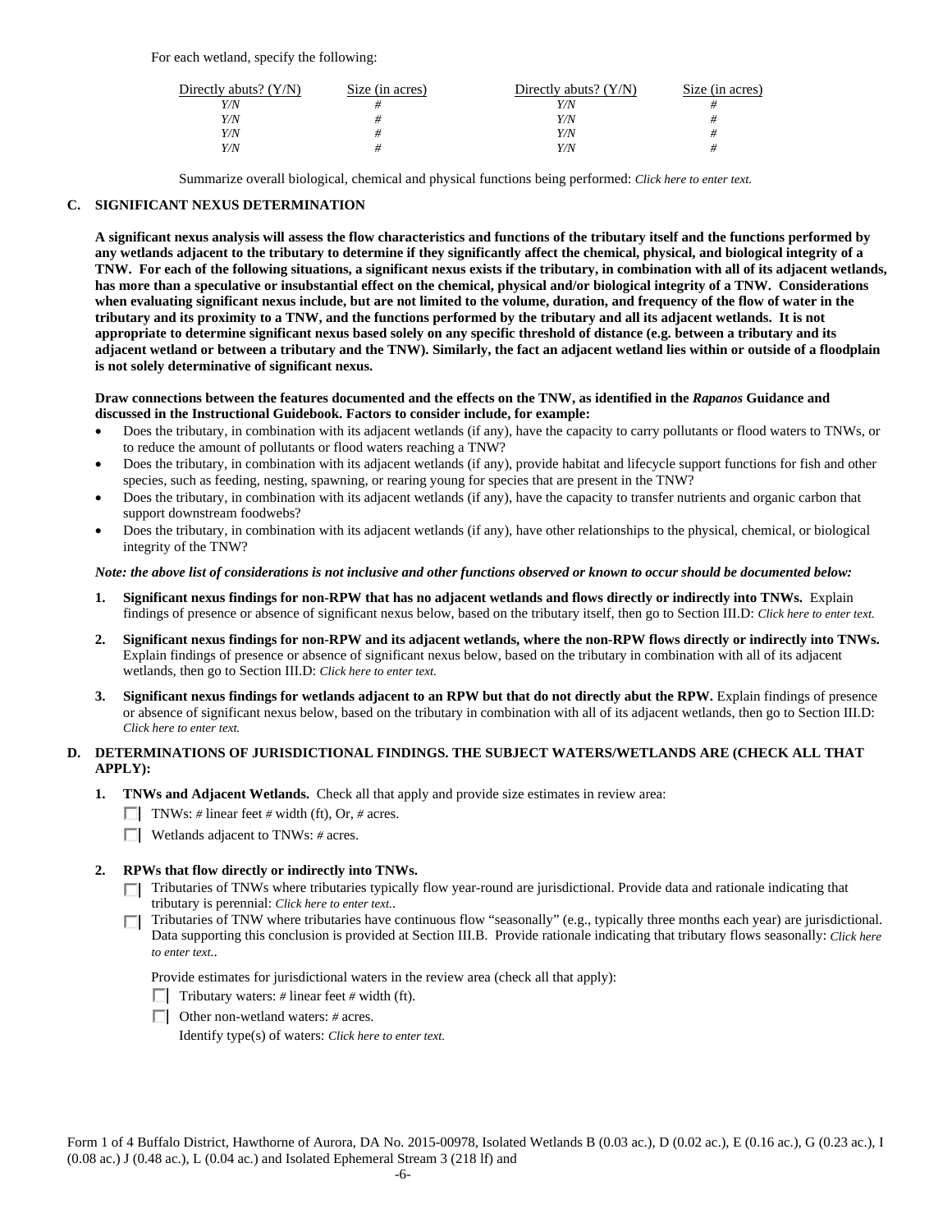For each wetland, specify the following:

| Directly abuts? (Y/N) | Size (in acres) | Directly abuts? (Y/N) | Size (in acres) |
|---|---|---|---|
| *Y/N* | *#* | *Y/N* | *#* |
| *Y/N* | *#* | *Y/N* | *#* |
| *Y/N* | *#* | *Y/N* | *#* |
| *Y/N* | *#* | *Y/N* | *#* |

Summarize overall biological, chemical and physical functions being performed: *Click here to enter text.*

### C. SIGNIFICANT NEXUS DETERMINATION

**A significant nexus analysis will assess the flow characteristics and functions of the tributary itself and the functions performed by any wetlands adjacent to the tributary to determine if they significantly affect the chemical, physical, and biological integrity of a TNW. For each of the following situations, a significant nexus exists if the tributary, in combination with all of its adjacent wetlands, has more than a speculative or insubstantial effect on the chemical, physical and/or biological integrity of a TNW. Considerations when evaluating significant nexus include, but are not limited to the volume, duration, and frequency of the flow of water in the tributary and its proximity to a TNW, and the functions performed by the tributary and all its adjacent wetlands. It is not appropriate to determine significant nexus based solely on any specific threshold of distance (e.g. between a tributary and its adjacent wetland or between a tributary and the TNW). Similarly, the fact an adjacent wetland lies within or outside of a floodplain is not solely determinative of significant nexus.**

**Draw connections between the features documented and the effects on the TNW, as identified in the *Rapanos* Guidance and discussed in the Instructional Guidebook. Factors to consider include, for example:**

- Does the tributary, in combination with its adjacent wetlands (if any), have the capacity to carry pollutants or flood waters to TNWs, or to reduce the amount of pollutants or flood waters reaching a TNW?
- Does the tributary, in combination with its adjacent wetlands (if any), provide habitat and lifecycle support functions for fish and other species, such as feeding, nesting, spawning, or rearing young for species that are present in the TNW?
- Does the tributary, in combination with its adjacent wetlands (if any), have the capacity to transfer nutrients and organic carbon that support downstream foodwebs?
- Does the tributary, in combination with its adjacent wetlands (if any), have other relationships to the physical, chemical, or biological integrity of the TNW?

***Note: the above list of considerations is not inclusive and other functions observed or known to occur should be documented below:***

1. **Significant nexus findings for non-RPW that has no adjacent wetlands and flows directly or indirectly into TNWs.** Explain findings of presence or absence of significant nexus below, based on the tributary itself, then go to Section III.D: *Click here to enter text.*

2. **Significant nexus findings for non-RPW and its adjacent wetlands, where the non-RPW flows directly or indirectly into TNWs.** Explain findings of presence or absence of significant nexus below, based on the tributary in combination with all of its adjacent wetlands, then go to Section III.D: *Click here to enter text.*

3. **Significant nexus findings for wetlands adjacent to an RPW but that do not directly abut the RPW.** Explain findings of presence or absence of significant nexus below, based on the tributary in combination with all of its adjacent wetlands, then go to Section III.D: *Click here to enter text.*

### D. DETERMINATIONS OF JURISDICTIONAL FINDINGS. THE SUBJECT WATERS/WETLANDS ARE (CHECK ALL THAT APPLY):

1. **TNWs and Adjacent Wetlands.** Check all that apply and provide size estimates in review area:
   - ☐ TNWs: *#* linear feet *#* width (ft), Or, *#* acres.
   - ☐ Wetlands adjacent to TNWs: *#* acres.

2. **RPWs that flow directly or indirectly into TNWs.**
   - ☐ Tributaries of TNWs where tributaries typically flow year-round are jurisdictional. Provide data and rationale indicating that tributary is perennial: *Click here to enter text.*.
   - ☐ Tributaries of TNW where tributaries have continuous flow "seasonally" (e.g., typically three months each year) are jurisdictional. Data supporting this conclusion is provided at Section III.B. Provide rationale indicating that tributary flows seasonally: *Click here to enter text.*.

   Provide estimates for jurisdictional waters in the review area (check all that apply):
   - ☐ Tributary waters: *#* linear feet *#* width (ft).
   - ☐ Other non-wetland waters: *#* acres.

     Identify type(s) of waters: *Click here to enter text.*

Form 1 of 4 Buffalo District, Hawthorne of Aurora, DA No. 2015-00978, Isolated Wetlands B (0.03 ac.), D (0.02 ac.), E (0.16 ac.), G (0.23 ac.), I (0.08 ac.) J (0.48 ac.), L (0.04 ac.) and Isolated Ephemeral Stream 3 (218 lf) and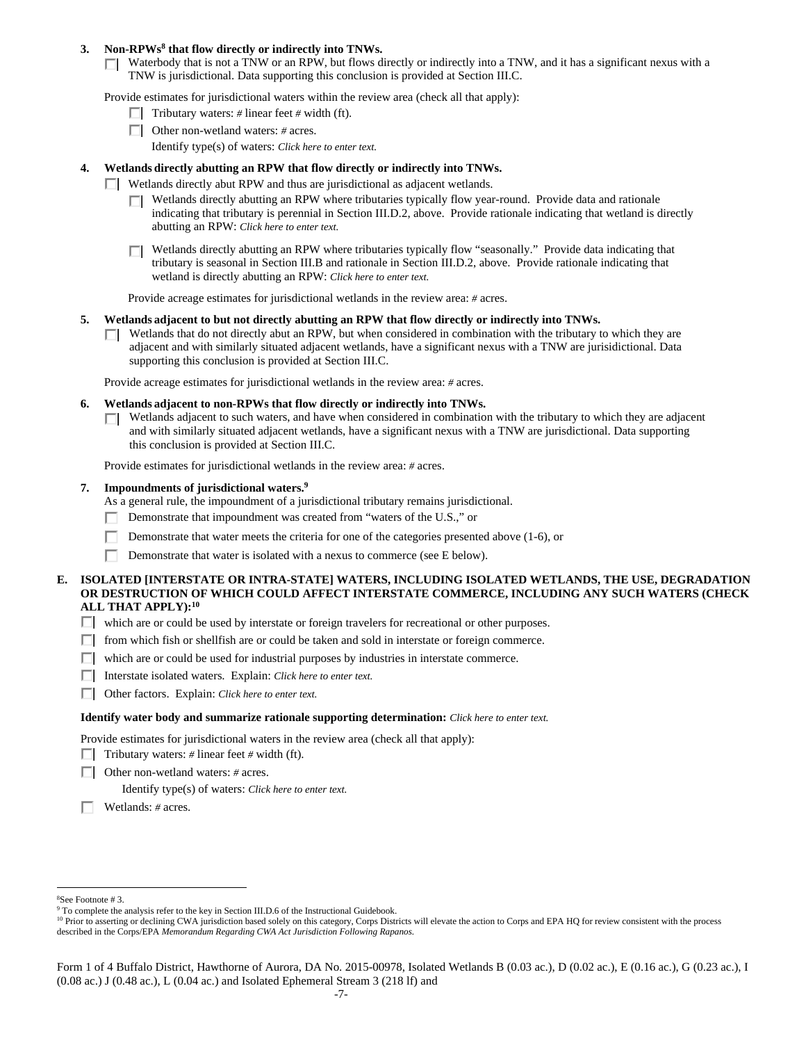3. **Non-RPWs[8] that flow directly or indirectly into TNWs.**

   ☐ Waterbody that is not a TNW or an RPW, but flows directly or indirectly into a TNW, and it has a significant nexus with a TNW is jurisdictional. Data supporting this conclusion is provided at Section III.C.

   Provide estimates for jurisdictional waters within the review area (check all that apply):

   ☐ Tributary waters: # linear feet # width (ft).

   ☐ Other non-wetland waters: # acres.

   Identify type(s) of waters: *Click here to enter text.*

4. **Wetlands directly abutting an RPW that flow directly or indirectly into TNWs.**

   ☐ Wetlands directly abut RPW and thus are jurisdictional as adjacent wetlands.

   ☐ Wetlands directly abutting an RPW where tributaries typically flow year-round. Provide data and rationale indicating that tributary is perennial in Section III.D.2, above. Provide rationale indicating that wetland is directly abutting an RPW: *Click here to enter text.*

   ☐ Wetlands directly abutting an RPW where tributaries typically flow "seasonally." Provide data indicating that tributary is seasonal in Section III.B and rationale in Section III.D.2, above. Provide rationale indicating that wetland is directly abutting an RPW: *Click here to enter text.*

   Provide acreage estimates for jurisdictional wetlands in the review area: # acres.

5. **Wetlands adjacent to but not directly abutting an RPW that flow directly or indirectly into TNWs.**

   ☐ Wetlands that do not directly abut an RPW, but when considered in combination with the tributary to which they are adjacent and with similarly situated adjacent wetlands, have a significant nexus with a TNW are jurisidictional. Data supporting this conclusion is provided at Section III.C.

   Provide acreage estimates for jurisdictional wetlands in the review area: # acres.

6. **Wetlands adjacent to non-RPWs that flow directly or indirectly into TNWs.**

   ☐ Wetlands adjacent to such waters, and have when considered in combination with the tributary to which they are adjacent and with similarly situated adjacent wetlands, have a significant nexus with a TNW are jurisdictional. Data supporting this conclusion is provided at Section III.C.

   Provide estimates for jurisdictional wetlands in the review area: # acres.

7. **Impoundments of jurisdictional waters.[9]**

   As a general rule, the impoundment of a jurisdictional tributary remains jurisdictional.

   ☐ Demonstrate that impoundment was created from "waters of the U.S.," or

   ☐ Demonstrate that water meets the criteria for one of the categories presented above (1-6), or

   ☐ Demonstrate that water is isolated with a nexus to commerce (see E below).

**E. ISOLATED [INTERSTATE OR INTRA-STATE] WATERS, INCLUDING ISOLATED WETLANDS, THE USE, DEGRADATION OR DESTRUCTION OF WHICH COULD AFFECT INTERSTATE COMMERCE, INCLUDING ANY SUCH WATERS (CHECK ALL THAT APPLY):[10]**

☐ which are or could be used by interstate or foreign travelers for recreational or other purposes.

☐ from which fish or shellfish are or could be taken and sold in interstate or foreign commerce.

☐ which are or could be used for industrial purposes by industries in interstate commerce.

☐ Interstate isolated waters. Explain: *Click here to enter text.*

☐ Other factors. Explain: *Click here to enter text.*

**Identify water body and summarize rationale supporting determination:** *Click here to enter text.*

Provide estimates for jurisdictional waters in the review area (check all that apply):

☐ Tributary waters: # linear feet # width (ft).

☐ Other non-wetland waters: # acres.

Identify type(s) of waters: *Click here to enter text.*

☐ Wetlands: # acres.

---

[8] See Footnote # 3.

[9] To complete the analysis refer to the key in Section III.D.6 of the Instructional Guidebook.

[10] Prior to asserting or declining CWA jurisdiction based solely on this category, Corps Districts will elevate the action to Corps and EPA HQ for review consistent with the process described in the Corps/EPA *Memorandum Regarding CWA Act Jurisdiction Following Rapanos.*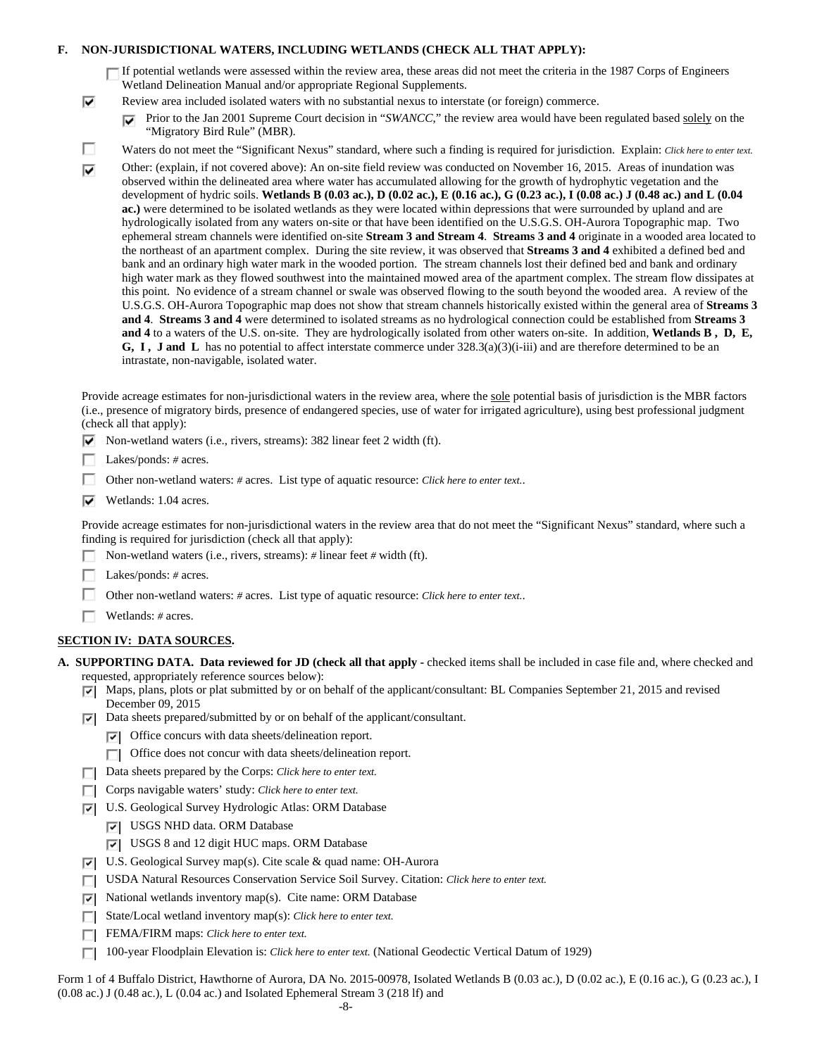**F. NON-JURISDICTIONAL WATERS, INCLUDING WETLANDS (CHECK ALL THAT APPLY):**

☐ If potential wetlands were assessed within the review area, these areas did not meet the criteria in the 1987 Corps of Engineers Wetland Delineation Manual and/or appropriate Regional Supplements.

☑ Review area included isolated waters with no substantial nexus to interstate (or foreign) commerce.

☑ Prior to the Jan 2001 Supreme Court decision in "*SWANCC*," the review area would have been regulated based solely on the "Migratory Bird Rule" (MBR).

☐ Waters do not meet the "Significant Nexus" standard, where such a finding is required for jurisdiction. Explain: *Click here to enter text.*

☑ Other: (explain, if not covered above): An on-site field review was conducted on November 16, 2015. Areas of inundation was observed within the delineated area where water has accumulated allowing for the growth of hydrophytic vegetation and the development of hydric soils. **Wetlands B (0.03 ac.), D (0.02 ac.), E (0.16 ac.), G (0.23 ac.), I (0.08 ac.) J (0.48 ac.) and L (0.04 ac.)** were determined to be isolated wetlands as they were located within depressions that were surrounded by upland and are hydrologically isolated from any waters on-site or that have been identified on the U.S.G.S. OH-Aurora Topographic map. Two ephemeral stream channels were identified on-site **Stream 3 and Stream 4**. **Streams 3 and 4** originate in a wooded area located to the northeast of an apartment complex. During the site review, it was observed that **Streams 3 and 4** exhibited a defined bed and bank and an ordinary high water mark in the wooded portion. The stream channels lost their defined bed and bank and ordinary high water mark as they flowed southwest into the maintained mowed area of the apartment complex. The stream flow dissipates at this point. No evidence of a stream channel or swale was observed flowing to the south beyond the wooded area. A review of the U.S.G.S. OH-Aurora Topographic map does not show that stream channels historically existed within the general area of **Streams 3 and 4**. **Streams 3 and 4** were determined to isolated streams as no hydrological connection could be established from **Streams 3 and 4** to a waters of the U.S. on-site. They are hydrologically isolated from other waters on-site. In addition, **Wetlands B , D, E, G, I , J and L** has no potential to affect interstate commerce under 328.3(a)(3)(i-iii) and are therefore determined to be an intrastate, non-navigable, isolated water.

Provide acreage estimates for non-jurisdictional waters in the review area, where the sole potential basis of jurisdiction is the MBR factors (i.e., presence of migratory birds, presence of endangered species, use of water for irrigated agriculture), using best professional judgment (check all that apply):

☑ Non-wetland waters (i.e., rivers, streams): 382 linear feet 2 width (ft).

☐ Lakes/ponds: # acres.

☐ Other non-wetland waters: # acres. List type of aquatic resource: *Click here to enter text.*.

☑ Wetlands: 1.04 acres.

Provide acreage estimates for non-jurisdictional waters in the review area that do not meet the "Significant Nexus" standard, where such a finding is required for jurisdiction (check all that apply):

☐ Non-wetland waters (i.e., rivers, streams): # linear feet # width (ft).

☐ Lakes/ponds: # acres.

☐ Other non-wetland waters: # acres. List type of aquatic resource: *Click here to enter text.*.

☐ Wetlands: # acres.

## SECTION IV: DATA SOURCES.

**A. SUPPORTING DATA. Data reviewed for JD (check all that apply -** checked items shall be included in case file and, where checked and requested, appropriately reference sources below):

☑ Maps, plans, plots or plat submitted by or on behalf of the applicant/consultant: BL Companies September 21, 2015 and revised December 09, 2015

☑ Data sheets prepared/submitted by or on behalf of the applicant/consultant.

☑ Office concurs with data sheets/delineation report.

☐ Office does not concur with data sheets/delineation report.

☐ Data sheets prepared by the Corps: *Click here to enter text.*

☐ Corps navigable waters' study: *Click here to enter text.*

☑ U.S. Geological Survey Hydrologic Atlas: ORM Database

☑ USGS NHD data. ORM Database

☑ USGS 8 and 12 digit HUC maps. ORM Database

☑ U.S. Geological Survey map(s). Cite scale & quad name: OH-Aurora

☐ USDA Natural Resources Conservation Service Soil Survey. Citation: *Click here to enter text.*

☑ National wetlands inventory map(s). Cite name: ORM Database

☐ State/Local wetland inventory map(s): *Click here to enter text.*

☐ FEMA/FIRM maps: *Click here to enter text.*

☐ 100-year Floodplain Elevation is: *Click here to enter text.* (National Geodectic Vertical Datum of 1929)

Form 1 of 4 Buffalo District, Hawthorne of Aurora, DA No. 2015-00978, Isolated Wetlands B (0.03 ac.), D (0.02 ac.), E (0.16 ac.), G (0.23 ac.), I (0.08 ac.) J (0.48 ac.), L (0.04 ac.) and Isolated Ephemeral Stream 3 (218 lf) and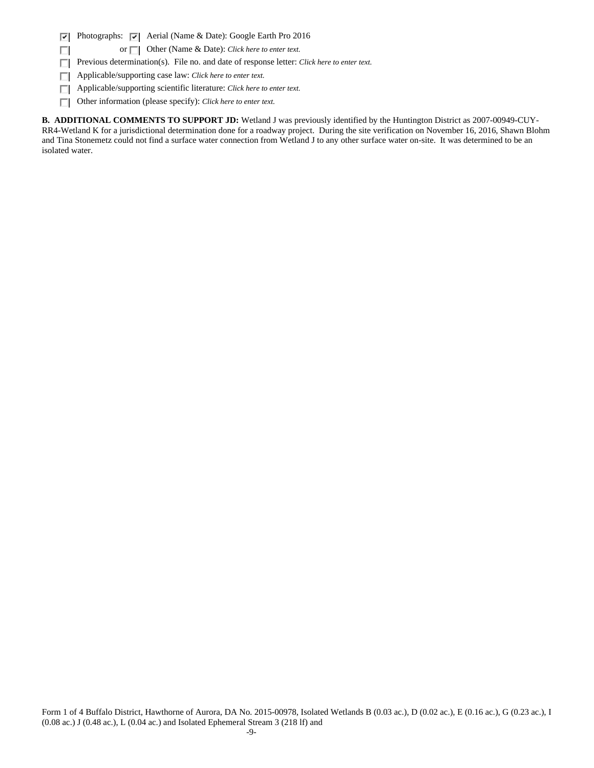- [x] Photographs: [x] Aerial (Name & Date): Google Earth Pro 2016
- [ ] or [ ] Other (Name & Date): *Click here to enter text.*
- [ ] Previous determination(s). File no. and date of response letter: *Click here to enter text.*
- [ ] Applicable/supporting case law: *Click here to enter text.*
- [ ] Applicable/supporting scientific literature: *Click here to enter text.*
- [ ] Other information (please specify): *Click here to enter text.*

**B. ADDITIONAL COMMENTS TO SUPPORT JD:** Wetland J was previously identified by the Huntington District as 2007-00949-CUY-RR4-Wetland K for a jurisdictional determination done for a roadway project. During the site verification on November 16, 2016, Shawn Blohm and Tina Stonemetz could not find a surface water connection from Wetland J to any other surface water on-site. It was determined to be an isolated water.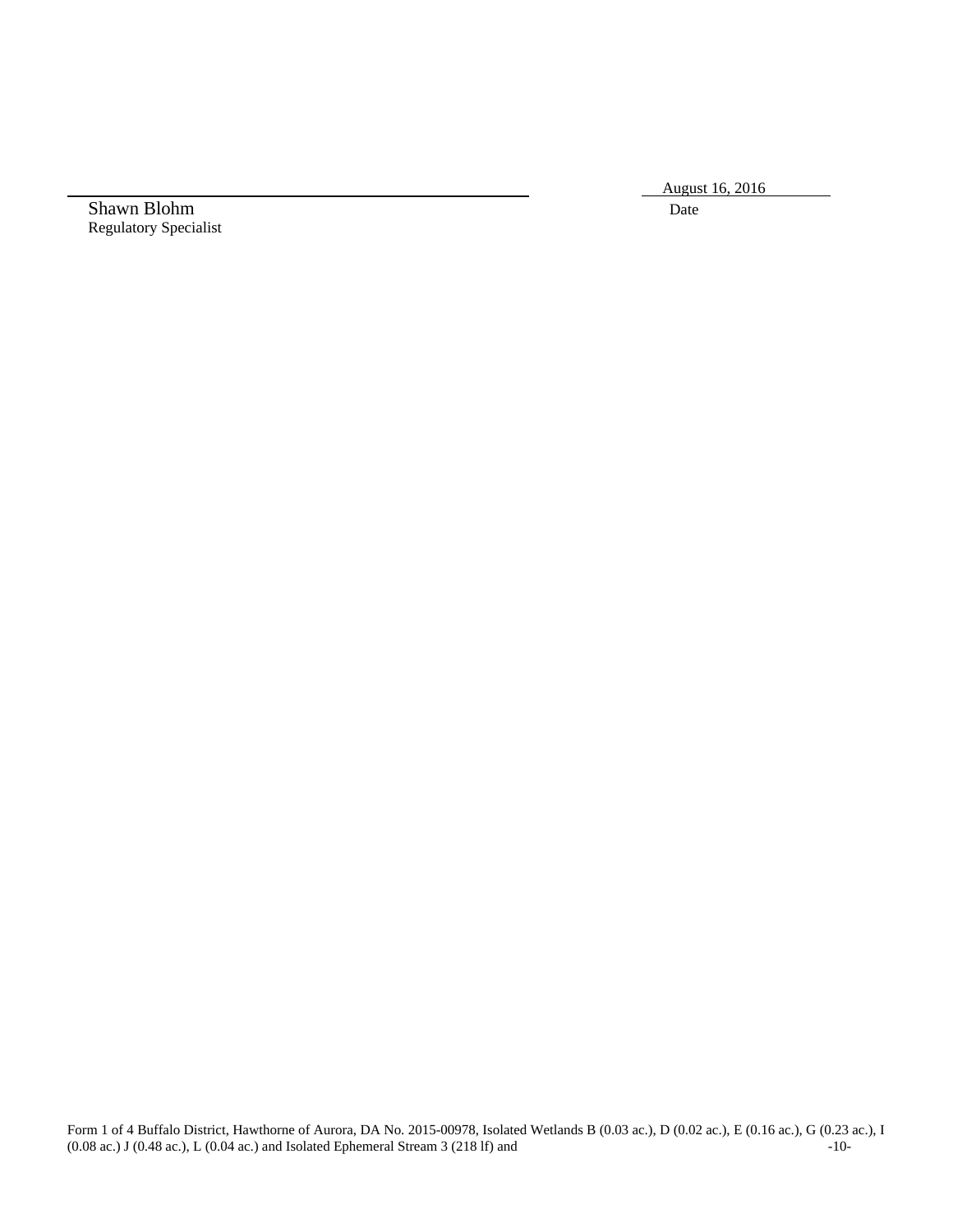Shawn Blohm
Regulatory Specialist

August 16, 2016
Date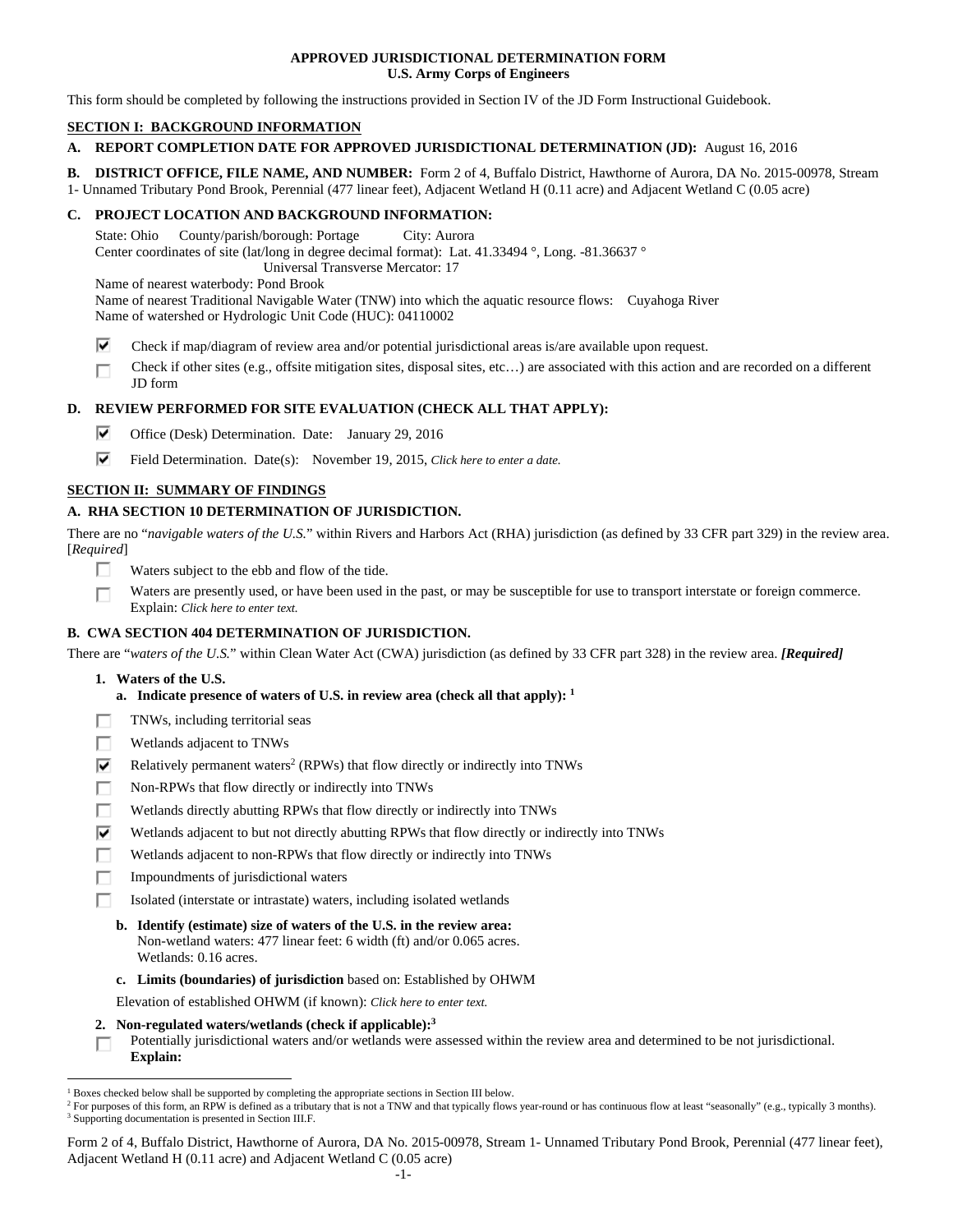**APPROVED JURISDICTIONAL DETERMINATION FORM**
**U.S. Army Corps of Engineers**

This form should be completed by following the instructions provided in Section IV of the JD Form Instructional Guidebook.

## SECTION I: BACKGROUND INFORMATION

**A. REPORT COMPLETION DATE FOR APPROVED JURISDICTIONAL DETERMINATION (JD):** August 16, 2016

**B. DISTRICT OFFICE, FILE NAME, AND NUMBER:** Form 2 of 4, Buffalo District, Hawthorne of Aurora, DA No. 2015-00978, Stream 1- Unnamed Tributary Pond Brook, Perennial (477 linear feet), Adjacent Wetland H (0.11 acre) and Adjacent Wetland C (0.05 acre)

**C. PROJECT LOCATION AND BACKGROUND INFORMATION:**

State: Ohio   County/parish/borough: Portage   City: Aurora
Center coordinates of site (lat/long in degree decimal format): Lat. 41.33494 °, Long. -81.36637 °
Universal Transverse Mercator: 17
Name of nearest waterbody: Pond Brook
Name of nearest Traditional Navigable Water (TNW) into which the aquatic resource flows: Cuyahoga River
Name of watershed or Hydrologic Unit Code (HUC): 04110002

- ☑ Check if map/diagram of review area and/or potential jurisdictional areas is/are available upon request.
- ☐ Check if other sites (e.g., offsite mitigation sites, disposal sites, etc…) are associated with this action and are recorded on a different JD form

**D. REVIEW PERFORMED FOR SITE EVALUATION (CHECK ALL THAT APPLY):**

- ☑ Office (Desk) Determination. Date: January 29, 2016
- ☑ Field Determination. Date(s): November 19, 2015, *Click here to enter a date.*

## SECTION II: SUMMARY OF FINDINGS

**A. RHA SECTION 10 DETERMINATION OF JURISDICTION.**

There are no "*navigable waters of the U.S.*" within Rivers and Harbors Act (RHA) jurisdiction (as defined by 33 CFR part 329) in the review area. [*Required*]

- ☐ Waters subject to the ebb and flow of the tide.
- ☐ Waters are presently used, or have been used in the past, or may be susceptible for use to transport interstate or foreign commerce. Explain: *Click here to enter text.*

**B. CWA SECTION 404 DETERMINATION OF JURISDICTION.**

There are "*waters of the U.S.*" within Clean Water Act (CWA) jurisdiction (as defined by 33 CFR part 328) in the review area. ***[Required]***

**1. Waters of the U.S.**

**a. Indicate presence of waters of U.S. in review area (check all that apply):** [1]

- ☐ TNWs, including territorial seas
- ☐ Wetlands adjacent to TNWs
- ☑ Relatively permanent waters[2] (RPWs) that flow directly or indirectly into TNWs
- ☐ Non-RPWs that flow directly or indirectly into TNWs
- ☐ Wetlands directly abutting RPWs that flow directly or indirectly into TNWs
- ☑ Wetlands adjacent to but not directly abutting RPWs that flow directly or indirectly into TNWs
- ☐ Wetlands adjacent to non-RPWs that flow directly or indirectly into TNWs
- ☐ Impoundments of jurisdictional waters
- ☐ Isolated (interstate or intrastate) waters, including isolated wetlands

**b. Identify (estimate) size of waters of the U.S. in the review area:**
Non-wetland waters: 477 linear feet: 6 width (ft) and/or 0.065 acres.
Wetlands: 0.16 acres.

**c. Limits (boundaries) of jurisdiction** based on: Established by OHWM

Elevation of established OHWM (if known): *Click here to enter text.*

**2. Non-regulated waters/wetlands (check if applicable):**[3]

- ☐ Potentially jurisdictional waters and/or wetlands were assessed within the review area and determined to be not jurisdictional. **Explain:**

---

[1] Boxes checked below shall be supported by completing the appropriate sections in Section III below.
[2] For purposes of this form, an RPW is defined as a tributary that is not a TNW and that typically flows year-round or has continuous flow at least "seasonally" (e.g., typically 3 months).
[3] Supporting documentation is presented in Section III.F.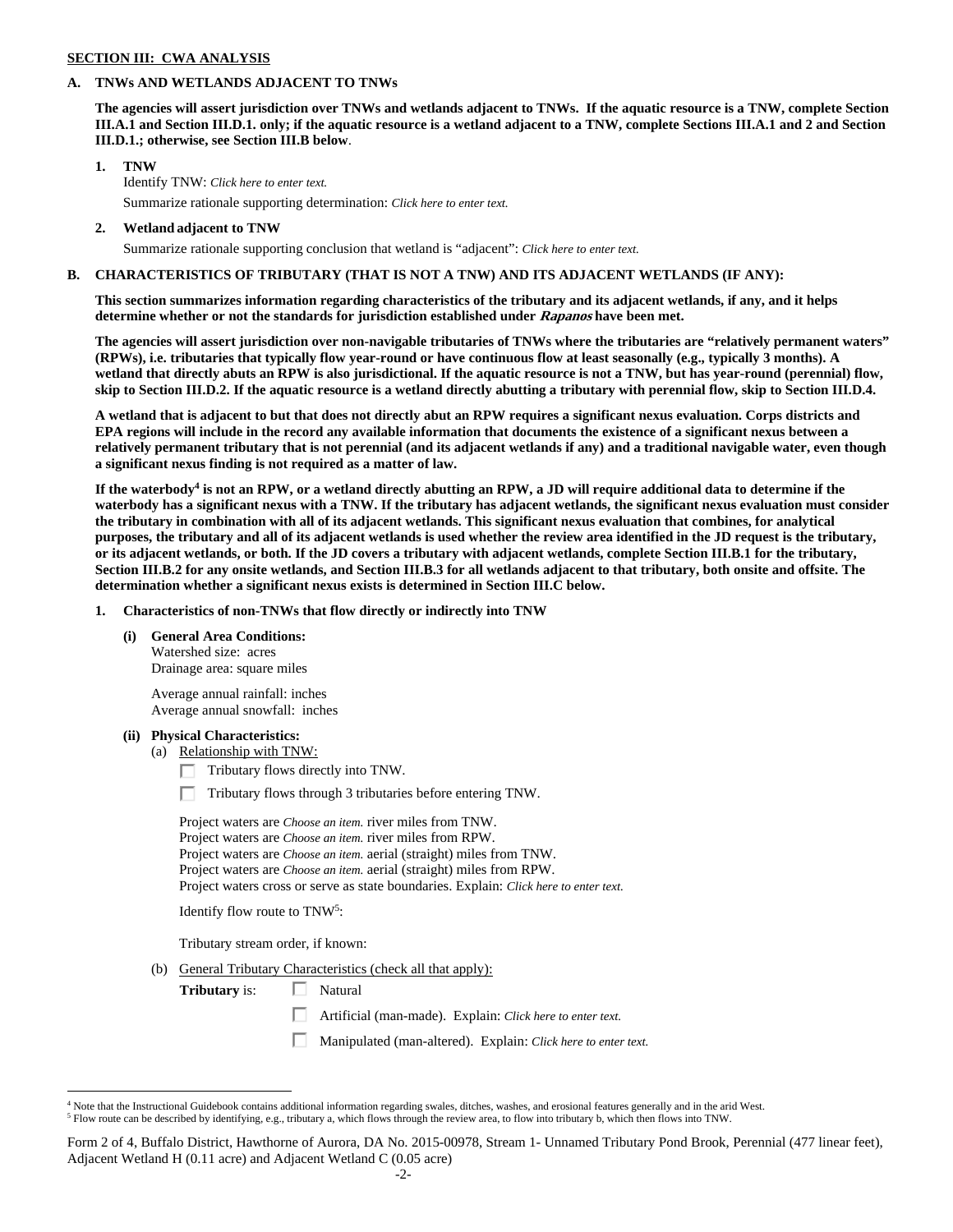**SECTION III: CWA ANALYSIS**

**A. TNWs AND WETLANDS ADJACENT TO TNWs**

**The agencies will assert jurisdiction over TNWs and wetlands adjacent to TNWs. If the aquatic resource is a TNW, complete Section III.A.1 and Section III.D.1. only; if the aquatic resource is a wetland adjacent to a TNW, complete Sections III.A.1 and 2 and Section III.D.1.; otherwise, see Section III.B below**.

**1. TNW**

Identify TNW: *Click here to enter text.*

Summarize rationale supporting determination: *Click here to enter text.*

**2. Wetland adjacent to TNW**

Summarize rationale supporting conclusion that wetland is "adjacent": *Click here to enter text.*

**B. CHARACTERISTICS OF TRIBUTARY (THAT IS NOT A TNW) AND ITS ADJACENT WETLANDS (IF ANY):**

**This section summarizes information regarding characteristics of the tributary and its adjacent wetlands, if any, and it helps determine whether or not the standards for jurisdiction established under *Rapanos* have been met.**

**The agencies will assert jurisdiction over non-navigable tributaries of TNWs where the tributaries are "relatively permanent waters" (RPWs), i.e. tributaries that typically flow year-round or have continuous flow at least seasonally (e.g., typically 3 months). A wetland that directly abuts an RPW is also jurisdictional. If the aquatic resource is not a TNW, but has year-round (perennial) flow, skip to Section III.D.2. If the aquatic resource is a wetland directly abutting a tributary with perennial flow, skip to Section III.D.4.**

**A wetland that is adjacent to but that does not directly abut an RPW requires a significant nexus evaluation. Corps districts and EPA regions will include in the record any available information that documents the existence of a significant nexus between a relatively permanent tributary that is not perennial (and its adjacent wetlands if any) and a traditional navigable water, even though a significant nexus finding is not required as a matter of law.**

**If the waterbody[4] is not an RPW, or a wetland directly abutting an RPW, a JD will require additional data to determine if the waterbody has a significant nexus with a TNW. If the tributary has adjacent wetlands, the significant nexus evaluation must consider the tributary in combination with all of its adjacent wetlands. This significant nexus evaluation that combines, for analytical purposes, the tributary and all of its adjacent wetlands is used whether the review area identified in the JD request is the tributary, or its adjacent wetlands, or both. If the JD covers a tributary with adjacent wetlands, complete Section III.B.1 for the tributary, Section III.B.2 for any onsite wetlands, and Section III.B.3 for all wetlands adjacent to that tributary, both onsite and offsite. The determination whether a significant nexus exists is determined in Section III.C below.**

**1. Characteristics of non-TNWs that flow directly or indirectly into TNW**

**(i) General Area Conditions:**

Watershed size: acres
Drainage area: square miles

Average annual rainfall: inches
Average annual snowfall: inches

**(ii) Physical Characteristics:**

(a) Relationship with TNW:

☐ Tributary flows directly into TNW.

☐ Tributary flows through 3 tributaries before entering TNW.

Project waters are *Choose an item.* river miles from TNW.
Project waters are *Choose an item.* river miles from RPW.
Project waters are *Choose an item.* aerial (straight) miles from TNW.
Project waters are *Choose an item.* aerial (straight) miles from RPW.
Project waters cross or serve as state boundaries. Explain: *Click here to enter text.*

Identify flow route to TNW[5]:

Tributary stream order, if known:

(b) General Tributary Characteristics (check all that apply):

**Tributary** is: ☐ Natural

☐ Artificial (man-made). Explain: *Click here to enter text.*

☐ Manipulated (man-altered). Explain: *Click here to enter text.*

---

[4] Note that the Instructional Guidebook contains additional information regarding swales, ditches, washes, and erosional features generally and in the arid West.

[5] Flow route can be described by identifying, e.g., tributary a, which flows through the review area, to flow into tributary b, which then flows into TNW.

Form 2 of 4, Buffalo District, Hawthorne of Aurora, DA No. 2015-00978, Stream 1- Unnamed Tributary Pond Brook, Perennial (477 linear feet), Adjacent Wetland H (0.11 acre) and Adjacent Wetland C (0.05 acre)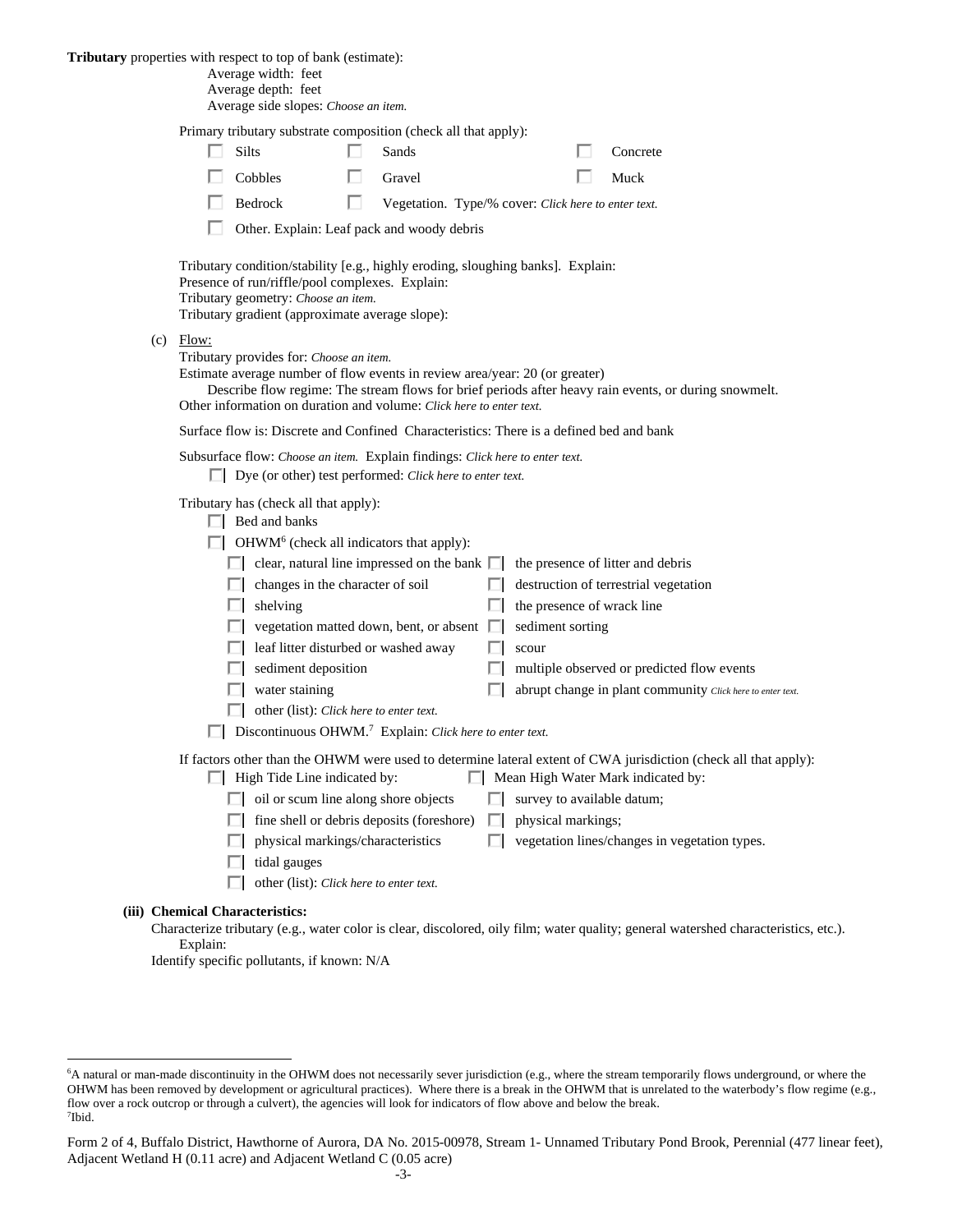**Tributary** properties with respect to top of bank (estimate):

Average width: feet
Average depth: feet
Average side slopes: *Choose an item.*

Primary tributary substrate composition (check all that apply):

- ☐ Silts
- ☐ Sands
- ☐ Concrete
- ☐ Cobbles
- ☐ Gravel
- ☐ Muck
- ☐ Bedrock
- ☐ Vegetation. Type/% cover: *Click here to enter text.*
- ☐ Other. Explain: Leaf pack and woody debris

Tributary condition/stability [e.g., highly eroding, sloughing banks]. Explain:
Presence of run/riffle/pool complexes. Explain:
Tributary geometry: *Choose an item.*
Tributary gradient (approximate average slope):

(c) Flow:

Tributary provides for: *Choose an item.*
Estimate average number of flow events in review area/year: 20 (or greater)
Describe flow regime: The stream flows for brief periods after heavy rain events, or during snowmelt.
Other information on duration and volume: *Click here to enter text.*

Surface flow is: Discrete and Confined Characteristics: There is a defined bed and bank

Subsurface flow: *Choose an item.* Explain findings: *Click here to enter text.*

- ☐ Dye (or other) test performed: *Click here to enter text.*

Tributary has (check all that apply):

- ☐ Bed and banks
- ☐ OHWM[6] (check all indicators that apply):
  - ☐ clear, natural line impressed on the bank
  - ☐ the presence of litter and debris
  - ☐ changes in the character of soil
  - ☐ destruction of terrestrial vegetation
  - ☐ shelving
  - ☐ the presence of wrack line
  - ☐ vegetation matted down, bent, or absent
  - ☐ sediment sorting
  - ☐ leaf litter disturbed or washed away
  - ☐ scour
  - ☐ sediment deposition
  - ☐ multiple observed or predicted flow events
  - ☐ water staining
  - ☐ abrupt change in plant community *Click here to enter text.*
  - ☐ other (list): *Click here to enter text.*
- ☐ Discontinuous OHWM.[7] Explain: *Click here to enter text.*

If factors other than the OHWM were used to determine lateral extent of CWA jurisdiction (check all that apply):

- ☐ High Tide Line indicated by:
  - ☐ oil or scum line along shore objects
  - ☐ fine shell or debris deposits (foreshore)
  - ☐ physical markings/characteristics
  - ☐ tidal gauges
  - ☐ other (list): *Click here to enter text.*
- ☐ Mean High Water Mark indicated by:
  - ☐ survey to available datum;
  - ☐ physical markings;
  - ☐ vegetation lines/changes in vegetation types.

**(iii) Chemical Characteristics:**

Characterize tributary (e.g., water color is clear, discolored, oily film; water quality; general watershed characteristics, etc.).
Explain:
Identify specific pollutants, if known: N/A

[6] A natural or man-made discontinuity in the OHWM does not necessarily sever jurisdiction (e.g., where the stream temporarily flows underground, or where the OHWM has been removed by development or agricultural practices). Where there is a break in the OHWM that is unrelated to the waterbody's flow regime (e.g., flow over a rock outcrop or through a culvert), the agencies will look for indicators of flow above and below the break.
[7] Ibid.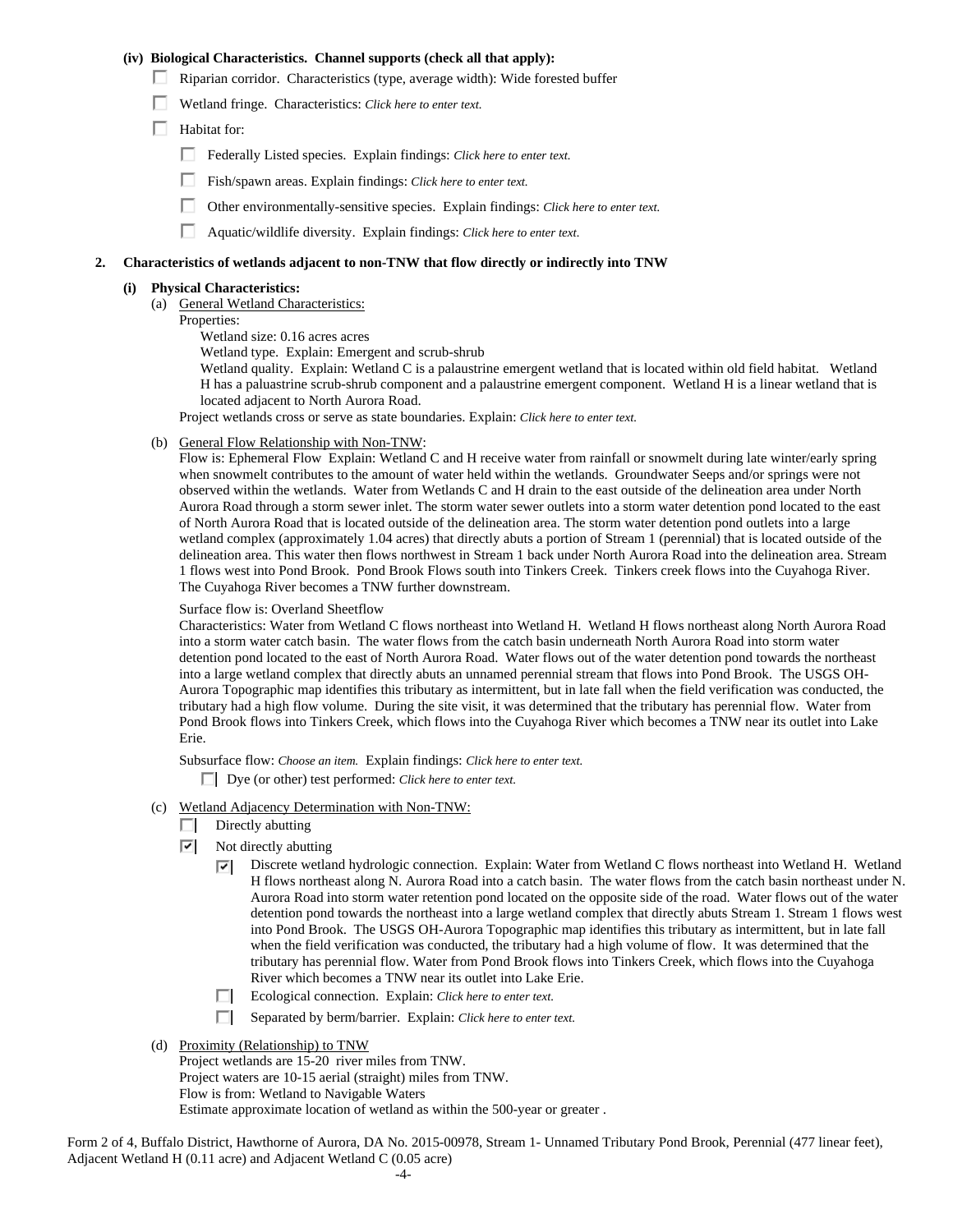**(iv) Biological Characteristics. Channel supports (check all that apply):**

- ☐ Riparian corridor. Characteristics (type, average width): Wide forested buffer
- ☐ Wetland fringe. Characteristics: *Click here to enter text.*
- ☐ Habitat for:
  - ☐ Federally Listed species. Explain findings: *Click here to enter text.*
  - ☐ Fish/spawn areas. Explain findings: *Click here to enter text.*
  - ☐ Other environmentally-sensitive species. Explain findings: *Click here to enter text.*
  - ☐ Aquatic/wildlife diversity. Explain findings: *Click here to enter text.*

**2. Characteristics of wetlands adjacent to non-TNW that flow directly or indirectly into TNW**

**(i) Physical Characteristics:**

(a) General Wetland Characteristics:

Properties:

Wetland size: 0.16 acres acres

Wetland type. Explain: Emergent and scrub-shrub

Wetland quality. Explain: Wetland C is a paluastrine emergent wetland that is located within old field habitat. Wetland H has a paluastrine scrub-shrub component and a palaustrine emergent component. Wetland H is a linear wetland that is located adjacent to North Aurora Road.

Project wetlands cross or serve as state boundaries. Explain: *Click here to enter text.*

(b) General Flow Relationship with Non-TNW:

Flow is: Ephemeral Flow Explain: Wetland C and H receive water from rainfall or snowmelt during late winter/early spring when snowmelt contributes to the amount of water held within the wetlands. Groundwater Seeps and/or springs were not observed within the wetlands. Water from Wetlands C and H drain to the east outside of the delineation area under North Aurora Road through a storm sewer inlet. The storm water sewer outlets into a storm water detention pond located to the east of North Aurora Road that is located outside of the delineation area. The storm water detention pond outlets into a large wetland complex (approximately 1.04 acres) that directly abuts a portion of Stream 1 (perennial) that is located outside of the delineation area. This water then flows northwest in Stream 1 back under North Aurora Road into the delineation area. Stream 1 flows west into Pond Brook. Pond Brook Flows south into Tinkers Creek. Tinkers creek flows into the Cuyahoga River. The Cuyahoga River becomes a TNW further downstream.

Surface flow is: Overland Sheetflow

Characteristics: Water from Wetland C flows northeast into Wetland H. Wetland H flows northeast along North Aurora Road into a storm water catch basin. The water flows from the catch basin underneath North Aurora Road into storm water detention pond located to the east of North Aurora Road. Water flows out of the water detention pond towards the northeast into a large wetland complex that directly abuts an unnamed perennial stream that flows into Pond Brook. The USGS OH-Aurora Topographic map identifies this tributary as intermittent, but in late fall when the field verification was conducted, the tributary had a high flow volume. During the site visit, it was determined that the tributary has perennial flow. Water from Pond Brook flows into Tinkers Creek, which flows into the Cuyahoga River which becomes a TNW near its outlet into Lake Erie.

Subsurface flow: *Choose an item.* Explain findings: *Click here to enter text.*

- ☐ Dye (or other) test performed: *Click here to enter text.*

(c) Wetland Adjacency Determination with Non-TNW:

- ☐ Directly abutting
- ☑ Not directly abutting
  - ☑ Discrete wetland hydrologic connection. Explain: Water from Wetland C flows northeast into Wetland H. Wetland H flows northeast along N. Aurora Road into a catch basin. The water flows from the catch basin northeast under N. Aurora Road into storm water retention pond located on the opposite side of the road. Water flows out of the water detention pond towards the northeast into a large wetland complex that directly abuts Stream 1. Stream 1 flows west into Pond Brook. The USGS OH-Aurora Topographic map identifies this tributary as intermittent, but in late fall when the field verification was conducted, the tributary had a high volume of flow. It was determined that the tributary has perennial flow. Water from Pond Brook flows into Tinkers Creek, which flows into the Cuyahoga River which becomes a TNW near its outlet into Lake Erie.
  - ☐ Ecological connection. Explain: *Click here to enter text.*
  - ☐ Separated by berm/barrier. Explain: *Click here to enter text.*

(d) Proximity (Relationship) to TNW

Project wetlands are 15-20 river miles from TNW.

Project waters are 10-15 aerial (straight) miles from TNW.

Flow is from: Wetland to Navigable Waters

Estimate approximate location of wetland as within the 500-year or greater .

Form 2 of 4, Buffalo District, Hawthorne of Aurora, DA No. 2015-00978, Stream 1- Unnamed Tributary Pond Brook, Perennial (477 linear feet), Adjacent Wetland H (0.11 acre) and Adjacent Wetland C (0.05 acre)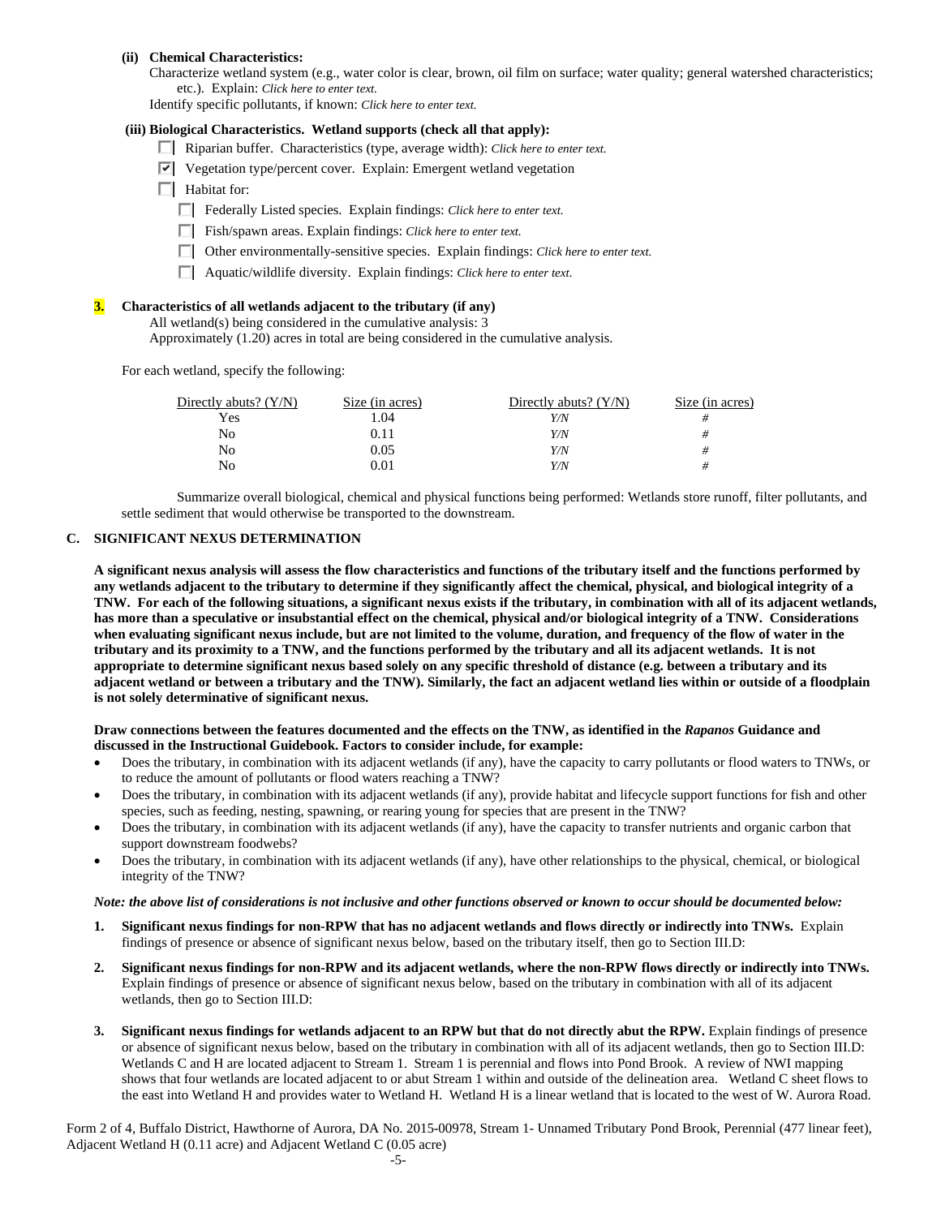**(ii) Chemical Characteristics:**

Characterize wetland system (e.g., water color is clear, brown, oil film on surface; water quality; general watershed characteristics; etc.). Explain: *Click here to enter text.*

Identify specific pollutants, if known: *Click here to enter text.*

**(iii) Biological Characteristics. Wetland supports (check all that apply):**

- ☐ Riparian buffer. Characteristics (type, average width): *Click here to enter text.*
- ☑ Vegetation type/percent cover. Explain: Emergent wetland vegetation
- ☐ Habitat for:
  - ☐ Federally Listed species. Explain findings: *Click here to enter text.*
  - ☐ Fish/spawn areas. Explain findings: *Click here to enter text.*
  - ☐ Other environmentally-sensitive species. Explain findings: *Click here to enter text.*
  - ☐ Aquatic/wildlife diversity. Explain findings: *Click here to enter text.*

**3. Characteristics of all wetlands adjacent to the tributary (if any)**

All wetland(s) being considered in the cumulative analysis: 3

Approximately (1.20) acres in total are being considered in the cumulative analysis.

For each wetland, specify the following:

| Directly abuts? (Y/N) | Size (in acres) | Directly abuts? (Y/N) | Size (in acres) |
|---|---|---|---|
| Yes | 1.04 | *Y/N* | # |
| No | 0.11 | *Y/N* | # |
| No | 0.05 | *Y/N* | # |
| No | 0.01 | *Y/N* | # |

Summarize overall biological, chemical and physical functions being performed: Wetlands store runoff, filter pollutants, and settle sediment that would otherwise be transported to the downstream.

## C. SIGNIFICANT NEXUS DETERMINATION

**A significant nexus analysis will assess the flow characteristics and functions of the tributary itself and the functions performed by any wetlands adjacent to the tributary to determine if they significantly affect the chemical, physical, and biological integrity of a TNW. For each of the following situations, a significant nexus exists if the tributary, in combination with all of its adjacent wetlands, has more than a speculative or insubstantial effect on the chemical, physical and/or biological integrity of a TNW. Considerations when evaluating significant nexus include, but are not limited to the volume, duration, and frequency of the flow of water in the tributary and its proximity to a TNW, and the functions performed by the tributary and all its adjacent wetlands. It is not appropriate to determine significant nexus based solely on any specific threshold of distance (e.g. between a tributary and its adjacent wetland or between a tributary and the TNW). Similarly, the fact an adjacent wetland lies within or outside of a floodplain is not solely determinative of significant nexus.**

**Draw connections between the features documented and the effects on the TNW, as identified in the *Rapanos* Guidance and discussed in the Instructional Guidebook. Factors to consider include, for example:**

- Does the tributary, in combination with its adjacent wetlands (if any), have the capacity to carry pollutants or flood waters to TNWs, or to reduce the amount of pollutants or flood waters reaching a TNW?
- Does the tributary, in combination with its adjacent wetlands (if any), provide habitat and lifecycle support functions for fish and other species, such as feeding, nesting, spawning, or rearing young for species that are present in the TNW?
- Does the tributary, in combination with its adjacent wetlands (if any), have the capacity to transfer nutrients and organic carbon that support downstream foodwebs?
- Does the tributary, in combination with its adjacent wetlands (if any), have other relationships to the physical, chemical, or biological integrity of the TNW?

***Note: the above list of considerations is not inclusive and other functions observed or known to occur should be documented below:***

1. **Significant nexus findings for non-RPW that has no adjacent wetlands and flows directly or indirectly into TNWs.** Explain findings of presence or absence of significant nexus below, based on the tributary itself, then go to Section III.D:

2. **Significant nexus findings for non-RPW and its adjacent wetlands, where the non-RPW flows directly or indirectly into TNWs.** Explain findings of presence or absence of significant nexus below, based on the tributary in combination with all of its adjacent wetlands, then go to Section III.D:

3. **Significant nexus findings for wetlands adjacent to an RPW but that do not directly abut the RPW.** Explain findings of presence or absence of significant nexus below, based on the tributary in combination with all of its adjacent wetlands, then go to Section III.D: Wetlands C and H are located adjacent to Stream 1. Stream 1 is perennial and flows into Pond Brook. A review of NWI mapping shows that four wetlands are located adjacent to or abut Stream 1 within and outside of the delineation area. Wetland C sheet flows to the east into Wetland H and provides water to Wetland H. Wetland H is a linear wetland that is located to the west of W. Aurora Road.

Form 2 of 4, Buffalo District, Hawthorne of Aurora, DA No. 2015-00978, Stream 1- Unnamed Tributary Pond Brook, Perennial (477 linear feet), Adjacent Wetland H (0.11 acre) and Adjacent Wetland C (0.05 acre)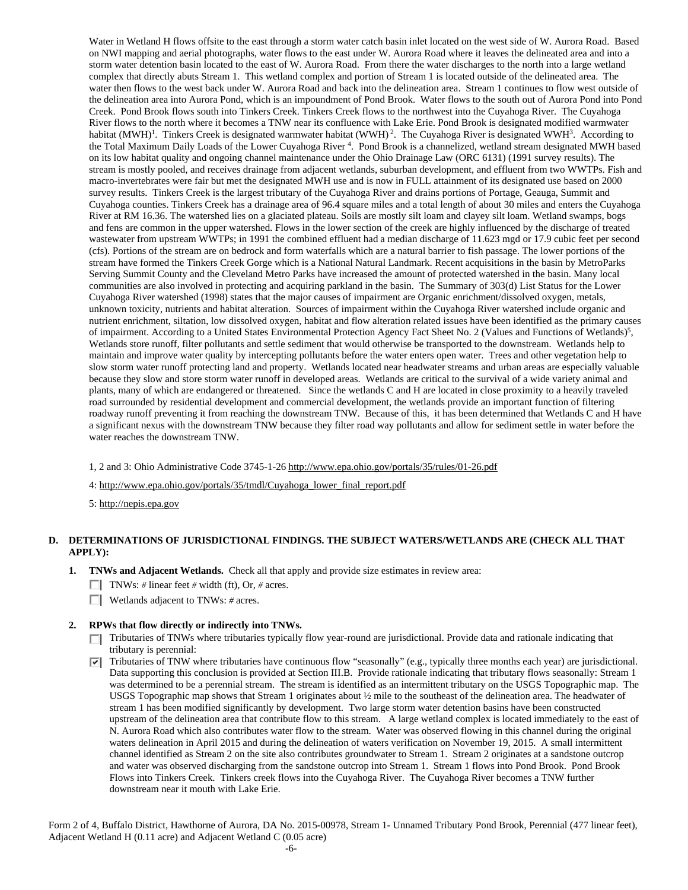Water in Wetland H flows offsite to the east through a storm water catch basin inlet located on the west side of W. Aurora Road. Based on NWI mapping and aerial photographs, water flows to the east under W. Aurora Road where it leaves the delineated area and into a storm water detention basin located to the east of W. Aurora Road. From there the water discharges to the north into a large wetland complex that directly abuts Stream 1. This wetland complex and portion of Stream 1 is located outside of the delineated area. The water then flows to the west back under W. Aurora Road and back into the delineation area. Stream 1 continues to flow west outside of the delineation area into Aurora Pond, which is an impoundment of Pond Brook. Water flows to the south out of Aurora Pond into Pond Creek. Pond Brook flows south into Tinkers Creek. Tinkers Creek flows to the northwest into the Cuyahoga River. The Cuyahoga River flows to the north where it becomes a TNW near its confluence with Lake Erie. Pond Brook is designated modified warmwater habitat (MWH)[1]. Tinkers Creek is designated warmwater habitat (WWH)[2]. The Cuyahoga River is designated WWH[3]. According to the Total Maximum Daily Loads of the Lower Cuyahoga River[4]. Pond Brook is a channelized, wetland stream designated MWH based on its low habitat quality and ongoing channel maintenance under the Ohio Drainage Law (ORC 6131) (1991 survey results). The stream is mostly pooled, and receives drainage from adjacent wetlands, suburban development, and effluent from two WWTPs. Fish and macro-invertebrates were fair but met the designated MWH use and is now in FULL attainment of its designated use based on 2000 survey results. Tinkers Creek is the largest tributary of the Cuyahoga River and drains portions of Portage, Geauga, Summit and Cuyahoga counties. Tinkers Creek has a drainage area of 96.4 square miles and a total length of about 30 miles and enters the Cuyahoga River at RM 16.36. The watershed lies on a glaciated plateau. Soils are mostly silt loam and clayey silt loam. Wetland swamps, bogs and fens are common in the upper watershed. Flows in the lower section of the creek are highly influenced by the discharge of treated wastewater from upstream WWTPs; in 1991 the combined effluent had a median discharge of 11.623 mgd or 17.9 cubic feet per second (cfs). Portions of the stream are on bedrock and form waterfalls which are a natural barrier to fish passage. The lower portions of the stream have formed the Tinkers Creek Gorge which is a National Natural Landmark. Recent acquisitions in the basin by MetroParks Serving Summit County and the Cleveland Metro Parks have increased the amount of protected watershed in the basin. Many local communities are also involved in protecting and acquiring parkland in the basin. The Summary of 303(d) List Status for the Lower Cuyahoga River watershed (1998) states that the major causes of impairment are Organic enrichment/dissolved oxygen, metals, unknown toxicity, nutrients and habitat alteration. Sources of impairment within the Cuyahoga River watershed include organic and nutrient enrichment, siltation, low dissolved oxygen, habitat and flow alteration related issues have been identified as the primary causes of impairment. According to a United States Environmental Protection Agency Fact Sheet No. 2 (Values and Functions of Wetlands)[5], Wetlands store runoff, filter pollutants and settle sediment that would otherwise be transported to the downstream. Wetlands help to maintain and improve water quality by intercepting pollutants before the water enters open water. Trees and other vegetation help to slow storm water runoff protecting land and property. Wetlands located near headwater streams and urban areas are especially valuable because they slow and store storm water runoff in developed areas. Wetlands are critical to the survival of a wide variety animal and plants, many of which are endangered or threatened. Since the wetlands C and H are located in close proximity to a heavily traveled road surrounded by residential development and commercial development, the wetlands provide an important function of filtering roadway runoff preventing it from reaching the downstream TNW. Because of this, it has been determined that Wetlands C and H have a significant nexus with the downstream TNW because they filter road way pollutants and allow for sediment settle in water before the water reaches the downstream TNW.

1, 2 and 3: Ohio Administrative Code 3745-1-26 http://www.epa.ohio.gov/portals/35/rules/01-26.pdf

4: http://www.epa.ohio.gov/portals/35/tmdl/Cuyahoga_lower_final_report.pdf

5: http://nepis.epa.gov

**D. DETERMINATIONS OF JURISDICTIONAL FINDINGS. THE SUBJECT WATERS/WETLANDS ARE (CHECK ALL THAT APPLY):**

**1. TNWs and Adjacent Wetlands.** Check all that apply and provide size estimates in review area:

☐ TNWs: # linear feet # width (ft), Or, # acres.

☐ Wetlands adjacent to TNWs: # acres.

**2. RPWs that flow directly or indirectly into TNWs.**

☐ Tributaries of TNWs where tributaries typically flow year-round are jurisdictional. Provide data and rationale indicating that tributary is perennial:

☑ Tributaries of TNW where tributaries have continuous flow "seasonally" (e.g., typically three months each year) are jurisdictional. Data supporting this conclusion is provided at Section III.B. Provide rationale indicating that tributary flows seasonally: Stream 1 was determined to be a perennial stream. The stream is identified as an intermittent tributary on the USGS Topographic map. The USGS Topographic map shows that Stream 1 originates about ½ mile to the southeast of the delineation area. The headwater of stream 1 has been modified significantly by development. Two large storm water detention basins have been constructed upstream of the delineation area that contribute flow to this stream. A large wetland complex is located immediately to the east of N. Aurora Road which also contributes water flow to the stream. Water was observed flowing in this channel during the original waters delineation in April 2015 and during the delineation of waters verification on November 19, 2015. A small intermittent channel identified as Stream 2 on the site also contributes groundwater to Stream 1. Stream 2 originates at a sandstone outcrop and water was observed discharging from the sandstone outcrop into Stream 1. Stream 1 flows into Pond Brook. Pond Brook Flows into Tinkers Creek. Tinkers creek flows into the Cuyahoga River. The Cuyahoga River becomes a TNW further downstream near it mouth with Lake Erie.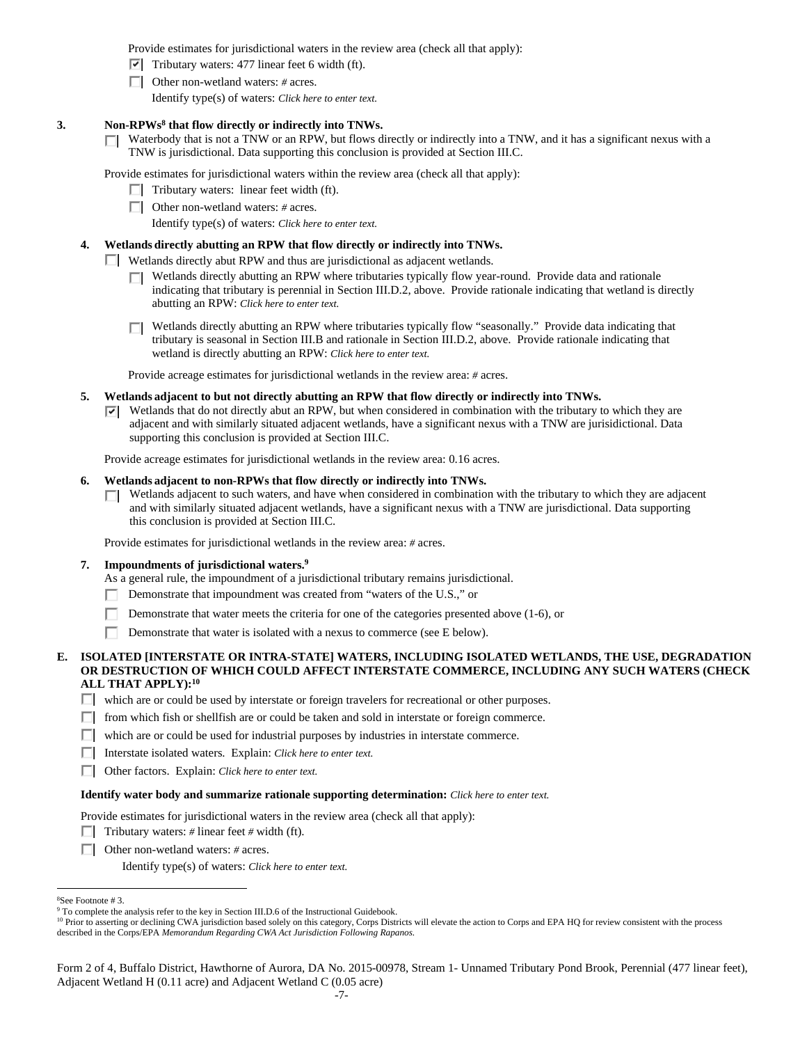Provide estimates for jurisdictional waters in the review area (check all that apply):

- [x] Tributary waters: 477 linear feet 6 width (ft).
- [ ] Other non-wetland waters: # acres.

  Identify type(s) of waters: *Click here to enter text.*

**3. Non-RPWs[8] that flow directly or indirectly into TNWs.**

- [ ] Waterbody that is not a TNW or an RPW, but flows directly or indirectly into a TNW, and it has a significant nexus with a TNW is jurisdictional. Data supporting this conclusion is provided at Section III.C.

Provide estimates for jurisdictional waters within the review area (check all that apply):

- [ ] Tributary waters: linear feet width (ft).
- [ ] Other non-wetland waters: # acres.

  Identify type(s) of waters: *Click here to enter text.*

**4. Wetlands directly abutting an RPW that flow directly or indirectly into TNWs.**

- [ ] Wetlands directly abut RPW and thus are jurisdictional as adjacent wetlands.
  - [ ] Wetlands directly abutting an RPW where tributaries typically flow year-round. Provide data and rationale indicating that tributary is perennial in Section III.D.2, above. Provide rationale indicating that wetland is directly abutting an RPW: *Click here to enter text.*
  - [ ] Wetlands directly abutting an RPW where tributaries typically flow "seasonally." Provide data indicating that tributary is seasonal in Section III.B and rationale in Section III.D.2, above. Provide rationale indicating that wetland is directly abutting an RPW: *Click here to enter text.*

Provide acreage estimates for jurisdictional wetlands in the review area: # acres.

**5. Wetlands adjacent to but not directly abutting an RPW that flow directly or indirectly into TNWs.**

- [x] Wetlands that do not directly abut an RPW, but when considered in combination with the tributary to which they are adjacent and with similarly situated adjacent wetlands, have a significant nexus with a TNW are jurisidictional. Data supporting this conclusion is provided at Section III.C.

Provide acreage estimates for jurisdictional wetlands in the review area: 0.16 acres.

**6. Wetlands adjacent to non-RPWs that flow directly or indirectly into TNWs.**

- [ ] Wetlands adjacent to such waters, and have when considered in combination with the tributary to which they are adjacent and with similarly situated adjacent wetlands, have a significant nexus with a TNW are jurisdictional. Data supporting this conclusion is provided at Section III.C.

Provide estimates for jurisdictional wetlands in the review area: # acres.

**7. Impoundments of jurisdictional waters.[9]**

As a general rule, the impoundment of a jurisdictional tributary remains jurisdictional.

- [ ] Demonstrate that impoundment was created from "waters of the U.S.," or
- [ ] Demonstrate that water meets the criteria for one of the categories presented above (1-6), or
- [ ] Demonstrate that water is isolated with a nexus to commerce (see E below).

**E. ISOLATED [INTERSTATE OR INTRA-STATE] WATERS, INCLUDING ISOLATED WETLANDS, THE USE, DEGRADATION OR DESTRUCTION OF WHICH COULD AFFECT INTERSTATE COMMERCE, INCLUDING ANY SUCH WATERS (CHECK ALL THAT APPLY):[10]**

- [ ] which are or could be used by interstate or foreign travelers for recreational or other purposes.
- [ ] from which fish or shellfish are or could be taken and sold in interstate or foreign commerce.
- [ ] which are or could be used for industrial purposes by industries in interstate commerce.
- [ ] Interstate isolated waters. Explain: *Click here to enter text.*
- [ ] Other factors. Explain: *Click here to enter text.*

**Identify water body and summarize rationale supporting determination:** *Click here to enter text.*

Provide estimates for jurisdictional waters in the review area (check all that apply):

- [ ] Tributary waters: # linear feet # width (ft).
- [ ] Other non-wetland waters: # acres.

  Identify type(s) of waters: *Click here to enter text.*

---

[8] See Footnote # 3.

[9] To complete the analysis refer to the key in Section III.D.6 of the Instructional Guidebook.

[10] Prior to asserting or declining CWA jurisdiction based solely on this category, Corps Districts will elevate the action to Corps and EPA HQ for review consistent with the process described in the Corps/EPA *Memorandum Regarding CWA Act Jurisdiction Following Rapanos.*

Form 2 of 4, Buffalo District, Hawthorne of Aurora, DA No. 2015-00978, Stream 1- Unnamed Tributary Pond Brook, Perennial (477 linear feet), Adjacent Wetland H (0.11 acre) and Adjacent Wetland C (0.05 acre)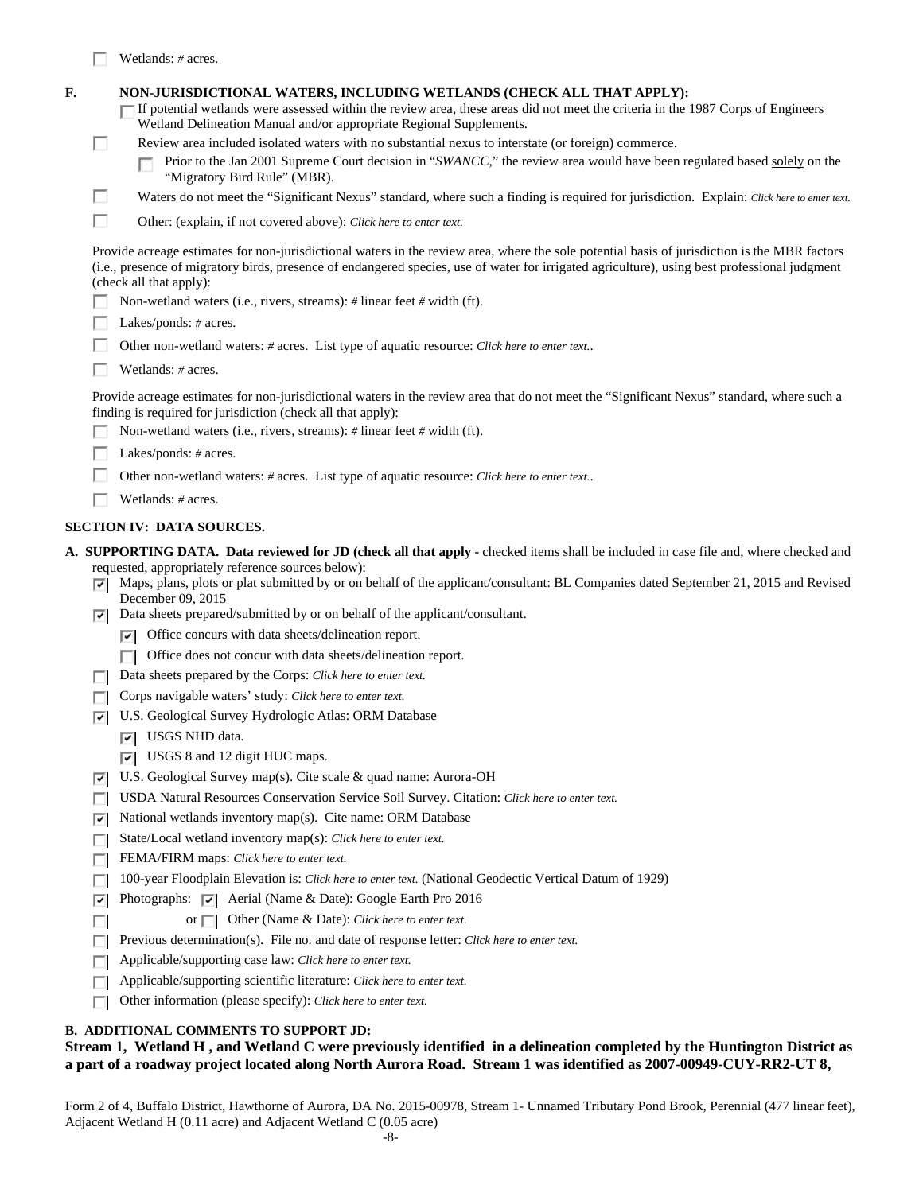☐ Wetlands: # acres.

**F. NON-JURISDICTIONAL WATERS, INCLUDING WETLANDS (CHECK ALL THAT APPLY):**

☐ If potential wetlands were assessed within the review area, these areas did not meet the criteria in the 1987 Corps of Engineers Wetland Delineation Manual and/or appropriate Regional Supplements.

☐ Review area included isolated waters with no substantial nexus to interstate (or foreign) commerce.

☐ Prior to the Jan 2001 Supreme Court decision in "*SWANCC*," the review area would have been regulated based solely on the "Migratory Bird Rule" (MBR).

☐ Waters do not meet the "Significant Nexus" standard, where such a finding is required for jurisdiction. Explain: *Click here to enter text.*

☐ Other: (explain, if not covered above): *Click here to enter text.*

Provide acreage estimates for non-jurisdictional waters in the review area, where the sole potential basis of jurisdiction is the MBR factors (i.e., presence of migratory birds, presence of endangered species, use of water for irrigated agriculture), using best professional judgment (check all that apply):

☐ Non-wetland waters (i.e., rivers, streams): # linear feet # width (ft).

☐ Lakes/ponds: # acres.

☐ Other non-wetland waters: # acres. List type of aquatic resource: *Click here to enter text.*.

☐ Wetlands: # acres.

Provide acreage estimates for non-jurisdictional waters in the review area that do not meet the "Significant Nexus" standard, where such a finding is required for jurisdiction (check all that apply):

☐ Non-wetland waters (i.e., rivers, streams): # linear feet # width (ft).

☐ Lakes/ponds: # acres.

☐ Other non-wetland waters: # acres. List type of aquatic resource: *Click here to enter text.*.

☐ Wetlands: # acres.

## SECTION IV: DATA SOURCES.

**A. SUPPORTING DATA. Data reviewed for JD (check all that apply** - checked items shall be included in case file and, where checked and requested, appropriately reference sources below):

☑ Maps, plans, plots or plat submitted by or on behalf of the applicant/consultant: BL Companies dated September 21, 2015 and Revised December 09, 2015

☑ Data sheets prepared/submitted by or on behalf of the applicant/consultant.

☑ Office concurs with data sheets/delineation report.

☐ Office does not concur with data sheets/delineation report.

☐ Data sheets prepared by the Corps: *Click here to enter text.*

☐ Corps navigable waters' study: *Click here to enter text.*

☑ U.S. Geological Survey Hydrologic Atlas: ORM Database

☑ USGS NHD data.

☑ USGS 8 and 12 digit HUC maps.

☑ U.S. Geological Survey map(s). Cite scale & quad name: Aurora-OH

☐ USDA Natural Resources Conservation Service Soil Survey. Citation: *Click here to enter text.*

☑ National wetlands inventory map(s). Cite name: ORM Database

☐ State/Local wetland inventory map(s): *Click here to enter text.*

☐ FEMA/FIRM maps: *Click here to enter text.*

☐ 100-year Floodplain Elevation is: *Click here to enter text.* (National Geodectic Vertical Datum of 1929)

☑ Photographs: ☑ Aerial (Name & Date): Google Earth Pro 2016

☐ or ☐ Other (Name & Date): *Click here to enter text.*

☐ Previous determination(s). File no. and date of response letter: *Click here to enter text.*

☐ Applicable/supporting case law: *Click here to enter text.*

☐ Applicable/supporting scientific literature: *Click here to enter text.*

☐ Other information (please specify): *Click here to enter text.*

**B. ADDITIONAL COMMENTS TO SUPPORT JD:**

**Stream 1, Wetland H , and Wetland C were previously identified in a delineation completed by the Huntington District as a part of a roadway project located along North Aurora Road. Stream 1 was identified as 2007-00949-CUY-RR2-UT 8,**

Form 2 of 4, Buffalo District, Hawthorne of Aurora, DA No. 2015-00978, Stream 1- Unnamed Tributary Pond Brook, Perennial (477 linear feet), Adjacent Wetland H (0.11 acre) and Adjacent Wetland C (0.05 acre)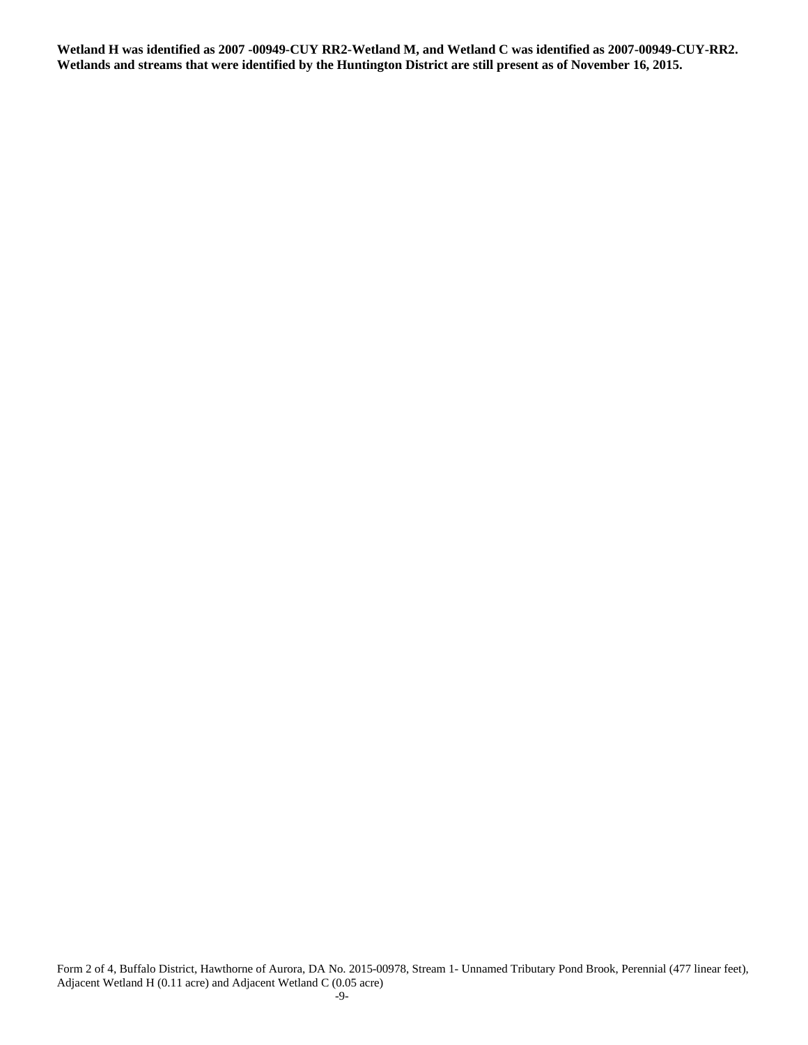**Wetland H was identified as 2007 -00949-CUY RR2-Wetland M, and Wetland C was identified as 2007-00949-CUY-RR2. Wetlands and streams that were identified by the Huntington District are still present as of November 16, 2015.**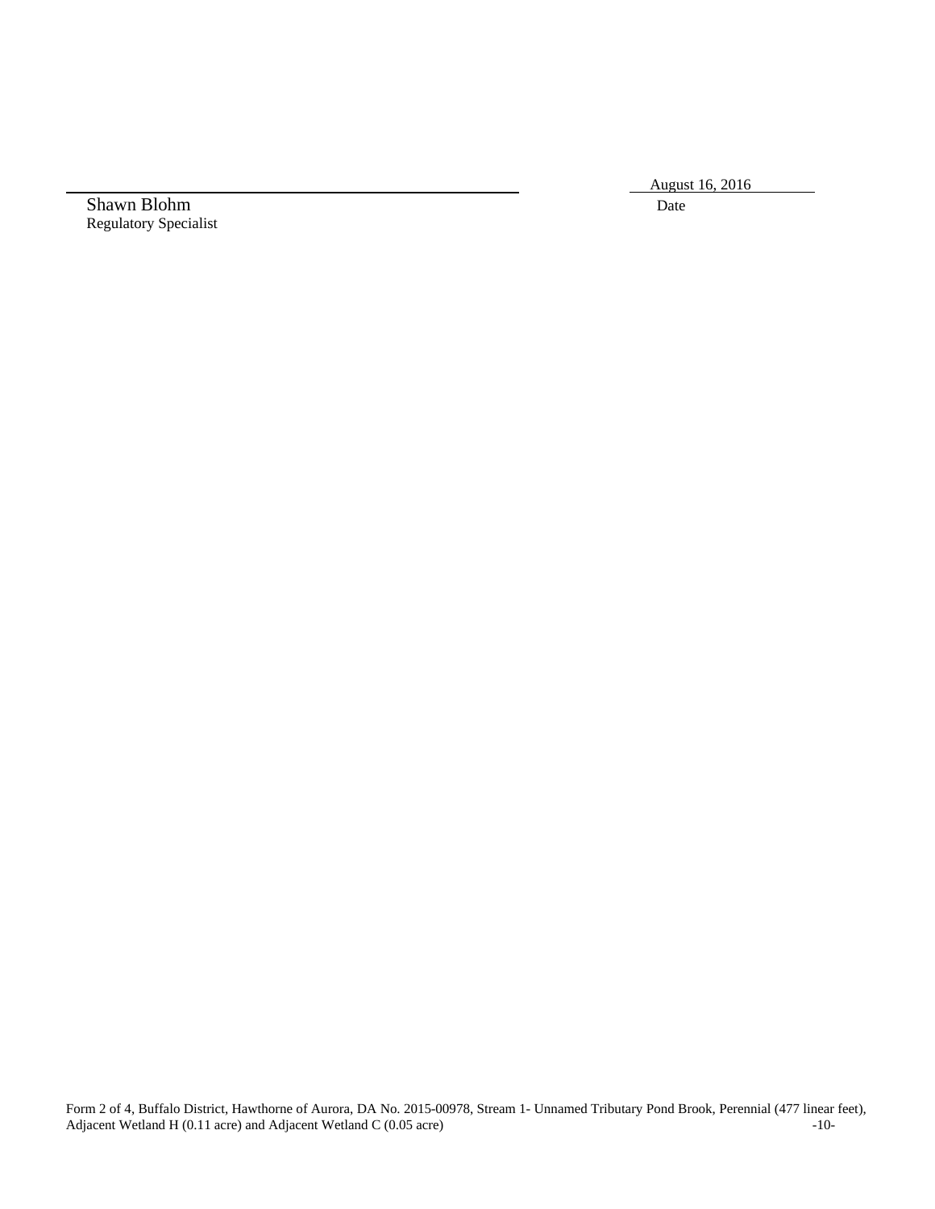Shawn Blohm
Regulatory Specialist

August 16, 2016
Date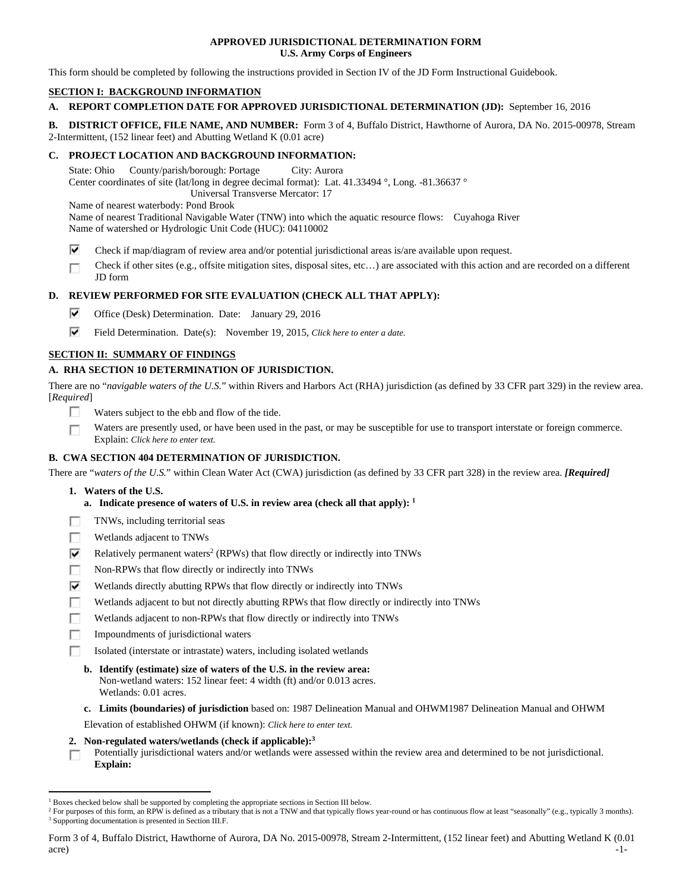**APPROVED JURISDICTIONAL DETERMINATION FORM**
**U.S. Army Corps of Engineers**

This form should be completed by following the instructions provided in Section IV of the JD Form Instructional Guidebook.

## SECTION I: BACKGROUND INFORMATION

**A. REPORT COMPLETION DATE FOR APPROVED JURISDICTIONAL DETERMINATION (JD):** September 16, 2016

**B. DISTRICT OFFICE, FILE NAME, AND NUMBER:** Form 3 of 4, Buffalo District, Hawthorne of Aurora, DA No. 2015-00978, Stream 2-Intermittent, (152 linear feet) and Abutting Wetland K (0.01 acre)

**C. PROJECT LOCATION AND BACKGROUND INFORMATION:**

State: Ohio County/parish/borough: Portage City: Aurora
Center coordinates of site (lat/long in degree decimal format): Lat. 41.33494 °, Long. -81.36637 °
Universal Transverse Mercator: 17
Name of nearest waterbody: Pond Brook
Name of nearest Traditional Navigable Water (TNW) into which the aquatic resource flows: Cuyahoga River
Name of watershed or Hydrologic Unit Code (HUC): 04110002

- [x] Check if map/diagram of review area and/or potential jurisdictional areas is/are available upon request.
- [ ] Check if other sites (e.g., offsite mitigation sites, disposal sites, etc…) are associated with this action and are recorded on a different JD form

**D. REVIEW PERFORMED FOR SITE EVALUATION (CHECK ALL THAT APPLY):**

- [x] Office (Desk) Determination. Date: January 29, 2016
- [x] Field Determination. Date(s): November 19, 2015, *Click here to enter a date.*

## SECTION II: SUMMARY OF FINDINGS

**A. RHA SECTION 10 DETERMINATION OF JURISDICTION.**

There are no "*navigable waters of the U.S.*" within Rivers and Harbors Act (RHA) jurisdiction (as defined by 33 CFR part 329) in the review area. [*Required*]

- [ ] Waters subject to the ebb and flow of the tide.
- [ ] Waters are presently used, or have been used in the past, or may be susceptible for use to transport interstate or foreign commerce. Explain: *Click here to enter text.*

**B. CWA SECTION 404 DETERMINATION OF JURISDICTION.**

There are "*waters of the U.S.*" within Clean Water Act (CWA) jurisdiction (as defined by 33 CFR part 328) in the review area. ***[Required]***

**1. Waters of the U.S.**

**a. Indicate presence of waters of U.S. in review area (check all that apply):** [1]

- [ ] TNWs, including territorial seas
- [ ] Wetlands adjacent to TNWs
- [x] Relatively permanent waters[2] (RPWs) that flow directly or indirectly into TNWs
- [ ] Non-RPWs that flow directly or indirectly into TNWs
- [x] Wetlands directly abutting RPWs that flow directly or indirectly into TNWs
- [ ] Wetlands adjacent to but not directly abutting RPWs that flow directly or indirectly into TNWs
- [ ] Wetlands adjacent to non-RPWs that flow directly or indirectly into TNWs
- [ ] Impoundments of jurisdictional waters
- [ ] Isolated (interstate or intrastate) waters, including isolated wetlands

**b. Identify (estimate) size of waters of the U.S. in the review area:**
Non-wetland waters: 152 linear feet: 4 width (ft) and/or 0.013 acres.
Wetlands: 0.01 acres.

**c. Limits (boundaries) of jurisdiction** based on: 1987 Delineation Manual and OHWM1987 Delineation Manual and OHWM

Elevation of established OHWM (if known): *Click here to enter text.*

**2. Non-regulated waters/wetlands (check if applicable):**[3]

- [ ] Potentially jurisdictional waters and/or wetlands were assessed within the review area and determined to be not jurisdictional. **Explain:**

---

[1] Boxes checked below shall be supported by completing the appropriate sections in Section III below.
[2] For purposes of this form, an RPW is defined as a tributary that is not a TNW and that typically flows year-round or has continuous flow at least "seasonally" (e.g., typically 3 months).
[3] Supporting documentation is presented in Section III.F.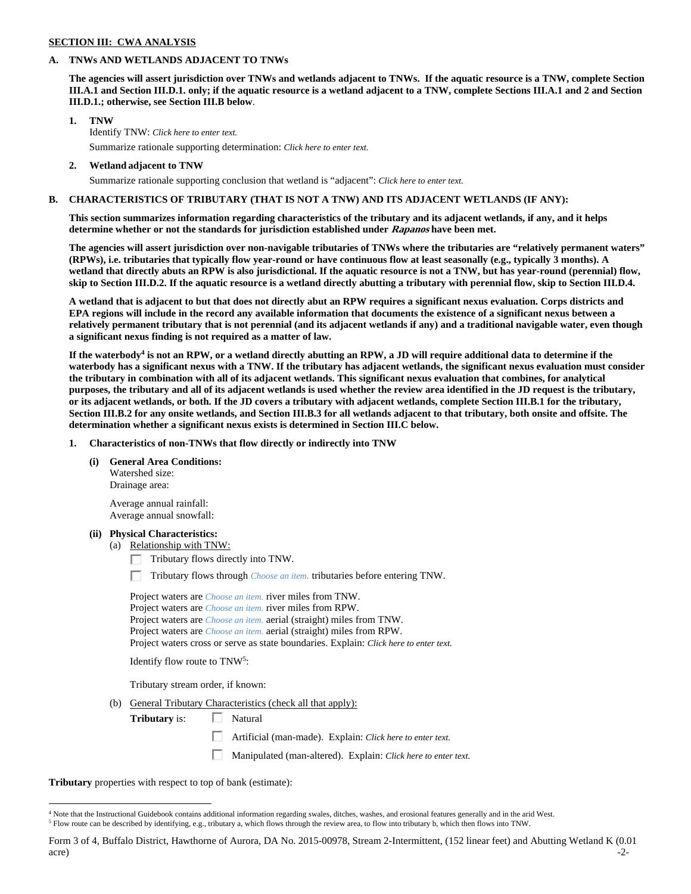## SECTION III: CWA ANALYSIS

### A. TNWs AND WETLANDS ADJACENT TO TNWs

**The agencies will assert jurisdiction over TNWs and wetlands adjacent to TNWs. If the aquatic resource is a TNW, complete Section III.A.1 and Section III.D.1. only; if the aquatic resource is a wetland adjacent to a TNW, complete Sections III.A.1 and 2 and Section III.D.1.; otherwise, see Section III.B below**.

**1. TNW**

Identify TNW: *Click here to enter text.*

Summarize rationale supporting determination: *Click here to enter text.*

**2. Wetland adjacent to TNW**

Summarize rationale supporting conclusion that wetland is "adjacent": *Click here to enter text.*

### B. CHARACTERISTICS OF TRIBUTARY (THAT IS NOT A TNW) AND ITS ADJACENT WETLANDS (IF ANY):

**This section summarizes information regarding characteristics of the tributary and its adjacent wetlands, if any, and it helps determine whether or not the standards for jurisdiction established under *Rapanos* have been met.**

**The agencies will assert jurisdiction over non-navigable tributaries of TNWs where the tributaries are "relatively permanent waters" (RPWs), i.e. tributaries that typically flow year-round or have continuous flow at least seasonally (e.g., typically 3 months). A wetland that directly abuts an RPW is also jurisdictional. If the aquatic resource is not a TNW, but has year-round (perennial) flow, skip to Section III.D.2. If the aquatic resource is a wetland directly abutting a tributary with perennial flow, skip to Section III.D.4.**

**A wetland that is adjacent to but that does not directly abut an RPW requires a significant nexus evaluation. Corps districts and EPA regions will include in the record any available information that documents the existence of a significant nexus between a relatively permanent tributary that is not perennial (and its adjacent wetlands if any) and a traditional navigable water, even though a significant nexus finding is not required as a matter of law.**

**If the waterbody[4] is not an RPW, or a wetland directly abutting an RPW, a JD will require additional data to determine if the waterbody has a significant nexus with a TNW. If the tributary has adjacent wetlands, the significant nexus evaluation must consider the tributary in combination with all of its adjacent wetlands. This significant nexus evaluation that combines, for analytical purposes, the tributary and all of its adjacent wetlands is used whether the review area identified in the JD request is the tributary, or its adjacent wetlands, or both. If the JD covers a tributary with adjacent wetlands, complete Section III.B.1 for the tributary, Section III.B.2 for any onsite wetlands, and Section III.B.3 for all wetlands adjacent to that tributary, both onsite and offsite. The determination whether a significant nexus exists is determined in Section III.C below.**

**1. Characteristics of non-TNWs that flow directly or indirectly into TNW**

**(i) General Area Conditions:**

Watershed size:
Drainage area:

Average annual rainfall:
Average annual snowfall:

**(ii) Physical Characteristics:**

(a) Relationship with TNW:

☐ Tributary flows directly into TNW.

☐ Tributary flows through *Choose an item.* tributaries before entering TNW.

Project waters are *Choose an item.* river miles from TNW.
Project waters are *Choose an item.* river miles from RPW.
Project waters are *Choose an item.* aerial (straight) miles from TNW.
Project waters are *Choose an item.* aerial (straight) miles from RPW.
Project waters cross or serve as state boundaries. Explain: *Click here to enter text.*

Identify flow route to TNW[5]:

Tributary stream order, if known:

(b) General Tributary Characteristics (check all that apply):

**Tributary** is: ☐ Natural

☐ Artificial (man-made). Explain: *Click here to enter text.*

☐ Manipulated (man-altered). Explain: *Click here to enter text.*

**Tributary** properties with respect to top of bank (estimate):

---

[4] Note that the Instructional Guidebook contains additional information regarding swales, ditches, washes, and erosional features generally and in the arid West.

[5] Flow route can be described by identifying, e.g., tributary a, which flows through the review area, to flow into tributary b, which then flows into TNW.

Form 3 of 4, Buffalo District, Hawthorne of Aurora, DA No. 2015-00978, Stream 2-Intermittent, (152 linear feet) and Abutting Wetland K (0.01 acre)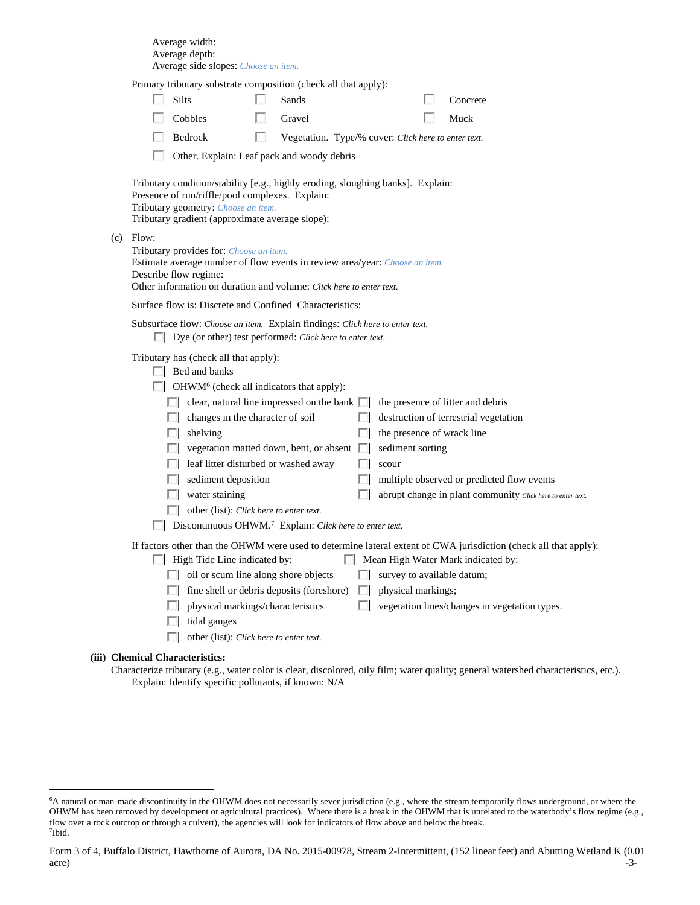Average width:
Average depth:
Average side slopes: *Choose an item.*

Primary tributary substrate composition (check all that apply):

- ☐ Silts ☐ Sands ☐ Concrete
- ☐ Cobbles ☐ Gravel ☐ Muck
- ☐ Bedrock ☐ Vegetation. Type/% cover: *Click here to enter text.*
- ☐ Other. Explain: Leaf pack and woody debris

Tributary condition/stability [e.g., highly eroding, sloughing banks]. Explain:
Presence of run/riffle/pool complexes. Explain:
Tributary geometry: *Choose an item.*
Tributary gradient (approximate average slope):

(c) Flow:
Tributary provides for: *Choose an item.*
Estimate average number of flow events in review area/year: *Choose an item.*
Describe flow regime:
Other information on duration and volume: *Click here to enter text.*

Surface flow is: Discrete and Confined Characteristics:

Subsurface flow: *Choose an item.* Explain findings: *Click here to enter text.*
☐ Dye (or other) test performed: *Click here to enter text.*

Tributary has (check all that apply):

- ☐ Bed and banks
- ☐ OHWM[6] (check all indicators that apply):
  - ☐ clear, natural line impressed on the bank ☐ the presence of litter and debris
  - ☐ changes in the character of soil ☐ destruction of terrestrial vegetation
  - ☐ shelving ☐ the presence of wrack line
  - ☐ vegetation matted down, bent, or absent ☐ sediment sorting
  - ☐ leaf litter disturbed or washed away ☐ scour
  - ☐ sediment deposition ☐ multiple observed or predicted flow events
  - ☐ water staining ☐ abrupt change in plant community *Click here to enter text.*
  - ☐ other (list): *Click here to enter text.*
- ☐ Discontinuous OHWM.[7] Explain: *Click here to enter text.*

If factors other than the OHWM were used to determine lateral extent of CWA jurisdiction (check all that apply):

- ☐ High Tide Line indicated by: ☐ Mean High Water Mark indicated by:
  - ☐ oil or scum line along shore objects ☐ survey to available datum;
  - ☐ fine shell or debris deposits (foreshore) ☐ physical markings;
  - ☐ physical markings/characteristics ☐ vegetation lines/changes in vegetation types.
  - ☐ tidal gauges
  - ☐ other (list): *Click here to enter text.*

**(iii) Chemical Characteristics:**

Characterize tributary (e.g., water color is clear, discolored, oily film; water quality; general watershed characteristics, etc.).
Explain: Identify specific pollutants, if known: N/A

---

[6]A natural or man-made discontinuity in the OHWM does not necessarily sever jurisdiction (e.g., where the stream temporarily flows underground, or where the OHWM has been removed by development or agricultural practices). Where there is a break in the OHWM that is unrelated to the waterbody's flow regime (e.g., flow over a rock outcrop or through a culvert), the agencies will look for indicators of flow above and below the break.
[7]Ibid.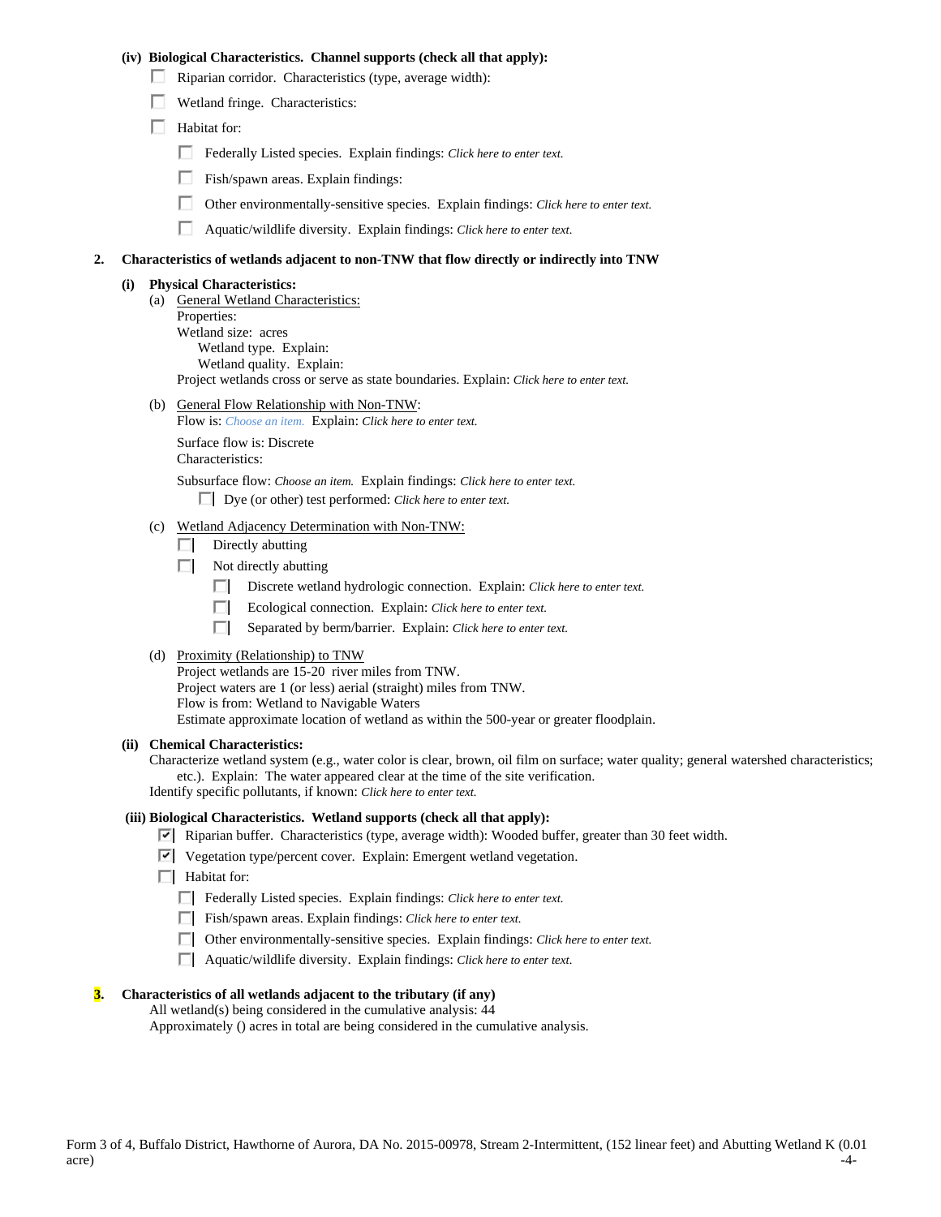**(iv) Biological Characteristics. Channel supports (check all that apply):**

- ☐ Riparian corridor. Characteristics (type, average width):
- ☐ Wetland fringe. Characteristics:
- ☐ Habitat for:
  - ☐ Federally Listed species. Explain findings: *Click here to enter text.*
  - ☐ Fish/spawn areas. Explain findings:
  - ☐ Other environmentally-sensitive species. Explain findings: *Click here to enter text.*
  - ☐ Aquatic/wildlife diversity. Explain findings: *Click here to enter text.*

**2. Characteristics of wetlands adjacent to non-TNW that flow directly or indirectly into TNW**

**(i) Physical Characteristics:**

(a) General Wetland Characteristics:
Properties:
Wetland size: acres
Wetland type. Explain:
Wetland quality. Explain:
Project wetlands cross or serve as state boundaries. Explain: *Click here to enter text.*

(b) General Flow Relationship with Non-TNW:
Flow is: *Choose an item.* Explain: *Click here to enter text.*

Surface flow is: Discrete
Characteristics:

Subsurface flow: *Choose an item.* Explain findings: *Click here to enter text.*
- ☐ Dye (or other) test performed: *Click here to enter text.*

(c) Wetland Adjacency Determination with Non-TNW:
- ☐ Directly abutting
- ☐ Not directly abutting
  - ☐ Discrete wetland hydrologic connection. Explain: *Click here to enter text.*
  - ☐ Ecological connection. Explain: *Click here to enter text.*
  - ☐ Separated by berm/barrier. Explain: *Click here to enter text.*

(d) Proximity (Relationship) to TNW
Project wetlands are 15-20 river miles from TNW.
Project waters are 1 (or less) aerial (straight) miles from TNW.
Flow is from: Wetland to Navigable Waters
Estimate approximate location of wetland as within the 500-year or greater floodplain.

**(ii) Chemical Characteristics:**
Characterize wetland system (e.g., water color is clear, brown, oil film on surface; water quality; general watershed characteristics; etc.). Explain: The water appeared clear at the time of the site verification.
Identify specific pollutants, if known: *Click here to enter text.*

**(iii) Biological Characteristics. Wetland supports (check all that apply):**

- ☑ Riparian buffer. Characteristics (type, average width): Wooded buffer, greater than 30 feet width.
- ☑ Vegetation type/percent cover. Explain: Emergent wetland vegetation.
- ☐ Habitat for:
  - ☐ Federally Listed species. Explain findings: *Click here to enter text.*
  - ☐ Fish/spawn areas. Explain findings: *Click here to enter text.*
  - ☐ Other environmentally-sensitive species. Explain findings: *Click here to enter text.*
  - ☐ Aquatic/wildlife diversity. Explain findings: *Click here to enter text.*

**3. Characteristics of all wetlands adjacent to the tributary (if any)**
All wetland(s) being considered in the cumulative analysis: 44
Approximately () acres in total are being considered in the cumulative analysis.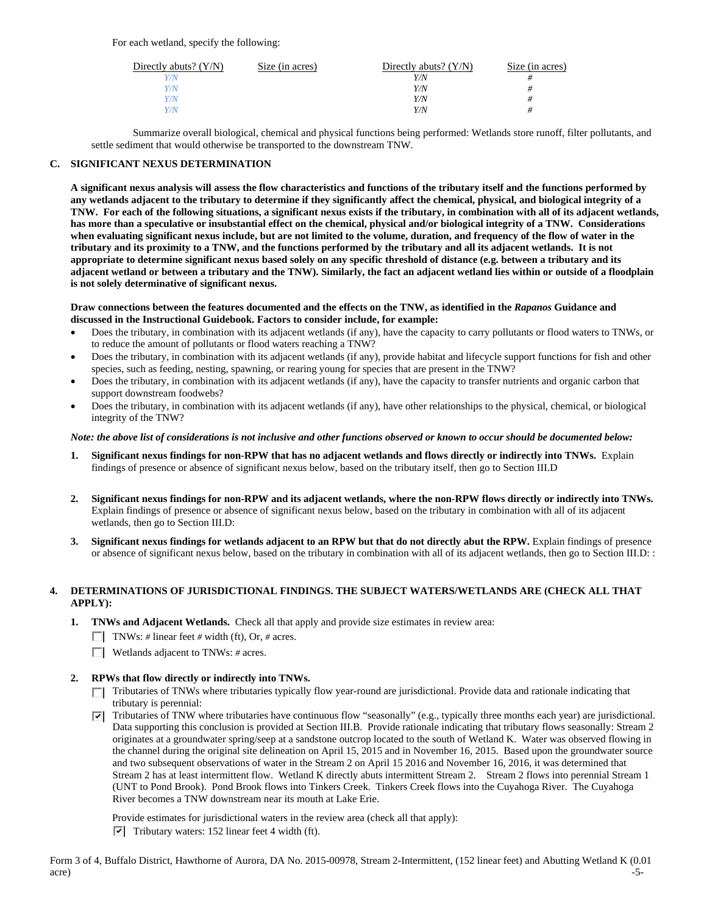For each wetland, specify the following:

| Directly abuts? (Y/N) | Size (in acres) | Directly abuts? (Y/N) | Size (in acres) |
|---|---|---|---|
| Y/N | | Y/N | # |
| Y/N | | Y/N | # |
| Y/N | | Y/N | # |
| Y/N | | Y/N | # |

Summarize overall biological, chemical and physical functions being performed: Wetlands store runoff, filter pollutants, and settle sediment that would otherwise be transported to the downstream TNW.

## C. SIGNIFICANT NEXUS DETERMINATION

**A significant nexus analysis will assess the flow characteristics and functions of the tributary itself and the functions performed by any wetlands adjacent to the tributary to determine if they significantly affect the chemical, physical, and biological integrity of a TNW. For each of the following situations, a significant nexus exists if the tributary, in combination with all of its adjacent wetlands, has more than a speculative or insubstantial effect on the chemical, physical and/or biological integrity of a TNW. Considerations when evaluating significant nexus include, but are not limited to the volume, duration, and frequency of the flow of water in the tributary and its proximity to a TNW, and the functions performed by the tributary and all its adjacent wetlands. It is not appropriate to determine significant nexus based solely on any specific threshold of distance (e.g. between a tributary and its adjacent wetland or between a tributary and the TNW). Similarly, the fact an adjacent wetland lies within or outside of a floodplain is not solely determinative of significant nexus.**

**Draw connections between the features documented and the effects on the TNW, as identified in the *Rapanos* Guidance and discussed in the Instructional Guidebook. Factors to consider include, for example:**

- Does the tributary, in combination with its adjacent wetlands (if any), have the capacity to carry pollutants or flood waters to TNWs, or to reduce the amount of pollutants or flood waters reaching a TNW?
- Does the tributary, in combination with its adjacent wetlands (if any), provide habitat and lifecycle support functions for fish and other species, such as feeding, nesting, spawning, or rearing young for species that are present in the TNW?
- Does the tributary, in combination with its adjacent wetlands (if any), have the capacity to transfer nutrients and organic carbon that support downstream foodwebs?
- Does the tributary, in combination with its adjacent wetlands (if any), have other relationships to the physical, chemical, or biological integrity of the TNW?

*Note: the above list of considerations is not inclusive and other functions observed or known to occur should be documented below:*

1. **Significant nexus findings for non-RPW that has no adjacent wetlands and flows directly or indirectly into TNWs.** Explain findings of presence or absence of significant nexus below, based on the tributary itself, then go to Section III.D

2. **Significant nexus findings for non-RPW and its adjacent wetlands, where the non-RPW flows directly or indirectly into TNWs.** Explain findings of presence or absence of significant nexus below, based on the tributary in combination with all of its adjacent wetlands, then go to Section III.D:

3. **Significant nexus findings for wetlands adjacent to an RPW but that do not directly abut the RPW.** Explain findings of presence or absence of significant nexus below, based on the tributary in combination with all of its adjacent wetlands, then go to Section III.D: :

## 4. DETERMINATIONS OF JURISDICTIONAL FINDINGS. THE SUBJECT WATERS/WETLANDS ARE (CHECK ALL THAT APPLY):

1. **TNWs and Adjacent Wetlands.** Check all that apply and provide size estimates in review area:
   - ☐ TNWs: # linear feet # width (ft), Or, # acres.
   - ☐ Wetlands adjacent to TNWs: # acres.

2. **RPWs that flow directly or indirectly into TNWs.**
   - ☐ Tributaries of TNWs where tributaries typically flow year-round are jurisdictional. Provide data and rationale indicating that tributary is perennial:
   - ☑ Tributaries of TNW where tributaries have continuous flow "seasonally" (e.g., typically three months each year) are jurisdictional. Data supporting this conclusion is provided at Section III.B. Provide rationale indicating that tributary flows seasonally: Stream 2 originates at a groundwater spring/seep at a sandstone outcrop located to the south of Wetland K. Water was observed flowing in the channel during the original site delineation on April 15, 2015 and in November 16, 2015. Based upon the groundwater source and two subsequent observations of water in the Stream 2 on April 15 2016 and November 16, 2016, it was determined that Stream 2 has at least intermittent flow. Wetland K directly abuts intermittent Stream 2. Stream 2 flows into perennial Stream 1 (UNT to Pond Brook). Pond Brook flows into Tinkers Creek. Tinkers Creek flows into the Cuyahoga River. The Cuyahoga River becomes a TNW downstream near its mouth at Lake Erie.

   Provide estimates for jurisdictional waters in the review area (check all that apply):
   - ☑ Tributary waters: 152 linear feet 4 width (ft).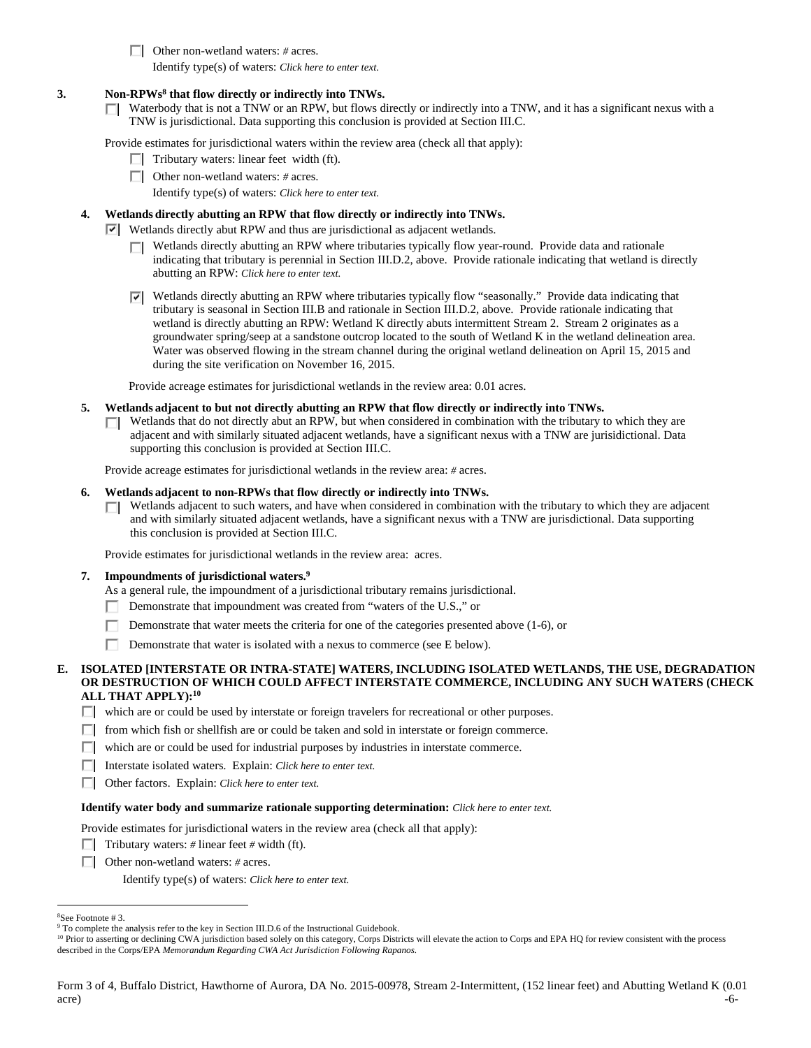☐ Other non-wetland waters: # acres.

Identify type(s) of waters: *Click here to enter text.*

**3. Non-RPWs[8] that flow directly or indirectly into TNWs.**

☐ Waterbody that is not a TNW or an RPW, but flows directly or indirectly into a TNW, and it has a significant nexus with a TNW is jurisdictional. Data supporting this conclusion is provided at Section III.C.

Provide estimates for jurisdictional waters within the review area (check all that apply):

☐ Tributary waters: linear feet width (ft).

☐ Other non-wetland waters: # acres.

Identify type(s) of waters: *Click here to enter text.*

**4. Wetlands directly abutting an RPW that flow directly or indirectly into TNWs.**

☑ Wetlands directly abut RPW and thus are jurisdictional as adjacent wetlands.

☐ Wetlands directly abutting an RPW where tributaries typically flow year-round. Provide data and rationale indicating that tributary is perennial in Section III.D.2, above. Provide rationale indicating that wetland is directly abutting an RPW: *Click here to enter text.*

☑ Wetlands directly abutting an RPW where tributaries typically flow "seasonally." Provide data indicating that tributary is seasonal in Section III.B and rationale in Section III.D.2, above. Provide rationale indicating that wetland is directly abutting an RPW: Wetland K directly abuts intermittent Stream 2. Stream 2 originates as a groundwater spring/seep at a sandstone outcrop located to the south of Wetland K in the wetland delineation area. Water was observed flowing in the stream channel during the original wetland delineation on April 15, 2015 and during the site verification on November 16, 2015.

Provide acreage estimates for jurisdictional wetlands in the review area: 0.01 acres.

**5. Wetlands adjacent to but not directly abutting an RPW that flow directly or indirectly into TNWs.**

☐ Wetlands that do not directly abut an RPW, but when considered in combination with the tributary to which they are adjacent and with similarly situated adjacent wetlands, have a significant nexus with a TNW are jurisidictional. Data supporting this conclusion is provided at Section III.C.

Provide acreage estimates for jurisdictional wetlands in the review area: # acres.

**6. Wetlands adjacent to non-RPWs that flow directly or indirectly into TNWs.**

☐ Wetlands adjacent to such waters, and have when considered in combination with the tributary to which they are adjacent and with similarly situated adjacent wetlands, have a significant nexus with a TNW are jurisdictional. Data supporting this conclusion is provided at Section III.C.

Provide estimates for jurisdictional wetlands in the review area: acres.

**7. Impoundments of jurisdictional waters.[9]**

As a general rule, the impoundment of a jurisdictional tributary remains jurisdictional.

☐ Demonstrate that impoundment was created from "waters of the U.S.," or

☐ Demonstrate that water meets the criteria for one of the categories presented above (1-6), or

☐ Demonstrate that water is isolated with a nexus to commerce (see E below).

**E. ISOLATED [INTERSTATE OR INTRA-STATE] WATERS, INCLUDING ISOLATED WETLANDS, THE USE, DEGRADATION OR DESTRUCTION OF WHICH COULD AFFECT INTERSTATE COMMERCE, INCLUDING ANY SUCH WATERS (CHECK ALL THAT APPLY):[10]**

☐ which are or could be used by interstate or foreign travelers for recreational or other purposes.

☐ from which fish or shellfish are or could be taken and sold in interstate or foreign commerce.

☐ which are or could be used for industrial purposes by industries in interstate commerce.

☐ Interstate isolated waters. Explain: *Click here to enter text.*

☐ Other factors. Explain: *Click here to enter text.*

**Identify water body and summarize rationale supporting determination:** *Click here to enter text.*

Provide estimates for jurisdictional waters in the review area (check all that apply):

☐ Tributary waters: # linear feet # width (ft).

☐ Other non-wetland waters: # acres.

Identify type(s) of waters: *Click here to enter text.*

---

[8] See Footnote # 3.

[9] To complete the analysis refer to the key in Section III.D.6 of the Instructional Guidebook.

[10] Prior to asserting or declining CWA jurisdiction based solely on this category, Corps Districts will elevate the action to Corps and EPA HQ for review consistent with the process described in the Corps/EPA *Memorandum Regarding CWA Act Jurisdiction Following Rapanos.*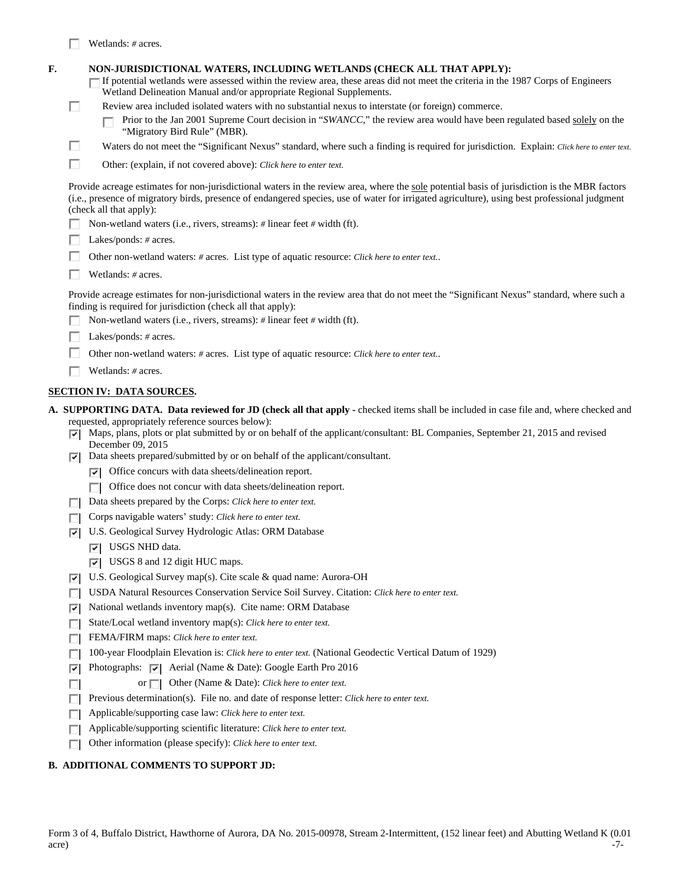- [ ] Wetlands: # acres.

**F. NON-JURISDICTIONAL WATERS, INCLUDING WETLANDS (CHECK ALL THAT APPLY):**

- [ ] If potential wetlands were assessed within the review area, these areas did not meet the criteria in the 1987 Corps of Engineers Wetland Delineation Manual and/or appropriate Regional Supplements.
- [ ] Review area included isolated waters with no substantial nexus to interstate (or foreign) commerce.
  - [ ] Prior to the Jan 2001 Supreme Court decision in "*SWANCC*," the review area would have been regulated based solely on the "Migratory Bird Rule" (MBR).
- [ ] Waters do not meet the "Significant Nexus" standard, where such a finding is required for jurisdiction. Explain: *Click here to enter text.*
- [ ] Other: (explain, if not covered above): *Click here to enter text.*

Provide acreage estimates for non-jurisdictional waters in the review area, where the sole potential basis of jurisdiction is the MBR factors (i.e., presence of migratory birds, presence of endangered species, use of water for irrigated agriculture), using best professional judgment (check all that apply):

- [ ] Non-wetland waters (i.e., rivers, streams): # linear feet # width (ft).
- [ ] Lakes/ponds: # acres.
- [ ] Other non-wetland waters: # acres. List type of aquatic resource: *Click here to enter text.*.
- [ ] Wetlands: # acres.

Provide acreage estimates for non-jurisdictional waters in the review area that do not meet the "Significant Nexus" standard, where such a finding is required for jurisdiction (check all that apply):

- [ ] Non-wetland waters (i.e., rivers, streams): # linear feet # width (ft).
- [ ] Lakes/ponds: # acres.
- [ ] Other non-wetland waters: # acres. List type of aquatic resource: *Click here to enter text.*.
- [ ] Wetlands: # acres.

## SECTION IV: DATA SOURCES.

**A. SUPPORTING DATA. Data reviewed for JD (check all that apply** - checked items shall be included in case file and, where checked and requested, appropriately reference sources below):

- [x] Maps, plans, plots or plat submitted by or on behalf of the applicant/consultant: BL Companies, September 21, 2015 and revised December 09, 2015
- [x] Data sheets prepared/submitted by or on behalf of the applicant/consultant.
  - [x] Office concurs with data sheets/delineation report.
  - [ ] Office does not concur with data sheets/delineation report.
- [ ] Data sheets prepared by the Corps: *Click here to enter text.*
- [ ] Corps navigable waters' study: *Click here to enter text.*
- [x] U.S. Geological Survey Hydrologic Atlas: ORM Database
  - [x] USGS NHD data.
  - [x] USGS 8 and 12 digit HUC maps.
- [x] U.S. Geological Survey map(s). Cite scale & quad name: Aurora-OH
- [ ] USDA Natural Resources Conservation Service Soil Survey. Citation: *Click here to enter text.*
- [x] National wetlands inventory map(s). Cite name: ORM Database
- [ ] State/Local wetland inventory map(s): *Click here to enter text.*
- [ ] FEMA/FIRM maps: *Click here to enter text.*
- [ ] 100-year Floodplain Elevation is: *Click here to enter text.* (National Geodectic Vertical Datum of 1929)
- [x] Photographs: [x] Aerial (Name & Date): Google Earth Pro 2016
- [ ] or [ ] Other (Name & Date): *Click here to enter text.*
- [ ] Previous determination(s). File no. and date of response letter: *Click here to enter text.*
- [ ] Applicable/supporting case law: *Click here to enter text.*
- [ ] Applicable/supporting scientific literature: *Click here to enter text.*
- [ ] Other information (please specify): *Click here to enter text.*

**B. ADDITIONAL COMMENTS TO SUPPORT JD:**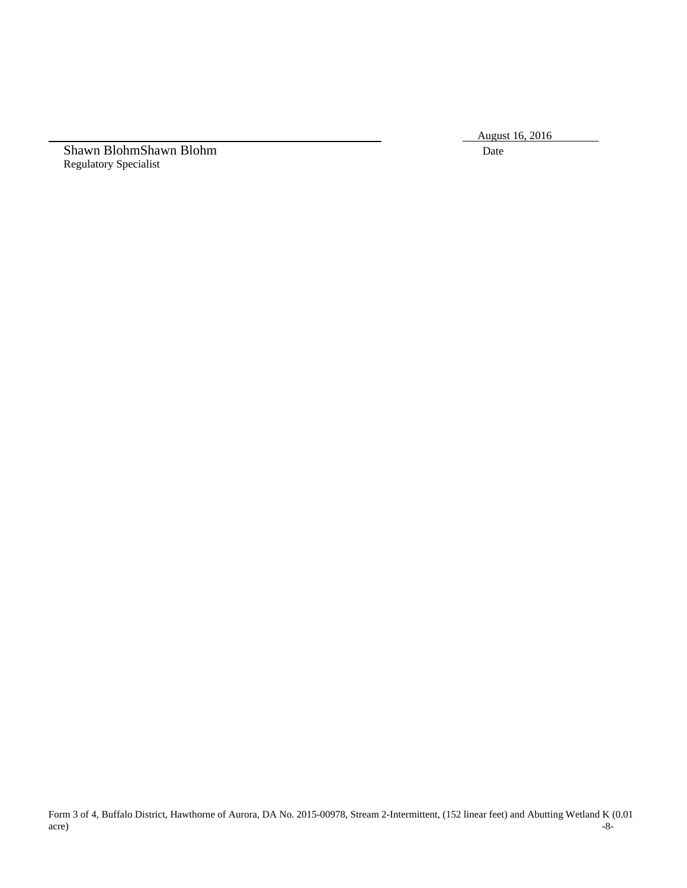Shawn BlohmShawn Blohm
Regulatory Specialist

August 16, 2016
Date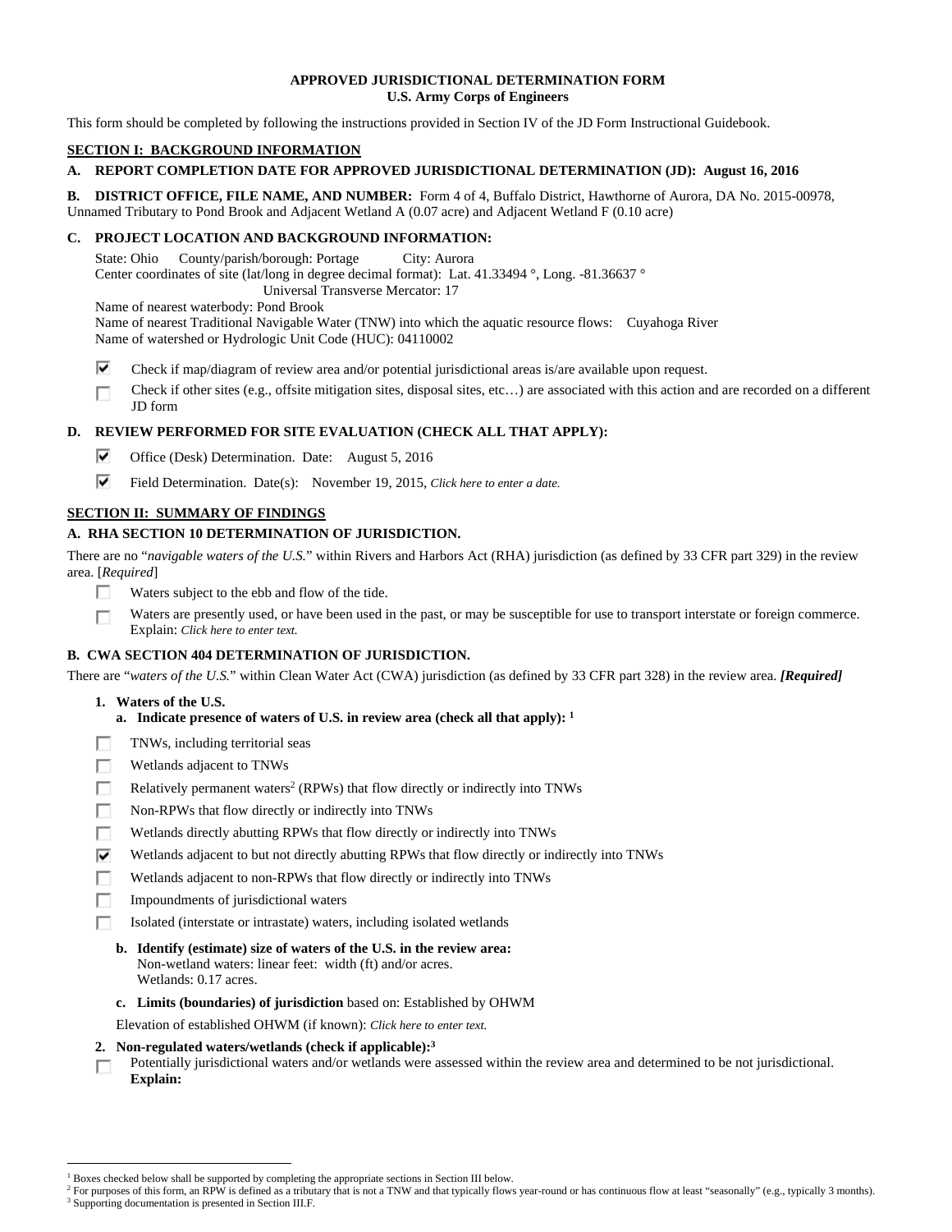**APPROVED JURISDICTIONAL DETERMINATION FORM**
**U.S. Army Corps of Engineers**

This form should be completed by following the instructions provided in Section IV of the JD Form Instructional Guidebook.

## SECTION I: BACKGROUND INFORMATION

**A. REPORT COMPLETION DATE FOR APPROVED JURISDICTIONAL DETERMINATION (JD): August 16, 2016**

**B. DISTRICT OFFICE, FILE NAME, AND NUMBER:** Form 4 of 4, Buffalo District, Hawthorne of Aurora, DA No. 2015-00978, Unnamed Tributary to Pond Brook and Adjacent Wetland A (0.07 acre) and Adjacent Wetland F (0.10 acre)

**C. PROJECT LOCATION AND BACKGROUND INFORMATION:**

State: Ohio County/parish/borough: Portage City: Aurora
Center coordinates of site (lat/long in degree decimal format): Lat. 41.33494 °, Long. -81.36637 °
Universal Transverse Mercator: 17
Name of nearest waterbody: Pond Brook
Name of nearest Traditional Navigable Water (TNW) into which the aquatic resource flows: Cuyahoga River
Name of watershed or Hydrologic Unit Code (HUC): 04110002

- ☑ Check if map/diagram of review area and/or potential jurisdictional areas is/are available upon request.
- ☐ Check if other sites (e.g., offsite mitigation sites, disposal sites, etc…) are associated with this action and are recorded on a different JD form

**D. REVIEW PERFORMED FOR SITE EVALUATION (CHECK ALL THAT APPLY):**

- ☑ Office (Desk) Determination. Date: August 5, 2016
- ☑ Field Determination. Date(s): November 19, 2015, *Click here to enter a date.*

## SECTION II: SUMMARY OF FINDINGS

**A. RHA SECTION 10 DETERMINATION OF JURISDICTION.**

There are no "*navigable waters of the U.S.*" within Rivers and Harbors Act (RHA) jurisdiction (as defined by 33 CFR part 329) in the review area. [*Required*]

- ☐ Waters subject to the ebb and flow of the tide.
- ☐ Waters are presently used, or have been used in the past, or may be susceptible for use to transport interstate or foreign commerce. Explain: *Click here to enter text.*

**B. CWA SECTION 404 DETERMINATION OF JURISDICTION.**

There are "*waters of the U.S.*" within Clean Water Act (CWA) jurisdiction (as defined by 33 CFR part 328) in the review area. ***[Required]***

**1. Waters of the U.S.**

**a. Indicate presence of waters of U.S. in review area (check all that apply):** [1]

- ☐ TNWs, including territorial seas
- ☐ Wetlands adjacent to TNWs
- ☐ Relatively permanent waters[2] (RPWs) that flow directly or indirectly into TNWs
- ☐ Non-RPWs that flow directly or indirectly into TNWs
- ☐ Wetlands directly abutting RPWs that flow directly or indirectly into TNWs
- ☑ Wetlands adjacent to but not directly abutting RPWs that flow directly or indirectly into TNWs
- ☐ Wetlands adjacent to non-RPWs that flow directly or indirectly into TNWs
- ☐ Impoundments of jurisdictional waters
- ☐ Isolated (interstate or intrastate) waters, including isolated wetlands

**b. Identify (estimate) size of waters of the U.S. in the review area:**
Non-wetland waters: linear feet: width (ft) and/or acres.
Wetlands: 0.17 acres.

**c. Limits (boundaries) of jurisdiction** based on: Established by OHWM

Elevation of established OHWM (if known): *Click here to enter text.*

**2. Non-regulated waters/wetlands (check if applicable):**[3]

- ☐ Potentially jurisdictional waters and/or wetlands were assessed within the review area and determined to be not jurisdictional. **Explain:**

---

[1] Boxes checked below shall be supported by completing the appropriate sections in Section III below.
[2] For purposes of this form, an RPW is defined as a tributary that is not a TNW and that typically flows year-round or has continuous flow at least "seasonally" (e.g., typically 3 months).
[3] Supporting documentation is presented in Section III.F.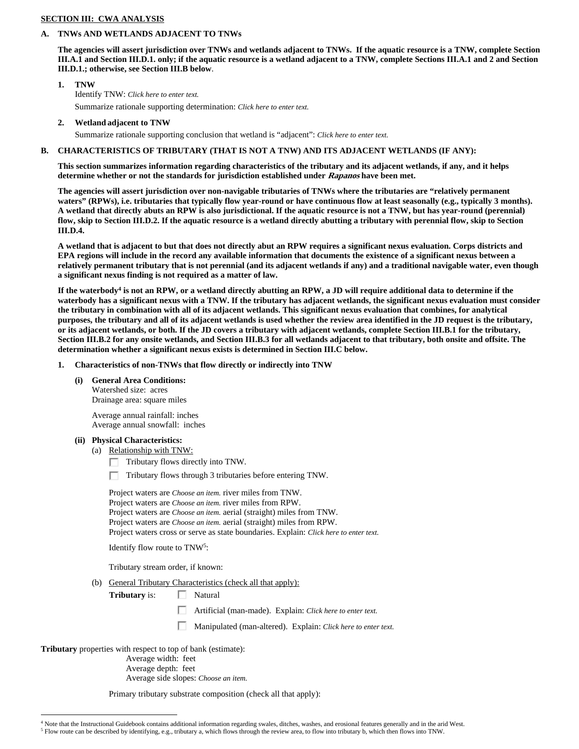**SECTION III: CWA ANALYSIS**

**A. TNWs AND WETLANDS ADJACENT TO TNWs**

**The agencies will assert jurisdiction over TNWs and wetlands adjacent to TNWs. If the aquatic resource is a TNW, complete Section III.A.1 and Section III.D.1. only; if the aquatic resource is a wetland adjacent to a TNW, complete Sections III.A.1 and 2 and Section III.D.1.; otherwise, see Section III.B below**.

**1. TNW**

Identify TNW: *Click here to enter text.*

Summarize rationale supporting determination: *Click here to enter text.*

**2. Wetland adjacent to TNW**

Summarize rationale supporting conclusion that wetland is "adjacent": *Click here to enter text.*

**B. CHARACTERISTICS OF TRIBUTARY (THAT IS NOT A TNW) AND ITS ADJACENT WETLANDS (IF ANY):**

**This section summarizes information regarding characteristics of the tributary and its adjacent wetlands, if any, and it helps determine whether or not the standards for jurisdiction established under *Rapanos* have been met.**

**The agencies will assert jurisdiction over non-navigable tributaries of TNWs where the tributaries are "relatively permanent waters" (RPWs), i.e. tributaries that typically flow year-round or have continuous flow at least seasonally (e.g., typically 3 months). A wetland that directly abuts an RPW is also jurisdictional. If the aquatic resource is not a TNW, but has year-round (perennial) flow, skip to Section III.D.2. If the aquatic resource is a wetland directly abutting a tributary with perennial flow, skip to Section III.D.4.**

**A wetland that is adjacent to but that does not directly abut an RPW requires a significant nexus evaluation. Corps districts and EPA regions will include in the record any available information that documents the existence of a significant nexus between a relatively permanent tributary that is not perennial (and its adjacent wetlands if any) and a traditional navigable water, even though a significant nexus finding is not required as a matter of law.**

**If the waterbody[4] is not an RPW, or a wetland directly abutting an RPW, a JD will require additional data to determine if the waterbody has a significant nexus with a TNW. If the tributary has adjacent wetlands, the significant nexus evaluation must consider the tributary in combination with all of its adjacent wetlands. This significant nexus evaluation that combines, for analytical purposes, the tributary and all of its adjacent wetlands is used whether the review area identified in the JD request is the tributary, or its adjacent wetlands, or both. If the JD covers a tributary with adjacent wetlands, complete Section III.B.1 for the tributary, Section III.B.2 for any onsite wetlands, and Section III.B.3 for all wetlands adjacent to that tributary, both onsite and offsite. The determination whether a significant nexus exists is determined in Section III.C below.**

**1. Characteristics of non-TNWs that flow directly or indirectly into TNW**

**(i) General Area Conditions:**

Watershed size: acres
Drainage area: square miles

Average annual rainfall: inches
Average annual snowfall: inches

**(ii) Physical Characteristics:**

(a) Relationship with TNW:

- ☐ Tributary flows directly into TNW.
- ☐ Tributary flows through 3 tributaries before entering TNW.

Project waters are *Choose an item.* river miles from TNW.
Project waters are *Choose an item.* river miles from RPW.
Project waters are *Choose an item.* aerial (straight) miles from TNW.
Project waters are *Choose an item.* aerial (straight) miles from RPW.
Project waters cross or serve as state boundaries. Explain: *Click here to enter text.*

Identify flow route to TNW[5]:

Tributary stream order, if known:

(b) General Tributary Characteristics (check all that apply):

**Tributary** is:
- ☐ Natural
- ☐ Artificial (man-made). Explain: *Click here to enter text.*
- ☐ Manipulated (man-altered). Explain: *Click here to enter text.*

**Tributary** properties with respect to top of bank (estimate):

Average width: feet
Average depth: feet
Average side slopes: *Choose an item.*

Primary tributary substrate composition (check all that apply):

[4] Note that the Instructional Guidebook contains additional information regarding swales, ditches, washes, and erosional features generally and in the arid West.

[5] Flow route can be described by identifying, e.g., tributary a, which flows through the review area, to flow into tributary b, which then flows into TNW.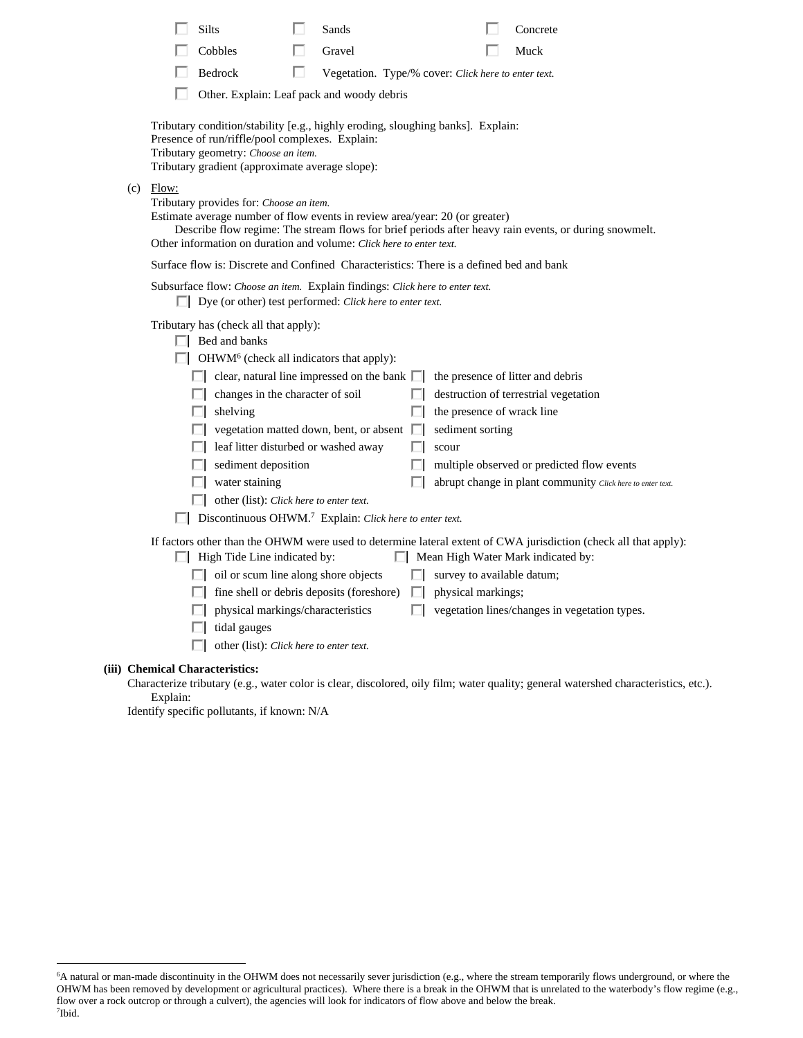- ☐ Silts ☐ Sands ☐ Concrete
- ☐ Cobbles ☐ Gravel ☐ Muck
- ☐ Bedrock ☐ Vegetation. Type/% cover: *Click here to enter text.*
- ☐ Other. Explain: Leaf pack and woody debris

Tributary condition/stability [e.g., highly eroding, sloughing banks]. Explain:
Presence of run/riffle/pool complexes. Explain:
Tributary geometry: *Choose an item.*
Tributary gradient (approximate average slope):

(c) Flow:
Tributary provides for: *Choose an item.*
Estimate average number of flow events in review area/year: 20 (or greater)
Describe flow regime: The stream flows for brief periods after heavy rain events, or during snowmelt.
Other information on duration and volume: *Click here to enter text.*

Surface flow is: Discrete and Confined Characteristics: There is a defined bed and bank

Subsurface flow: *Choose an item.* Explain findings: *Click here to enter text.*
☐ Dye (or other) test performed: *Click here to enter text.*

Tributary has (check all that apply):
- ☐ Bed and banks
- ☐ OHWM[6] (check all indicators that apply):
  - ☐ clear, natural line impressed on the bank
  - ☐ changes in the character of soil
  - ☐ shelving
  - ☐ vegetation matted down, bent, or absent
  - ☐ leaf litter disturbed or washed away
  - ☐ sediment deposition
  - ☐ water staining
  - ☐ other (list): *Click here to enter text.*
  - ☐ the presence of litter and debris
  - ☐ destruction of terrestrial vegetation
  - ☐ the presence of wrack line
  - ☐ sediment sorting
  - ☐ scour
  - ☐ multiple observed or predicted flow events
  - ☐ abrupt change in plant community *Click here to enter text.*
- ☐ Discontinuous OHWM.[7] Explain: *Click here to enter text.*

If factors other than the OHWM were used to determine lateral extent of CWA jurisdiction (check all that apply):
- ☐ High Tide Line indicated by:
  - ☐ oil or scum line along shore objects
  - ☐ fine shell or debris deposits (foreshore)
  - ☐ physical markings/characteristics
  - ☐ tidal gauges
  - ☐ other (list): *Click here to enter text.*
- ☐ Mean High Water Mark indicated by:
  - ☐ survey to available datum;
  - ☐ physical markings;
  - ☐ vegetation lines/changes in vegetation types.

**(iii) Chemical Characteristics:**
Characterize tributary (e.g., water color is clear, discolored, oily film; water quality; general watershed characteristics, etc.).
Explain:
Identify specific pollutants, if known: N/A

---

[6]A natural or man-made discontinuity in the OHWM does not necessarily sever jurisdiction (e.g., where the stream temporarily flows underground, or where the OHWM has been removed by development or agricultural practices). Where there is a break in the OHWM that is unrelated to the waterbody's flow regime (e.g., flow over a rock outcrop or through a culvert), the agencies will look for indicators of flow above and below the break.
[7]Ibid.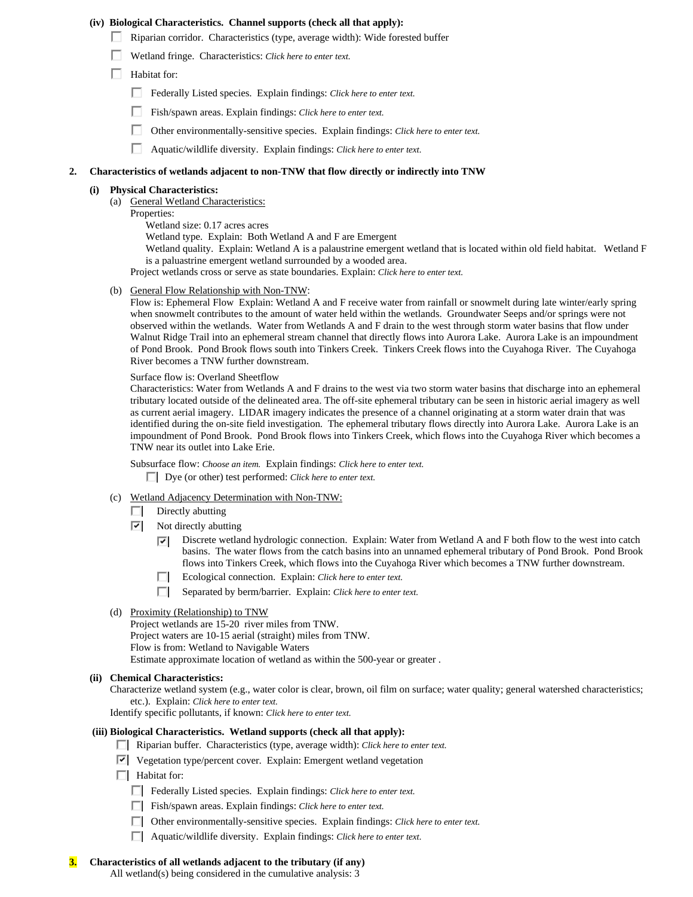**(iv) Biological Characteristics. Channel supports (check all that apply):**

- ☐ Riparian corridor. Characteristics (type, average width): Wide forested buffer
- ☐ Wetland fringe. Characteristics: *Click here to enter text.*
- ☐ Habitat for:
  - ☐ Federally Listed species. Explain findings: *Click here to enter text.*
  - ☐ Fish/spawn areas. Explain findings: *Click here to enter text.*
  - ☐ Other environmentally-sensitive species. Explain findings: *Click here to enter text.*
  - ☐ Aquatic/wildlife diversity. Explain findings: *Click here to enter text.*

**2. Characteristics of wetlands adjacent to non-TNW that flow directly or indirectly into TNW**

**(i) Physical Characteristics:**

(a) General Wetland Characteristics:

Properties:

Wetland size: 0.17 acres acres

Wetland type. Explain: Both Wetland A and F are Emergent

Wetland quality. Explain: Wetland A is a palaustrine emergent wetland that is located within old field habitat. Wetland F is a paluastrine emergent wetland surrounded by a wooded area.

Project wetlands cross or serve as state boundaries. Explain: *Click here to enter text.*

(b) General Flow Relationship with Non-TNW:

Flow is: Ephemeral Flow Explain: Wetland A and F receive water from rainfall or snowmelt during late winter/early spring when snowmelt contributes to the amount of water held within the wetlands. Groundwater Seeps and/or springs were not observed within the wetlands. Water from Wetlands A and F drain to the west through storm water basins that flow under Walnut Ridge Trail into an ephemeral stream channel that directly flows into Aurora Lake. Aurora Lake is an impoundment of Pond Brook. Pond Brook flows south into Tinkers Creek. Tinkers Creek flows into the Cuyahoga River. The Cuyahoga River becomes a TNW further downstream.

Surface flow is: Overland Sheetflow

Characteristics: Water from Wetlands A and F drains to the west via two storm water basins that discharge into an ephemeral tributary located outside of the delineated area. The off-site ephemeral tributary can be seen in historic aerial imagery as well as current aerial imagery. LIDAR imagery indicates the presence of a channel originating at a storm water drain that was identified during the on-site field investigation. The ephemeral tributary flows directly into Aurora Lake. Aurora Lake is an impoundment of Pond Brook. Pond Brook flows into Tinkers Creek, which flows into the Cuyahoga River which becomes a TNW near its outlet into Lake Erie.

Subsurface flow: *Choose an item.* Explain findings: *Click here to enter text.*

- ☐ Dye (or other) test performed: *Click here to enter text.*

(c) Wetland Adjacency Determination with Non-TNW:

- ☐ Directly abutting
- ☑ Not directly abutting
  - ☑ Discrete wetland hydrologic connection. Explain: Water from Wetland A and F both flow to the west into catch basins. The water flows from the catch basins into an unnamed ephemeral tributary of Pond Brook. Pond Brook flows into Tinkers Creek, which flows into the Cuyahoga River which becomes a TNW further downstream.
  - ☐ Ecological connection. Explain: *Click here to enter text.*
  - ☐ Separated by berm/barrier. Explain: *Click here to enter text.*

(d) Proximity (Relationship) to TNW

Project wetlands are 15-20 river miles from TNW.

Project waters are 10-15 aerial (straight) miles from TNW.

Flow is from: Wetland to Navigable Waters

Estimate approximate location of wetland as within the 500-year or greater .

**(ii) Chemical Characteristics:**

Characterize wetland system (e.g., water color is clear, brown, oil film on surface; water quality; general watershed characteristics; etc.). Explain: *Click here to enter text.*

Identify specific pollutants, if known: *Click here to enter text.*

**(iii) Biological Characteristics. Wetland supports (check all that apply):**

- ☐ Riparian buffer. Characteristics (type, average width): *Click here to enter text.*
- ☑ Vegetation type/percent cover. Explain: Emergent wetland vegetation
- ☐ Habitat for:
  - ☐ Federally Listed species. Explain findings: *Click here to enter text.*
  - ☐ Fish/spawn areas. Explain findings: *Click here to enter text.*
  - ☐ Other environmentally-sensitive species. Explain findings: *Click here to enter text.*
  - ☐ Aquatic/wildlife diversity. Explain findings: *Click here to enter text.*

**3. Characteristics of all wetlands adjacent to the tributary (if any)**

All wetland(s) being considered in the cumulative analysis: 3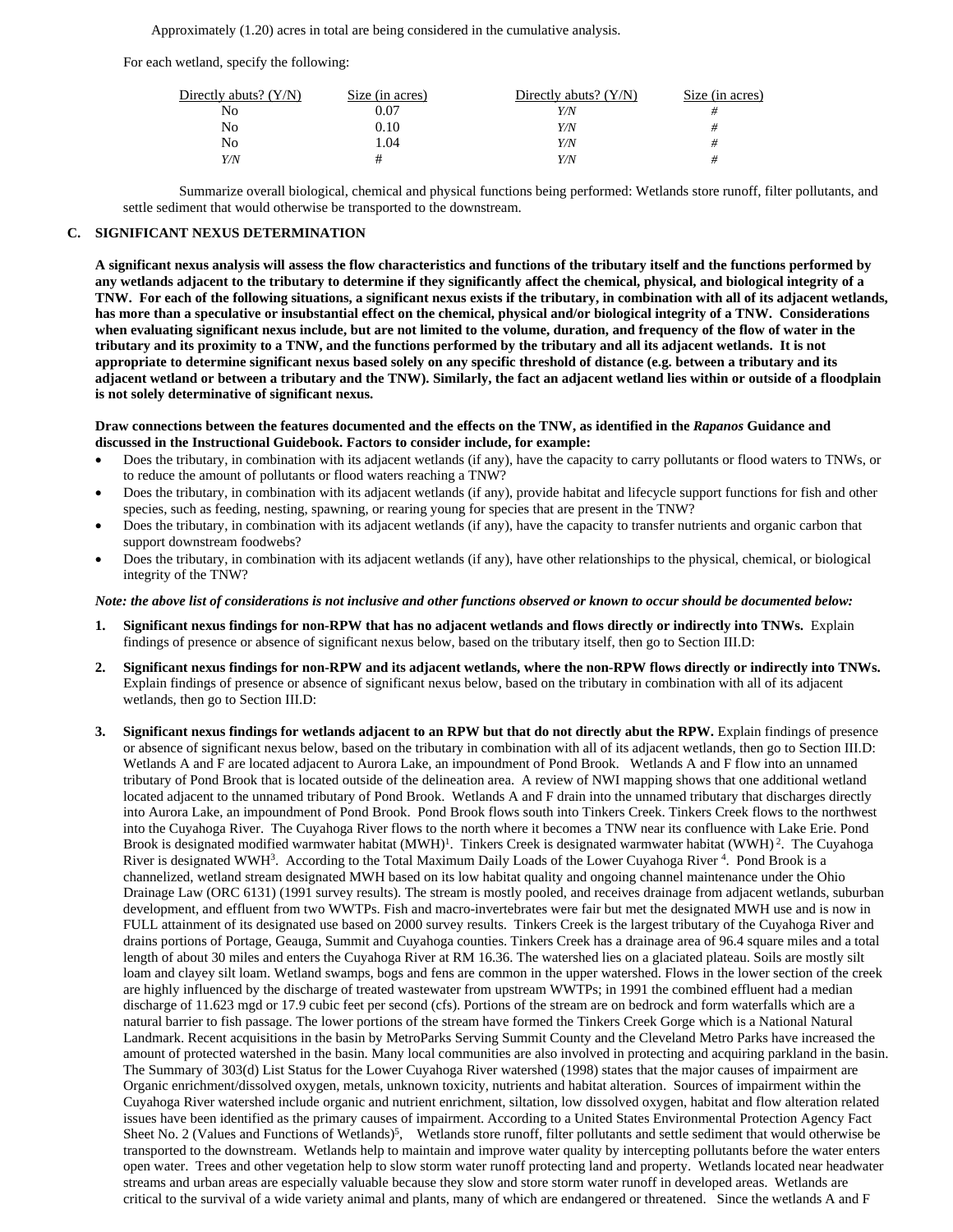Approximately (1.20) acres in total are being considered in the cumulative analysis.

For each wetland, specify the following:

| Directly abuts? (Y/N) | Size (in acres) | Directly abuts? (Y/N) | Size (in acres) |
|---|---|---|---|
| No | 0.07 | *Y/N* | # |
| No | 0.10 | *Y/N* | # |
| No | 1.04 | *Y/N* | # |
| *Y/N* | # | *Y/N* | # |

Summarize overall biological, chemical and physical functions being performed: Wetlands store runoff, filter pollutants, and settle sediment that would otherwise be transported to the downstream.

## C. SIGNIFICANT NEXUS DETERMINATION

**A significant nexus analysis will assess the flow characteristics and functions of the tributary itself and the functions performed by any wetlands adjacent to the tributary to determine if they significantly affect the chemical, physical, and biological integrity of a TNW. For each of the following situations, a significant nexus exists if the tributary, in combination with all of its adjacent wetlands, has more than a speculative or insubstantial effect on the chemical, physical and/or biological integrity of a TNW. Considerations when evaluating significant nexus include, but are not limited to the volume, duration, and frequency of the flow of water in the tributary and its proximity to a TNW, and the functions performed by the tributary and all its adjacent wetlands. It is not appropriate to determine significant nexus based solely on any specific threshold of distance (e.g. between a tributary and its adjacent wetland or between a tributary and the TNW). Similarly, the fact an adjacent wetland lies within or outside of a floodplain is not solely determinative of significant nexus.**

**Draw connections between the features documented and the effects on the TNW, as identified in the *Rapanos* Guidance and discussed in the Instructional Guidebook. Factors to consider include, for example:**

- Does the tributary, in combination with its adjacent wetlands (if any), have the capacity to carry pollutants or flood waters to TNWs, or to reduce the amount of pollutants or flood waters reaching a TNW?
- Does the tributary, in combination with its adjacent wetlands (if any), provide habitat and lifecycle support functions for fish and other species, such as feeding, nesting, spawning, or rearing young for species that are present in the TNW?
- Does the tributary, in combination with its adjacent wetlands (if any), have the capacity to transfer nutrients and organic carbon that support downstream foodwebs?
- Does the tributary, in combination with its adjacent wetlands (if any), have other relationships to the physical, chemical, or biological integrity of the TNW?

***Note: the above list of considerations is not inclusive and other functions observed or known to occur should be documented below:***

1. **Significant nexus findings for non-RPW that has no adjacent wetlands and flows directly or indirectly into TNWs.** Explain findings of presence or absence of significant nexus below, based on the tributary itself, then go to Section III.D:

2. **Significant nexus findings for non-RPW and its adjacent wetlands, where the non-RPW flows directly or indirectly into TNWs.** Explain findings of presence or absence of significant nexus below, based on the tributary in combination with all of its adjacent wetlands, then go to Section III.D:

3. **Significant nexus findings for wetlands adjacent to an RPW but that do not directly abut the RPW.** Explain findings of presence or absence of significant nexus below, based on the tributary in combination with all of its adjacent wetlands, then go to Section III.D: Wetlands A and F are located adjacent to Aurora Lake, an impoundment of Pond Brook. Wetlands A and F flow into an unnamed tributary of Pond Brook that is located outside of the delineation area. A review of NWI mapping shows that one additional wetland located adjacent to the unnamed tributary of Pond Brook. Wetlands A and F drain into the unnamed tributary that discharges directly into Aurora Lake, an impoundment of Pond Brook. Pond Brook flows south into Tinkers Creek. Tinkers Creek flows to the northwest into the Cuyahoga River. The Cuyahoga River flows to the north where it becomes a TNW near its confluence with Lake Erie. Pond Brook is designated modified warmwater habitat (MWH)[1]. Tinkers Creek is designated warmwater habitat (WWH)[2]. The Cuyahoga River is designated WWH[3]. According to the Total Maximum Daily Loads of the Lower Cuyahoga River[4]. Pond Brook is a channelized, wetland stream designated MWH based on its low habitat quality and ongoing channel maintenance under the Ohio Drainage Law (ORC 6131) (1991 survey results). The stream is mostly pooled, and receives drainage from adjacent wetlands, suburban development, and effluent from two WWTPs. Fish and macro-invertebrates were fair but met the designated MWH use and is now in FULL attainment of its designated use based on 2000 survey results. Tinkers Creek is the largest tributary of the Cuyahoga River and drains portions of Portage, Geauga, Summit and Cuyahoga counties. Tinkers Creek has a drainage area of 96.4 square miles and a total length of about 30 miles and enters the Cuyahoga River at RM 16.36. The watershed lies on a glaciated plateau. Soils are mostly silt loam and clayey silt loam. Wetland swamps, bogs and fens are common in the upper watershed. Flows in the lower section of the creek are highly influenced by the discharge of treated wastewater from upstream WWTPs; in 1991 the combined effluent had a median discharge of 11.623 mgd or 17.9 cubic feet per second (cfs). Portions of the stream are on bedrock and form waterfalls which are a natural barrier to fish passage. The lower portions of the stream have formed the Tinkers Creek Gorge which is a National Natural Landmark. Recent acquisitions in the basin by MetroParks Serving Summit County and the Cleveland Metro Parks have increased the amount of protected watershed in the basin. Many local communities are also involved in protecting and acquiring parkland in the basin. The Summary of 303(d) List Status for the Lower Cuyahoga River watershed (1998) states that the major causes of impairment are Organic enrichment/dissolved oxygen, metals, unknown toxicity, nutrients and habitat alteration. Sources of impairment within the Cuyahoga River watershed include organic and nutrient enrichment, siltation, low dissolved oxygen, habitat and flow alteration related issues have been identified as the primary causes of impairment. According to a United States Environmental Protection Agency Fact Sheet No. 2 (Values and Functions of Wetlands)[5], Wetlands store runoff, filter pollutants and settle sediment that would otherwise be transported to the downstream. Wetlands help to maintain and improve water quality by intercepting pollutants before the water enters open water. Trees and other vegetation help to slow storm water runoff protecting land and property. Wetlands located near headwater streams and urban areas are especially valuable because they slow and store storm water runoff in developed areas. Wetlands are critical to the survival of a wide variety animal and plants, many of which are endangered or threatened. Since the wetlands A and F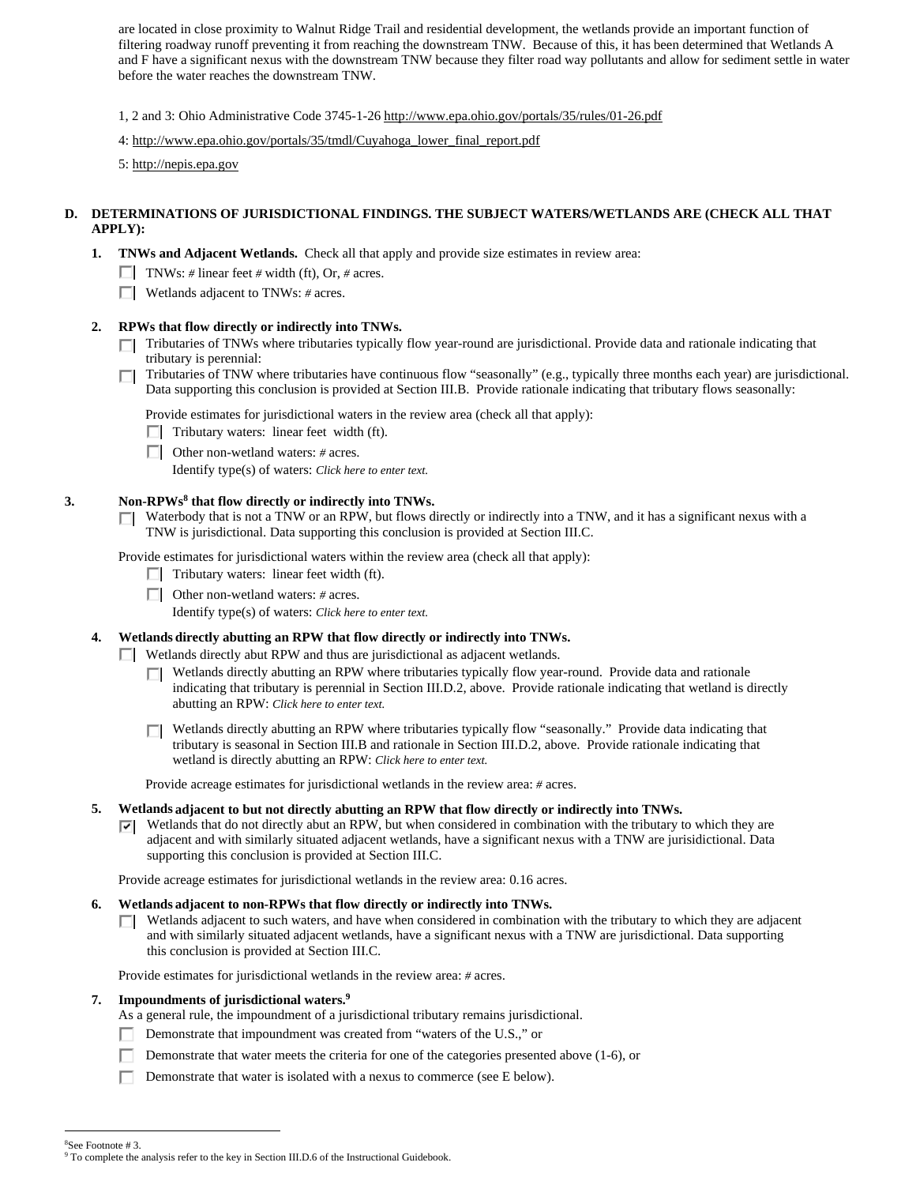are located in close proximity to Walnut Ridge Trail and residential development, the wetlands provide an important function of filtering roadway runoff preventing it from reaching the downstream TNW. Because of this, it has been determined that Wetlands A and F have a significant nexus with the downstream TNW because they filter road way pollutants and allow for sediment settle in water before the water reaches the downstream TNW.

1, 2 and 3: Ohio Administrative Code 3745-1-26 http://www.epa.ohio.gov/portals/35/rules/01-26.pdf

4: http://www.epa.ohio.gov/portals/35/tmdl/Cuyahoga_lower_final_report.pdf

5: http://nepis.epa.gov

**D. DETERMINATIONS OF JURISDICTIONAL FINDINGS. THE SUBJECT WATERS/WETLANDS ARE (CHECK ALL THAT APPLY):**

**1. TNWs and Adjacent Wetlands.** Check all that apply and provide size estimates in review area:

- ☐ TNWs: # linear feet # width (ft), Or, # acres.
- ☐ Wetlands adjacent to TNWs: # acres.

**2. RPWs that flow directly or indirectly into TNWs.**

- ☐ Tributaries of TNWs where tributaries typically flow year-round are jurisdictional. Provide data and rationale indicating that tributary is perennial:
- ☐ Tributaries of TNW where tributaries have continuous flow "seasonally" (e.g., typically three months each year) are jurisdictional. Data supporting this conclusion is provided at Section III.B. Provide rationale indicating that tributary flows seasonally:

Provide estimates for jurisdictional waters in the review area (check all that apply):

- ☐ Tributary waters: linear feet width (ft).
- ☐ Other non-wetland waters: # acres.
  Identify type(s) of waters: *Click here to enter text.*

**3. Non-RPWs[8] that flow directly or indirectly into TNWs.**

- ☐ Waterbody that is not a TNW or an RPW, but flows directly or indirectly into a TNW, and it has a significant nexus with a TNW is jurisdictional. Data supporting this conclusion is provided at Section III.C.

Provide estimates for jurisdictional waters within the review area (check all that apply):

- ☐ Tributary waters: linear feet width (ft).
- ☐ Other non-wetland waters: # acres.
  Identify type(s) of waters: *Click here to enter text.*

**4. Wetlands directly abutting an RPW that flow directly or indirectly into TNWs.**

- ☐ Wetlands directly abut RPW and thus are jurisdictional as adjacent wetlands.
  - ☐ Wetlands directly abutting an RPW where tributaries typically flow year-round. Provide data and rationale indicating that tributary is perennial in Section III.D.2, above. Provide rationale indicating that wetland is directly abutting an RPW: *Click here to enter text.*
  - ☐ Wetlands directly abutting an RPW where tributaries typically flow "seasonally." Provide data indicating that tributary is seasonal in Section III.B and rationale in Section III.D.2, above. Provide rationale indicating that wetland is directly abutting an RPW: *Click here to enter text.*

Provide acreage estimates for jurisdictional wetlands in the review area: # acres.

**5. Wetlands adjacent to but not directly abutting an RPW that flow directly or indirectly into TNWs.**

- ☑ Wetlands that do not directly abut an RPW, but when considered in combination with the tributary to which they are adjacent and with similarly situated adjacent wetlands, have a significant nexus with a TNW are jurisidictional. Data supporting this conclusion is provided at Section III.C.

Provide acreage estimates for jurisdictional wetlands in the review area: 0.16 acres.

**6. Wetlands adjacent to non-RPWs that flow directly or indirectly into TNWs.**

- ☐ Wetlands adjacent to such waters, and have when considered in combination with the tributary to which they are adjacent and with similarly situated adjacent wetlands, have a significant nexus with a TNW are jurisdictional. Data supporting this conclusion is provided at Section III.C.

Provide estimates for jurisdictional wetlands in the review area: # acres.

**7. Impoundments of jurisdictional waters.[9]**

As a general rule, the impoundment of a jurisdictional tributary remains jurisdictional.

- ☐ Demonstrate that impoundment was created from "waters of the U.S.," or
- ☐ Demonstrate that water meets the criteria for one of the categories presented above (1-6), or
- ☐ Demonstrate that water is isolated with a nexus to commerce (see E below).

---

[8] See Footnote # 3.
[9] To complete the analysis refer to the key in Section III.D.6 of the Instructional Guidebook.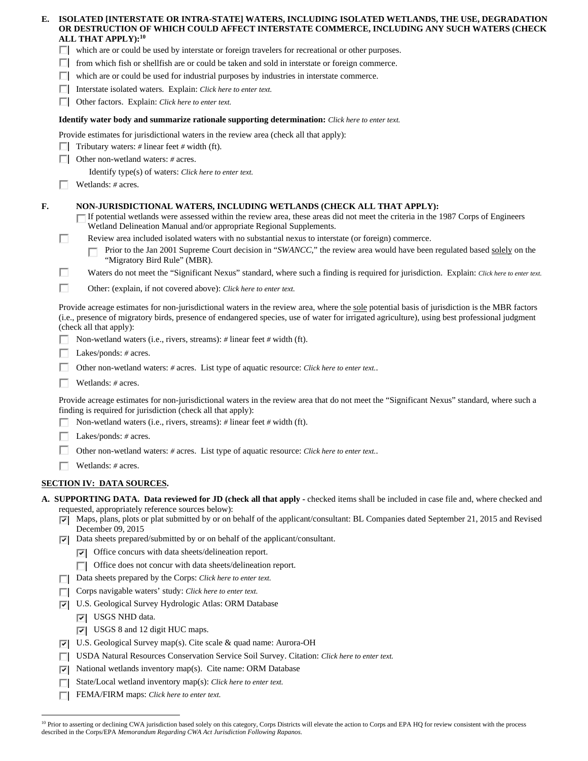**E. ISOLATED [INTERSTATE OR INTRA-STATE] WATERS, INCLUDING ISOLATED WETLANDS, THE USE, DEGRADATION OR DESTRUCTION OF WHICH COULD AFFECT INTERSTATE COMMERCE, INCLUDING ANY SUCH WATERS (CHECK ALL THAT APPLY):[10]**

- ☐ which are or could be used by interstate or foreign travelers for recreational or other purposes.
- ☐ from which fish or shellfish are or could be taken and sold in interstate or foreign commerce.
- ☐ which are or could be used for industrial purposes by industries in interstate commerce.
- ☐ Interstate isolated waters. Explain: *Click here to enter text.*
- ☐ Other factors. Explain: *Click here to enter text.*

**Identify water body and summarize rationale supporting determination:** *Click here to enter text.*

Provide estimates for jurisdictional waters in the review area (check all that apply):

- ☐ Tributary waters: # linear feet # width (ft).
- ☐ Other non-wetland waters: # acres.
  - Identify type(s) of waters: *Click here to enter text.*
- ☐ Wetlands: # acres.

**F. NON-JURISDICTIONAL WATERS, INCLUDING WETLANDS (CHECK ALL THAT APPLY):**

- ☐ If potential wetlands were assessed within the review area, these areas did not meet the criteria in the 1987 Corps of Engineers Wetland Delineation Manual and/or appropriate Regional Supplements.
- ☐ Review area included isolated waters with no substantial nexus to interstate (or foreign) commerce.
  - ☐ Prior to the Jan 2001 Supreme Court decision in "*SWANCC*," the review area would have been regulated based solely on the "Migratory Bird Rule" (MBR).
- ☐ Waters do not meet the "Significant Nexus" standard, where such a finding is required for jurisdiction. Explain: *Click here to enter text.*
- ☐ Other: (explain, if not covered above): *Click here to enter text.*

Provide acreage estimates for non-jurisdictional waters in the review area, where the sole potential basis of jurisdiction is the MBR factors (i.e., presence of migratory birds, presence of endangered species, use of water for irrigated agriculture), using best professional judgment (check all that apply):

- ☐ Non-wetland waters (i.e., rivers, streams): # linear feet # width (ft).
- ☐ Lakes/ponds: # acres.
- ☐ Other non-wetland waters: # acres. List type of aquatic resource: *Click here to enter text.*.
- ☐ Wetlands: # acres.

Provide acreage estimates for non-jurisdictional waters in the review area that do not meet the "Significant Nexus" standard, where such a finding is required for jurisdiction (check all that apply):

- ☐ Non-wetland waters (i.e., rivers, streams): # linear feet # width (ft).
- ☐ Lakes/ponds: # acres.
- ☐ Other non-wetland waters: # acres. List type of aquatic resource: *Click here to enter text.*.
- ☐ Wetlands: # acres.

## SECTION IV: DATA SOURCES.

**A. SUPPORTING DATA. Data reviewed for JD (check all that apply -** checked items shall be included in case file and, where checked and requested, appropriately reference sources below):

- ☑ Maps, plans, plots or plat submitted by or on behalf of the applicant/consultant: BL Companies dated September 21, 2015 and Revised December 09, 2015
- ☑ Data sheets prepared/submitted by or on behalf of the applicant/consultant.
  - ☑ Office concurs with data sheets/delineation report.
  - ☐ Office does not concur with data sheets/delineation report.
- ☐ Data sheets prepared by the Corps: *Click here to enter text.*
- ☐ Corps navigable waters' study: *Click here to enter text.*
- ☑ U.S. Geological Survey Hydrologic Atlas: ORM Database
  - ☑ USGS NHD data.
  - ☑ USGS 8 and 12 digit HUC maps.
- ☑ U.S. Geological Survey map(s). Cite scale & quad name: Aurora-OH
- ☐ USDA Natural Resources Conservation Service Soil Survey. Citation: *Click here to enter text.*
- ☑ National wetlands inventory map(s). Cite name: ORM Database
- ☐ State/Local wetland inventory map(s): *Click here to enter text.*
- ☐ FEMA/FIRM maps: *Click here to enter text.*

---

[10] Prior to asserting or declining CWA jurisdiction based solely on this category, Corps Districts will elevate the action to Corps and EPA HQ for review consistent with the process described in the Corps/EPA *Memorandum Regarding CWA Act Jurisdiction Following Rapanos.*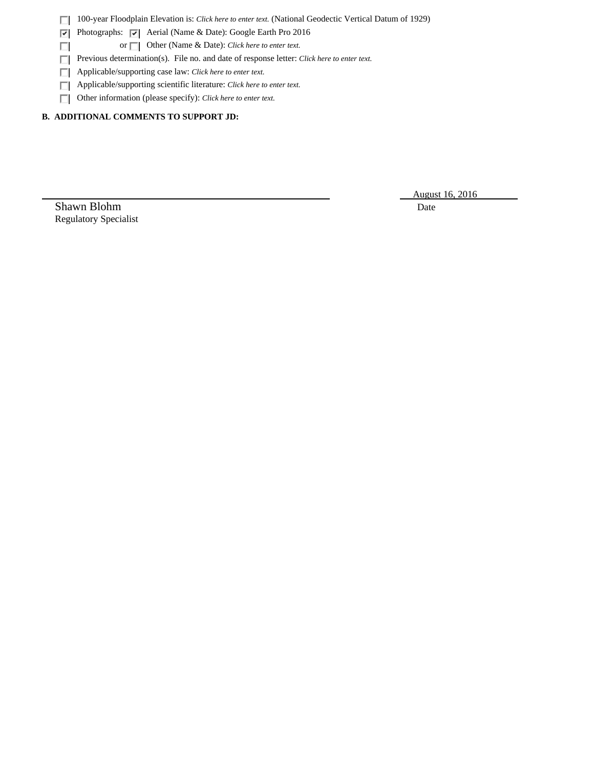- [ ] 100-year Floodplain Elevation is: *Click here to enter text.* (National Geodectic Vertical Datum of 1929)
- [x] Photographs: [x] Aerial (Name & Date): Google Earth Pro 2016
- [ ] or [ ] Other (Name & Date): *Click here to enter text.*
- [ ] Previous determination(s). File no. and date of response letter: *Click here to enter text.*
- [ ] Applicable/supporting case law: *Click here to enter text.*
- [ ] Applicable/supporting scientific literature: *Click here to enter text.*
- [ ] Other information (please specify): *Click here to enter text.*

**B. ADDITIONAL COMMENTS TO SUPPORT JD:**

Shawn Blohm
Regulatory Specialist

August 16, 2016
Date